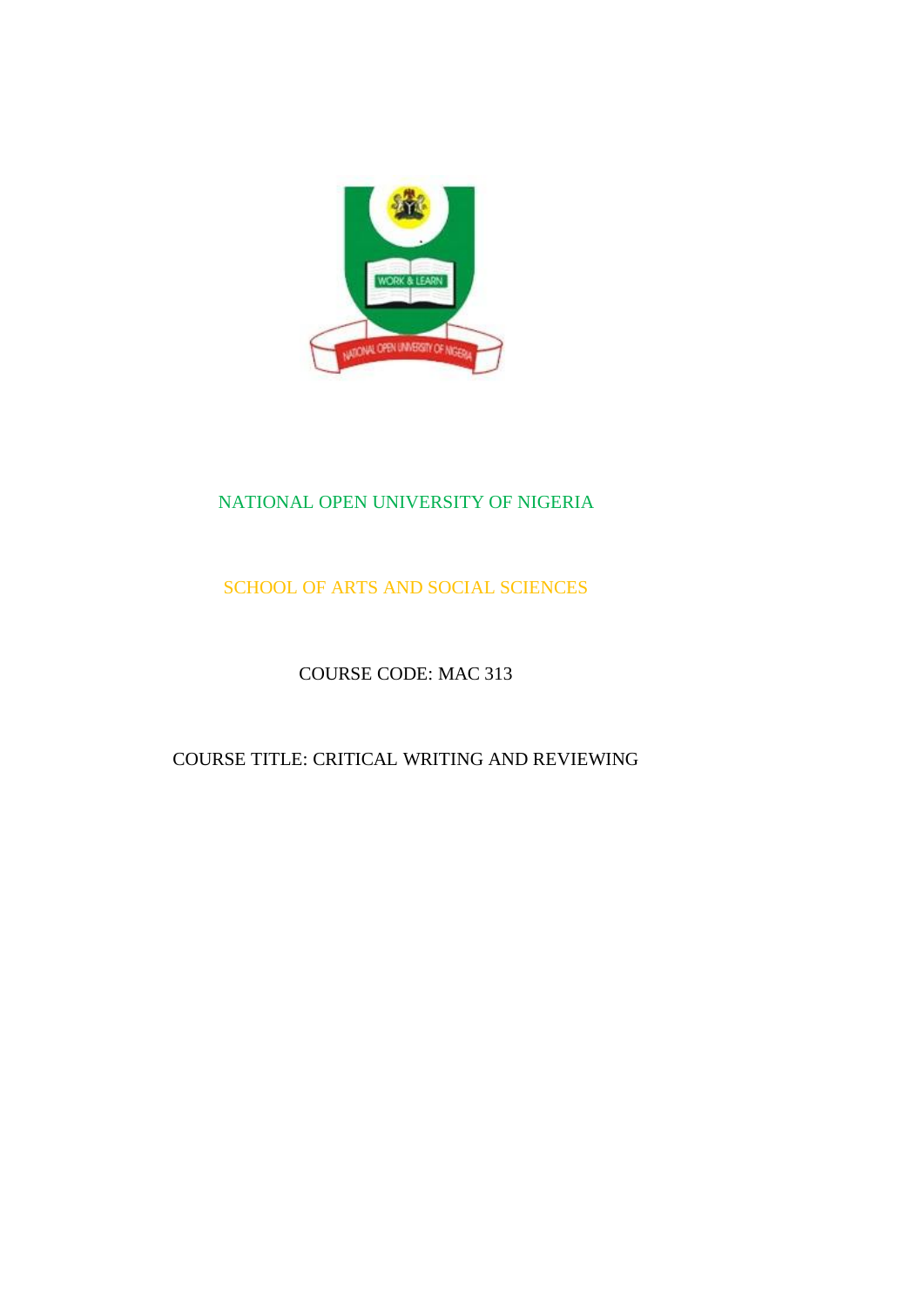NATIONAL OPEN UNIVERSITY OF NIGERIA

SCHOOL OF ARTS AND SOCIAL SCIENCES

COURSE CODE: MAC 313

COURSE TITLE: CRITICAL WRITING AND REVIEWING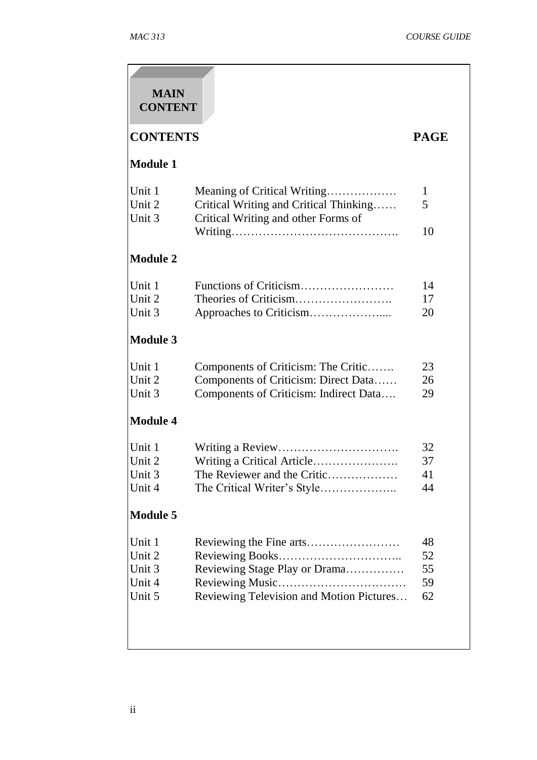## MAIN CONTENT

| CONTENTS | | PAGE |
| --- | --- | --- |
| **Module 1** | | |
| Unit 1 | Meaning of Critical Writing……………… | 1 |
| Unit 2 | Critical Writing and Critical Thinking…… | 5 |
| Unit 3 | Critical Writing and other Forms of Writing……………………………………. | 10 |
| **Module 2** | | |
| Unit 1 | Functions of Criticism…………………… | 14 |
| Unit 2 | Theories of Criticism……………………. | 17 |
| Unit 3 | Approaches to Criticism………………... | 20 |
| **Module 3** | | |
| Unit 1 | Components of Criticism: The Critic……. | 23 |
| Unit 2 | Components of Criticism: Direct Data…… | 26 |
| Unit 3 | Components of Criticism: Indirect Data…. | 29 |
| **Module 4** | | |
| Unit 1 | Writing a Review…………………………. | 32 |
| Unit 2 | Writing a Critical Article…………………. | 37 |
| Unit 3 | The Reviewer and the Critic……………… | 41 |
| Unit 4 | The Critical Writer's Style……………….. | 44 |
| **Module 5** | | |
| Unit 1 | Reviewing the Fine arts…………………… | 48 |
| Unit 2 | Reviewing Books………………………….. | 52 |
| Unit 3 | Reviewing Stage Play or Drama…………… | 55 |
| Unit 4 | Reviewing Music…………………………… | 59 |
| Unit 5 | Reviewing Television and Motion Pictures… | 62 |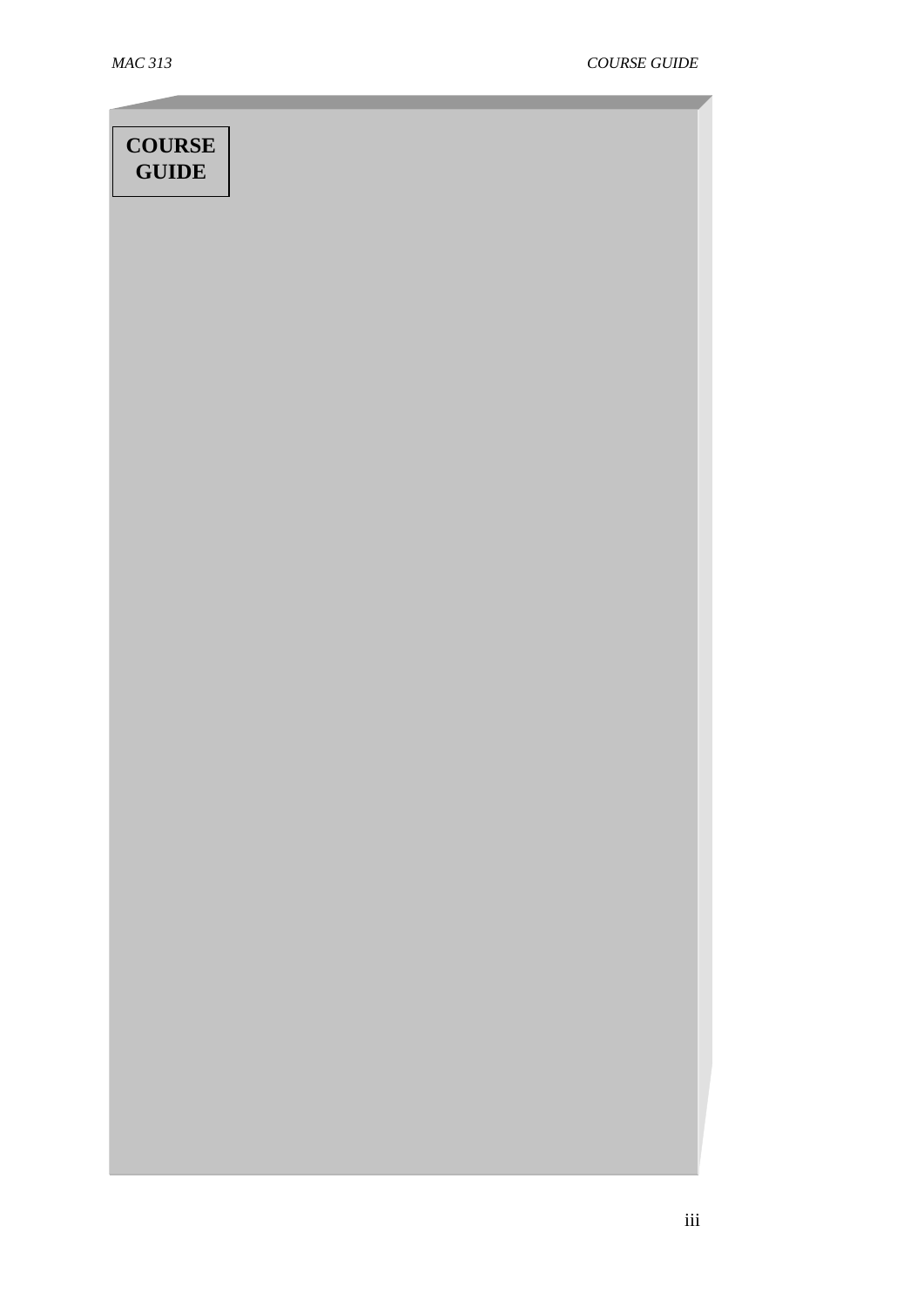# COURSE GUIDE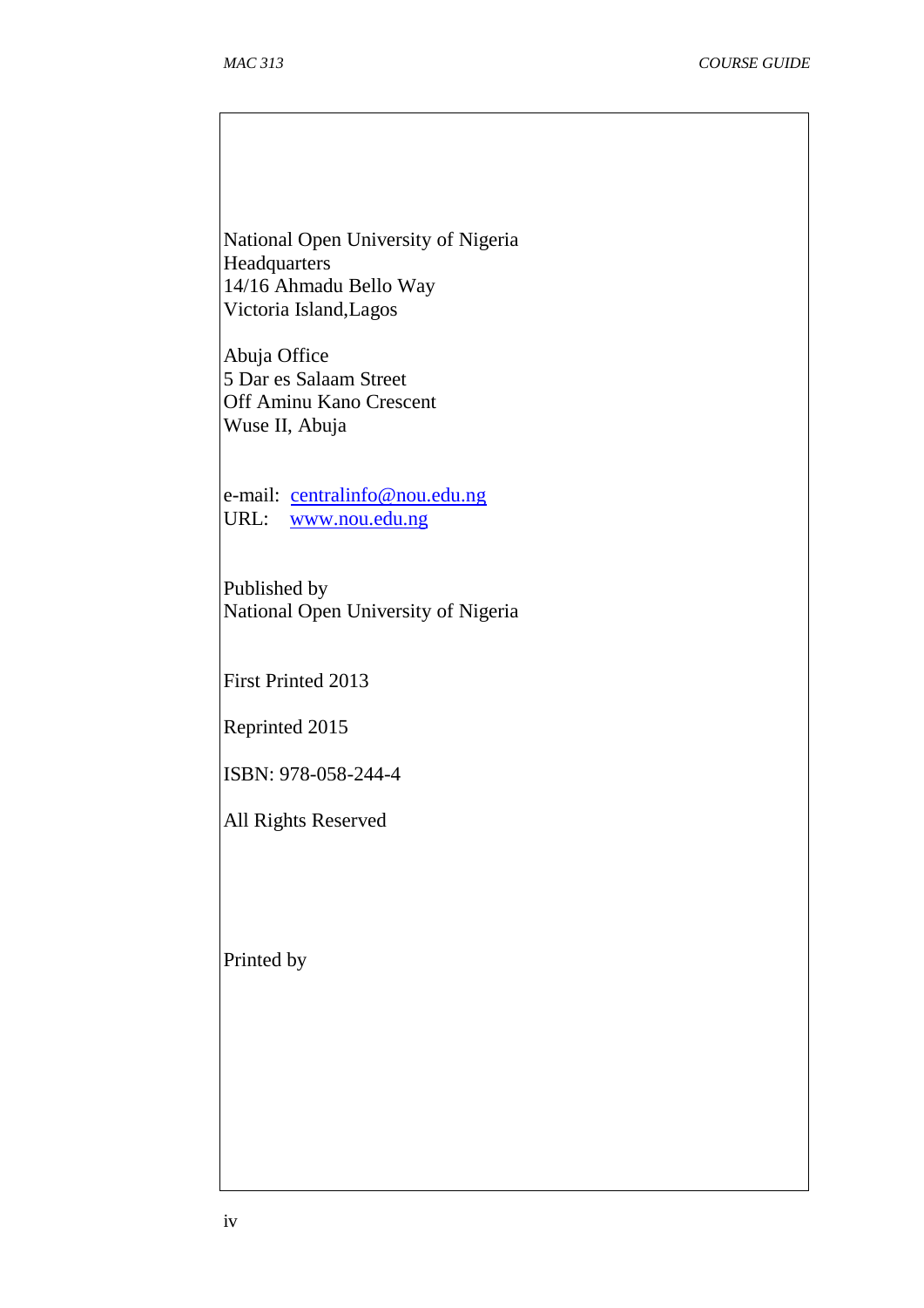National Open University of Nigeria
Headquarters
14/16 Ahmadu Bello Way
Victoria Island,Lagos

Abuja Office
5 Dar es Salaam Street
Off Aminu Kano Crescent
Wuse II, Abuja

e-mail: centralinfo@nou.edu.ng
URL: www.nou.edu.ng

Published by
National Open University of Nigeria

First Printed 2013

Reprinted 2015

ISBN: 978-058-244-4

All Rights Reserved

Printed by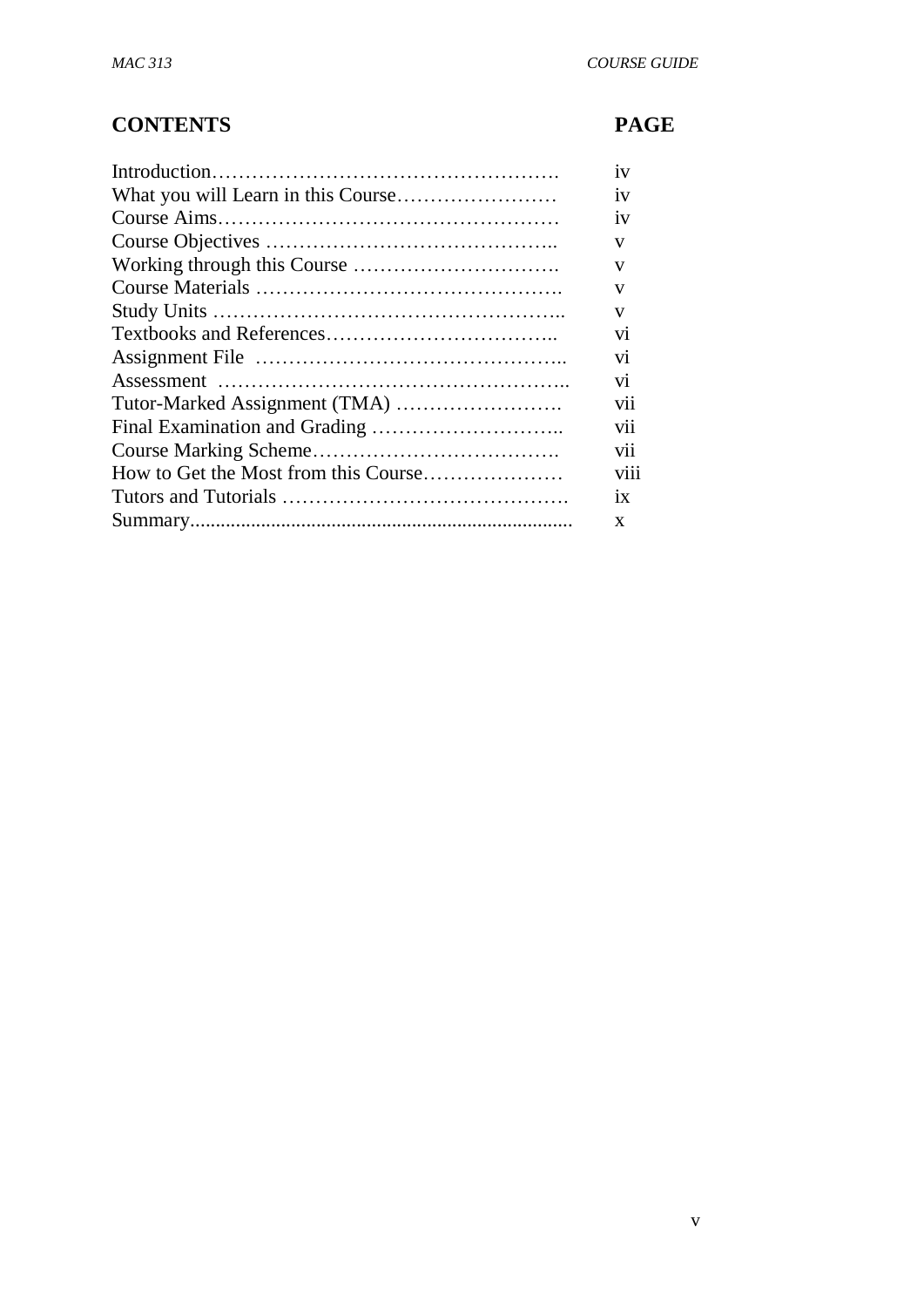| **CONTENTS** | **PAGE** |
| --- | --- |
| Introduction………………………………………………. | iv |
| What you will Learn in this Course…………………… | iv |
| Course Aims…………………………………………… | iv |
| Course Objectives …………………………………….. | v |
| Working through this Course …………………………. | v |
| Course Materials ………………………………………. | v |
| Study Units …………………………………………….. | v |
| Textbooks and References…………………………….. | vi |
| Assignment File ……………………………………….. | vi |
| Assessment …………………………………………….. | vi |
| Tutor-Marked Assignment (TMA) ……………………. | vii |
| Final Examination and Grading ……………………….. | vii |
| Course Marking Scheme………………………………. | vii |
| How to Get the Most from this Course………………… | viii |
| Tutors and Tutorials ……………………………………. | ix |
| Summary........................................................................... | x |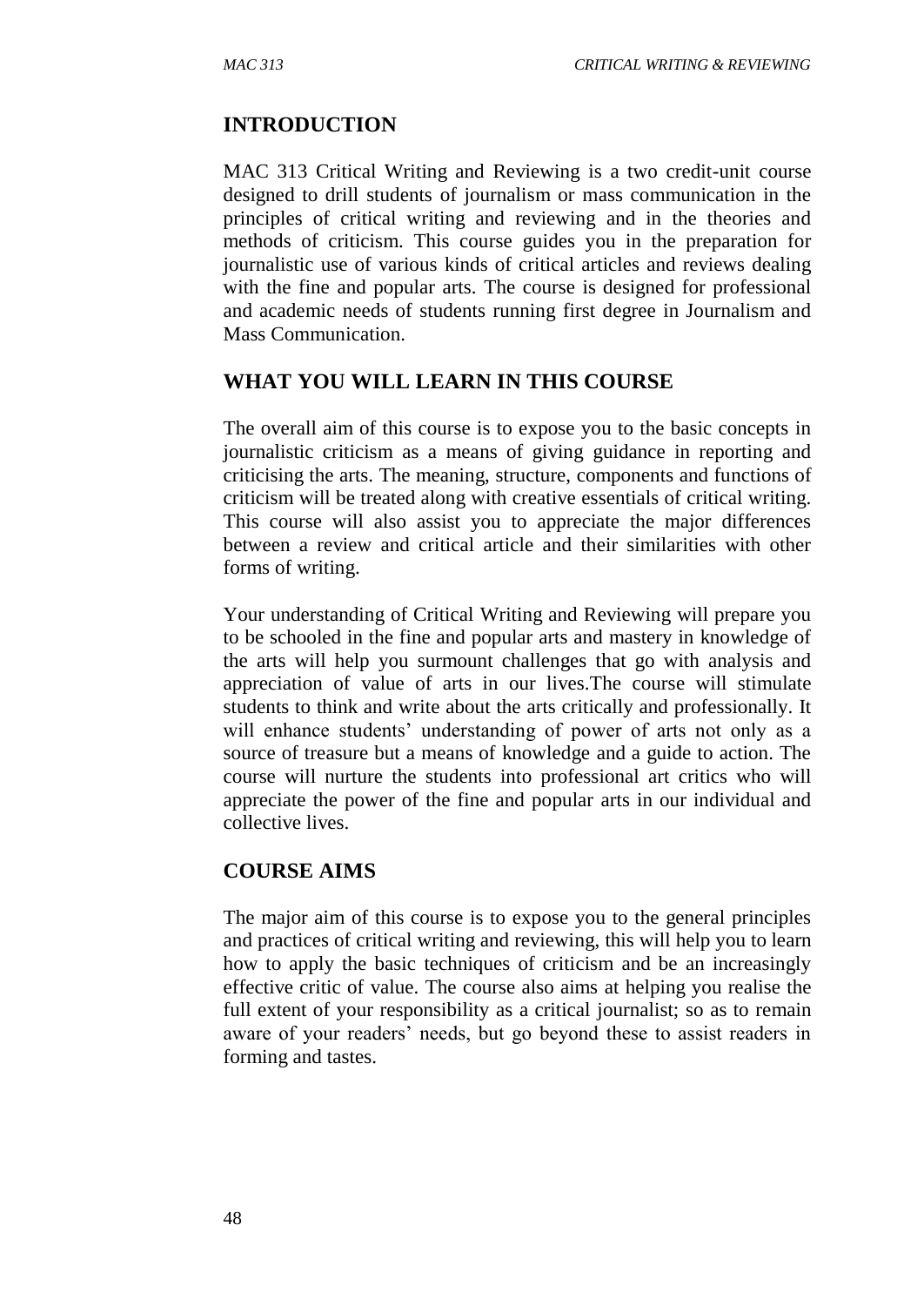## INTRODUCTION

MAC 313 Critical Writing and Reviewing is a two credit-unit course designed to drill students of journalism or mass communication in the principles of critical writing and reviewing and in the theories and methods of criticism. This course guides you in the preparation for journalistic use of various kinds of critical articles and reviews dealing with the fine and popular arts. The course is designed for professional and academic needs of students running first degree in Journalism and Mass Communication.

## WHAT YOU WILL LEARN IN THIS COURSE

The overall aim of this course is to expose you to the basic concepts in journalistic criticism as a means of giving guidance in reporting and criticising the arts. The meaning, structure, components and functions of criticism will be treated along with creative essentials of critical writing. This course will also assist you to appreciate the major differences between a review and critical article and their similarities with other forms of writing.

Your understanding of Critical Writing and Reviewing will prepare you to be schooled in the fine and popular arts and mastery in knowledge of the arts will help you surmount challenges that go with analysis and appreciation of value of arts in our lives.The course will stimulate students to think and write about the arts critically and professionally. It will enhance students' understanding of power of arts not only as a source of treasure but a means of knowledge and a guide to action. The course will nurture the students into professional art critics who will appreciate the power of the fine and popular arts in our individual and collective lives.

## COURSE AIMS

The major aim of this course is to expose you to the general principles and practices of critical writing and reviewing, this will help you to learn how to apply the basic techniques of criticism and be an increasingly effective critic of value. The course also aims at helping you realise the full extent of your responsibility as a critical journalist; so as to remain aware of your readers' needs, but go beyond these to assist readers in forming and tastes.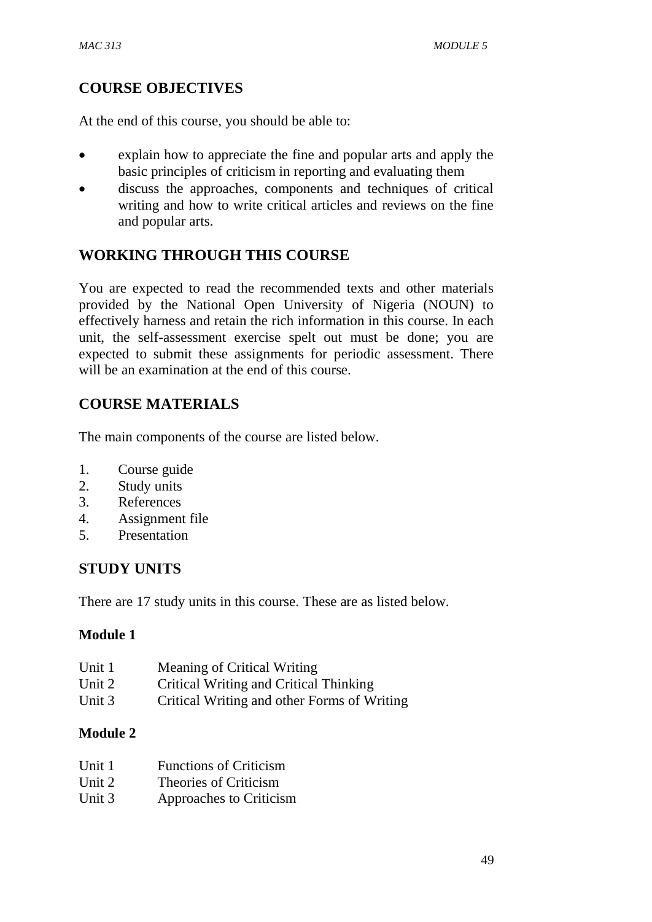## COURSE OBJECTIVES

At the end of this course, you should be able to:

- explain how to appreciate the fine and popular arts and apply the basic principles of criticism in reporting and evaluating them
- discuss the approaches, components and techniques of critical writing and how to write critical articles and reviews on the fine and popular arts.

## WORKING THROUGH THIS COURSE

You are expected to read the recommended texts and other materials provided by the National Open University of Nigeria (NOUN) to effectively harness and retain the rich information in this course. In each unit, the self-assessment exercise spelt out must be done; you are expected to submit these assignments for periodic assessment. There will be an examination at the end of this course.

## COURSE MATERIALS

The main components of the course are listed below.

1. Course guide
2. Study units
3. References
4. Assignment file
5. Presentation

## STUDY UNITS

There are 17 study units in this course. These are as listed below.

**Module 1**

| | |
|---|---|
| Unit 1 | Meaning of Critical Writing |
| Unit 2 | Critical Writing and Critical Thinking |
| Unit 3 | Critical Writing and other Forms of Writing |

**Module 2**

| | |
|---|---|
| Unit 1 | Functions of Criticism |
| Unit 2 | Theories of Criticism |
| Unit 3 | Approaches to Criticism |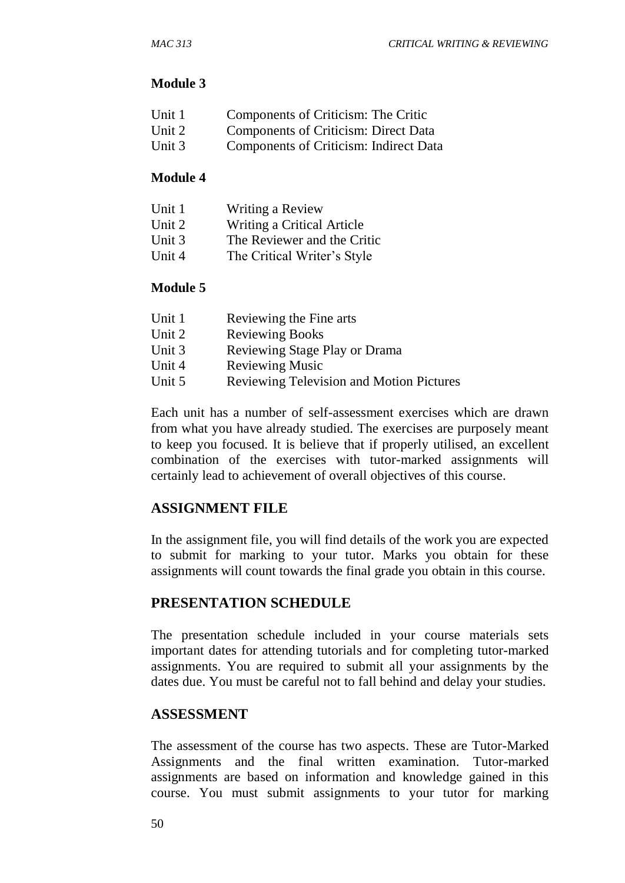**Module 3**

Unit 1 Components of Criticism: The Critic
Unit 2 Components of Criticism: Direct Data
Unit 3 Components of Criticism: Indirect Data

**Module 4**

Unit 1 Writing a Review
Unit 2 Writing a Critical Article
Unit 3 The Reviewer and the Critic
Unit 4 The Critical Writer's Style

**Module 5**

Unit 1 Reviewing the Fine arts
Unit 2 Reviewing Books
Unit 3 Reviewing Stage Play or Drama
Unit 4 Reviewing Music
Unit 5 Reviewing Television and Motion Pictures

Each unit has a number of self-assessment exercises which are drawn from what you have already studied. The exercises are purposely meant to keep you focused. It is believe that if properly utilised, an excellent combination of the exercises with tutor-marked assignments will certainly lead to achievement of overall objectives of this course.

## ASSIGNMENT FILE

In the assignment file, you will find details of the work you are expected to submit for marking to your tutor. Marks you obtain for these assignments will count towards the final grade you obtain in this course.

## PRESENTATION SCHEDULE

The presentation schedule included in your course materials sets important dates for attending tutorials and for completing tutor-marked assignments. You are required to submit all your assignments by the dates due. You must be careful not to fall behind and delay your studies.

## ASSESSMENT

The assessment of the course has two aspects. These are Tutor-Marked Assignments and the final written examination. Tutor-marked assignments are based on information and knowledge gained in this course. You must submit assignments to your tutor for marking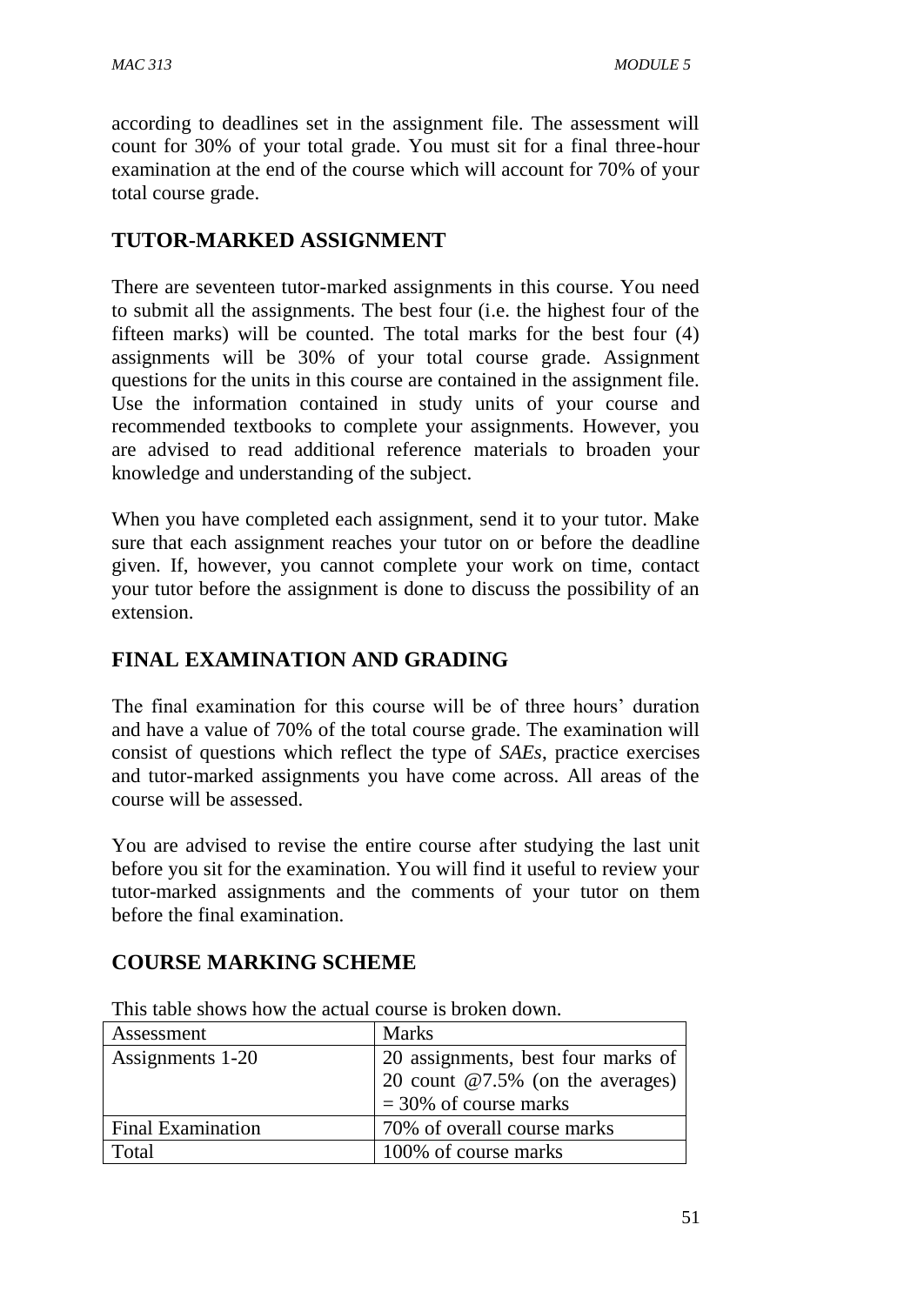according to deadlines set in the assignment file. The assessment will count for 30% of your total grade. You must sit for a final three-hour examination at the end of the course which will account for 70% of your total course grade.

## TUTOR-MARKED ASSIGNMENT

There are seventeen tutor-marked assignments in this course. You need to submit all the assignments. The best four (i.e. the highest four of the fifteen marks) will be counted. The total marks for the best four (4) assignments will be 30% of your total course grade. Assignment questions for the units in this course are contained in the assignment file. Use the information contained in study units of your course and recommended textbooks to complete your assignments. However, you are advised to read additional reference materials to broaden your knowledge and understanding of the subject.

When you have completed each assignment, send it to your tutor. Make sure that each assignment reaches your tutor on or before the deadline given. If, however, you cannot complete your work on time, contact your tutor before the assignment is done to discuss the possibility of an extension.

## FINAL EXAMINATION AND GRADING

The final examination for this course will be of three hours' duration and have a value of 70% of the total course grade. The examination will consist of questions which reflect the type of *SAEs*, practice exercises and tutor-marked assignments you have come across. All areas of the course will be assessed.

You are advised to revise the entire course after studying the last unit before you sit for the examination. You will find it useful to review your tutor-marked assignments and the comments of your tutor on them before the final examination.

## COURSE MARKING SCHEME

This table shows how the actual course is broken down.

| Assessment | Marks |
|---|---|
| Assignments 1-20 | 20 assignments, best four marks of 20 count @7.5% (on the averages) = 30% of course marks |
| Final Examination | 70% of overall course marks |
| Total | 100% of course marks |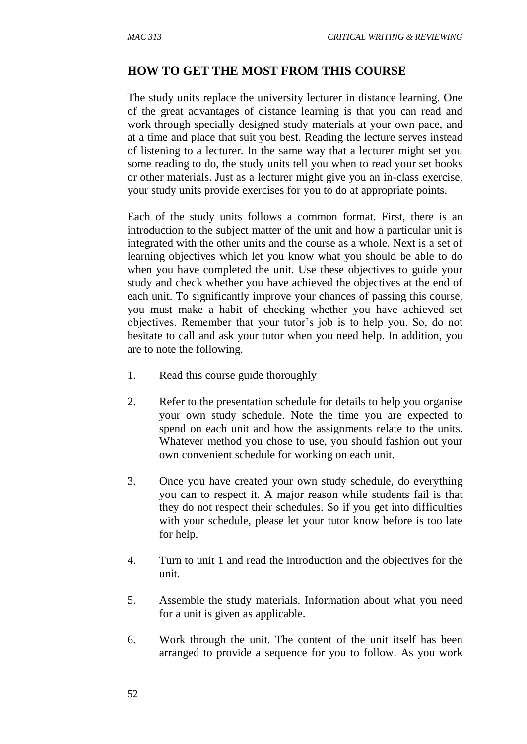## HOW TO GET THE MOST FROM THIS COURSE

The study units replace the university lecturer in distance learning. One of the great advantages of distance learning is that you can read and work through specially designed study materials at your own pace, and at a time and place that suit you best. Reading the lecture serves instead of listening to a lecturer. In the same way that a lecturer might set you some reading to do, the study units tell you when to read your set books or other materials. Just as a lecturer might give you an in-class exercise, your study units provide exercises for you to do at appropriate points.

Each of the study units follows a common format. First, there is an introduction to the subject matter of the unit and how a particular unit is integrated with the other units and the course as a whole. Next is a set of learning objectives which let you know what you should be able to do when you have completed the unit. Use these objectives to guide your study and check whether you have achieved the objectives at the end of each unit. To significantly improve your chances of passing this course, you must make a habit of checking whether you have achieved set objectives. Remember that your tutor's job is to help you. So, do not hesitate to call and ask your tutor when you need help. In addition, you are to note the following.

1. Read this course guide thoroughly

2. Refer to the presentation schedule for details to help you organise your own study schedule. Note the time you are expected to spend on each unit and how the assignments relate to the units. Whatever method you chose to use, you should fashion out your own convenient schedule for working on each unit.

3. Once you have created your own study schedule, do everything you can to respect it. A major reason while students fail is that they do not respect their schedules. So if you get into difficulties with your schedule, please let your tutor know before is too late for help.

4. Turn to unit 1 and read the introduction and the objectives for the unit.

5. Assemble the study materials. Information about what you need for a unit is given as applicable.

6. Work through the unit. The content of the unit itself has been arranged to provide a sequence for you to follow. As you work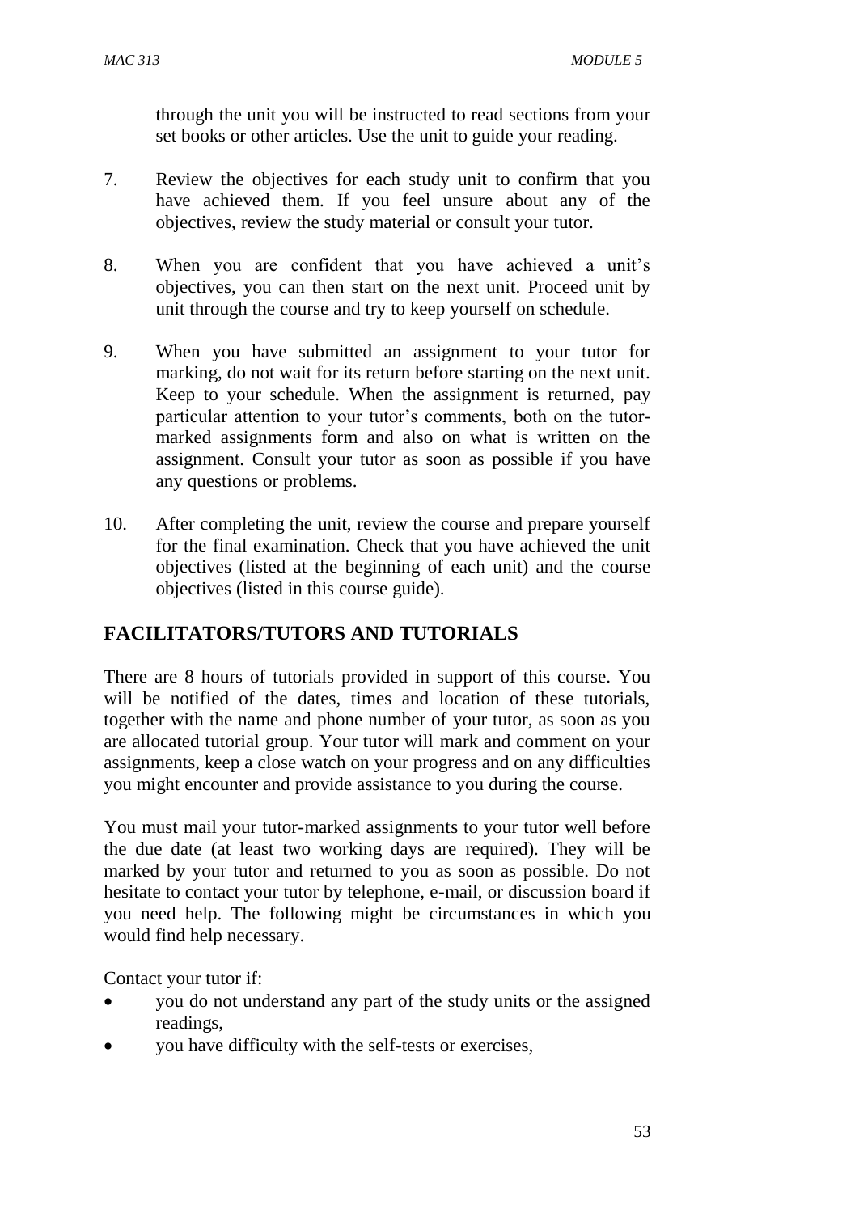through the unit you will be instructed to read sections from your set books or other articles. Use the unit to guide your reading.

7. Review the objectives for each study unit to confirm that you have achieved them. If you feel unsure about any of the objectives, review the study material or consult your tutor.

8. When you are confident that you have achieved a unit's objectives, you can then start on the next unit. Proceed unit by unit through the course and try to keep yourself on schedule.

9. When you have submitted an assignment to your tutor for marking, do not wait for its return before starting on the next unit. Keep to your schedule. When the assignment is returned, pay particular attention to your tutor's comments, both on the tutor-marked assignments form and also on what is written on the assignment. Consult your tutor as soon as possible if you have any questions or problems.

10. After completing the unit, review the course and prepare yourself for the final examination. Check that you have achieved the unit objectives (listed at the beginning of each unit) and the course objectives (listed in this course guide).

## FACILITATORS/TUTORS AND TUTORIALS

There are 8 hours of tutorials provided in support of this course. You will be notified of the dates, times and location of these tutorials, together with the name and phone number of your tutor, as soon as you are allocated tutorial group. Your tutor will mark and comment on your assignments, keep a close watch on your progress and on any difficulties you might encounter and provide assistance to you during the course.

You must mail your tutor-marked assignments to your tutor well before the due date (at least two working days are required). They will be marked by your tutor and returned to you as soon as possible. Do not hesitate to contact your tutor by telephone, e-mail, or discussion board if you need help. The following might be circumstances in which you would find help necessary.

Contact your tutor if:

- you do not understand any part of the study units or the assigned readings,
- you have difficulty with the self-tests or exercises,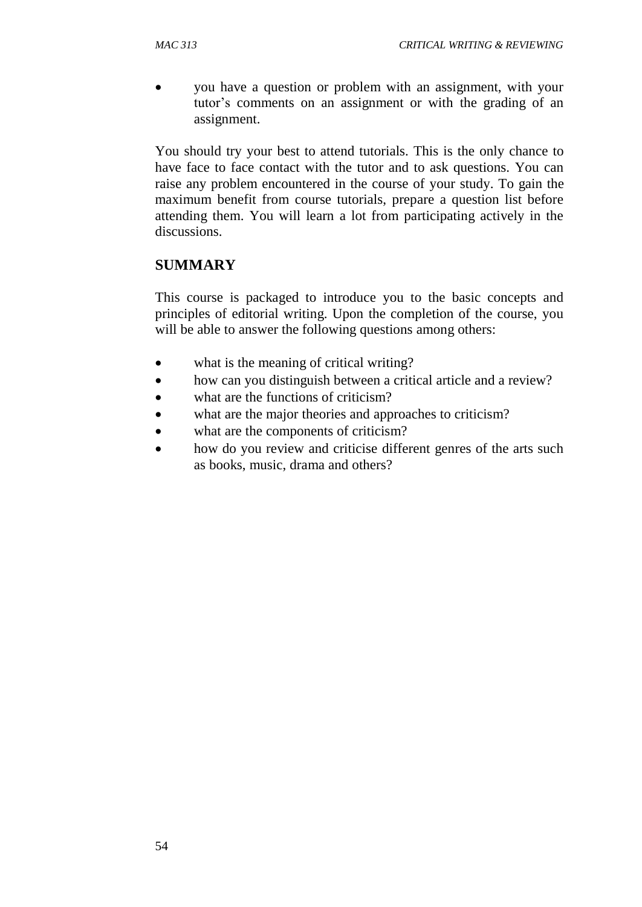- you have a question or problem with an assignment, with your tutor's comments on an assignment or with the grading of an assignment.

You should try your best to attend tutorials. This is the only chance to have face to face contact with the tutor and to ask questions. You can raise any problem encountered in the course of your study. To gain the maximum benefit from course tutorials, prepare a question list before attending them. You will learn a lot from participating actively in the discussions.

## SUMMARY

This course is packaged to introduce you to the basic concepts and principles of editorial writing. Upon the completion of the course, you will be able to answer the following questions among others:

- what is the meaning of critical writing?
- how can you distinguish between a critical article and a review?
- what are the functions of criticism?
- what are the major theories and approaches to criticism?
- what are the components of criticism?
- how do you review and criticise different genres of the arts such as books, music, drama and others?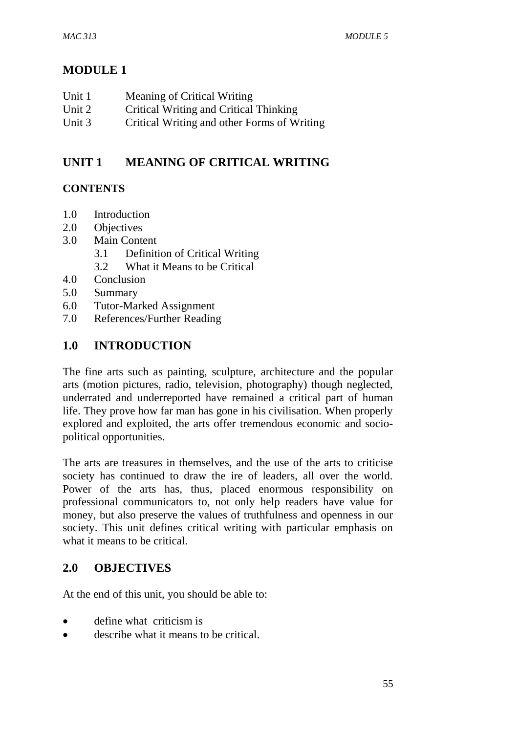# MODULE 1

Unit 1 Meaning of Critical Writing
Unit 2 Critical Writing and Critical Thinking
Unit 3 Critical Writing and other Forms of Writing

## UNIT 1 MEANING OF CRITICAL WRITING

### CONTENTS

- 1.0 Introduction
- 2.0 Objectives
- 3.0 Main Content
  - 3.1 Definition of Critical Writing
  - 3.2 What it Means to be Critical
- 4.0 Conclusion
- 5.0 Summary
- 6.0 Tutor-Marked Assignment
- 7.0 References/Further Reading

## 1.0 INTRODUCTION

The fine arts such as painting, sculpture, architecture and the popular arts (motion pictures, radio, television, photography) though neglected, underrated and underreported have remained a critical part of human life. They prove how far man has gone in his civilisation. When properly explored and exploited, the arts offer tremendous economic and socio-political opportunities.

The arts are treasures in themselves, and the use of the arts to criticise society has continued to draw the ire of leaders, all over the world. Power of the arts has, thus, placed enormous responsibility on professional communicators to, not only help readers have value for money, but also preserve the values of truthfulness and openness in our society. This unit defines critical writing with particular emphasis on what it means to be critical.

## 2.0 OBJECTIVES

At the end of this unit, you should be able to:

- define what criticism is
- describe what it means to be critical.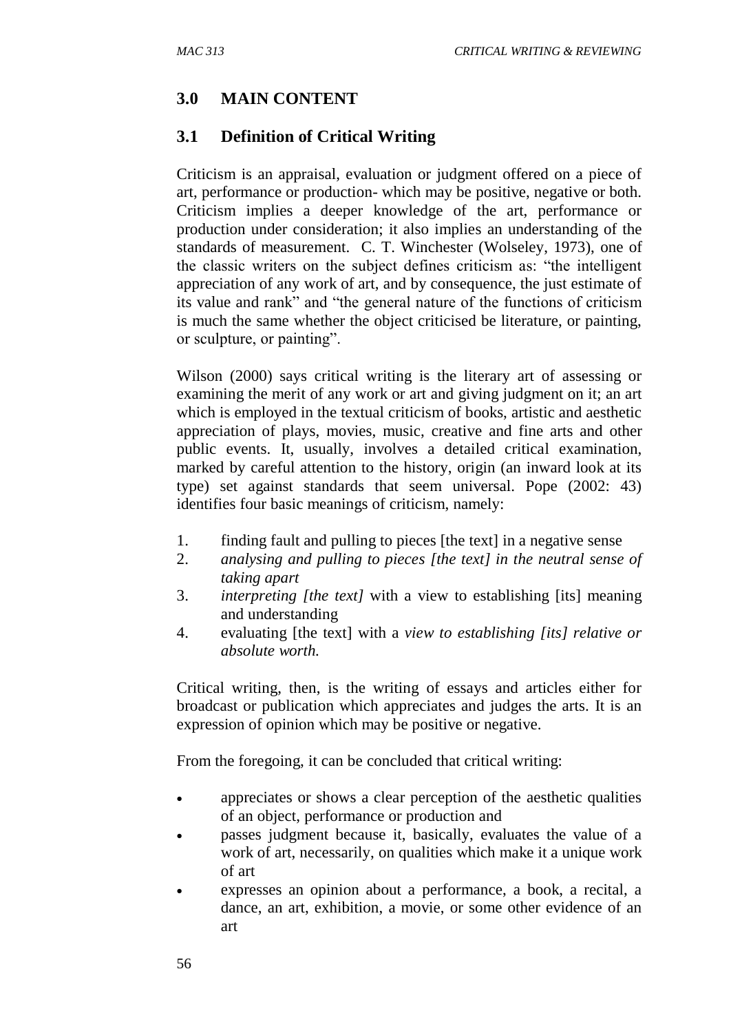## 3.0 MAIN CONTENT

### 3.1 Definition of Critical Writing

Criticism is an appraisal, evaluation or judgment offered on a piece of art, performance or production- which may be positive, negative or both. Criticism implies a deeper knowledge of the art, performance or production under consideration; it also implies an understanding of the standards of measurement. C. T. Winchester (Wolseley, 1973), one of the classic writers on the subject defines criticism as: "the intelligent appreciation of any work of art, and by consequence, the just estimate of its value and rank" and "the general nature of the functions of criticism is much the same whether the object criticised be literature, or painting, or sculpture, or painting".

Wilson (2000) says critical writing is the literary art of assessing or examining the merit of any work or art and giving judgment on it; an art which is employed in the textual criticism of books, artistic and aesthetic appreciation of plays, movies, music, creative and fine arts and other public events. It, usually, involves a detailed critical examination, marked by careful attention to the history, origin (an inward look at its type) set against standards that seem universal. Pope (2002: 43) identifies four basic meanings of criticism, namely:

1. finding fault and pulling to pieces [the text] in a negative sense
2. *analysing and pulling to pieces [the text] in the neutral sense of taking apart*
3. *interpreting [the text]* with a view to establishing [its] meaning and understanding
4. evaluating [the text] with a *view to establishing [its] relative or absolute worth.*

Critical writing, then, is the writing of essays and articles either for broadcast or publication which appreciates and judges the arts. It is an expression of opinion which may be positive or negative.

From the foregoing, it can be concluded that critical writing:

- appreciates or shows a clear perception of the aesthetic qualities of an object, performance or production and
- passes judgment because it, basically, evaluates the value of a work of art, necessarily, on qualities which make it a unique work of art
- expresses an opinion about a performance, a book, a recital, a dance, an art, exhibition, a movie, or some other evidence of an art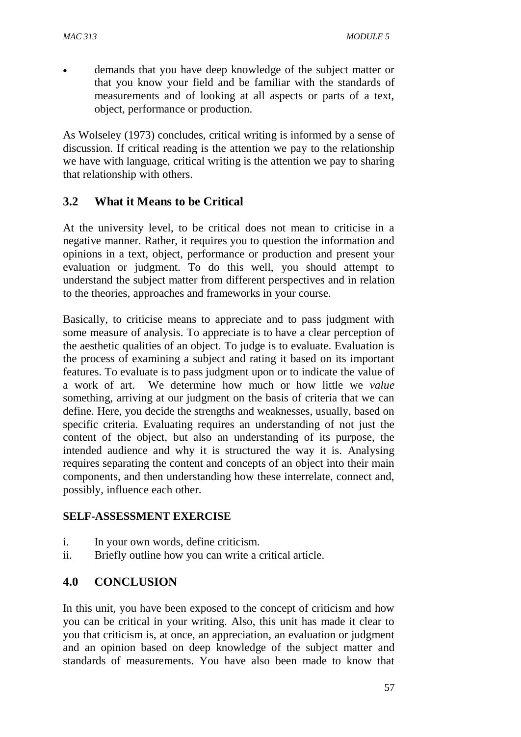- demands that you have deep knowledge of the subject matter or that you know your field and be familiar with the standards of measurements and of looking at all aspects or parts of a text, object, performance or production.

As Wolseley (1973) concludes, critical writing is informed by a sense of discussion. If critical reading is the attention we pay to the relationship we have with language, critical writing is the attention we pay to sharing that relationship with others.

## 3.2 What it Means to be Critical

At the university level, to be critical does not mean to criticise in a negative manner. Rather, it requires you to question the information and opinions in a text, object, performance or production and present your evaluation or judgment. To do this well, you should attempt to understand the subject matter from different perspectives and in relation to the theories, approaches and frameworks in your course.

Basically, to criticise means to appreciate and to pass judgment with some measure of analysis. To appreciate is to have a clear perception of the aesthetic qualities of an object. To judge is to evaluate. Evaluation is the process of examining a subject and rating it based on its important features. To evaluate is to pass judgment upon or to indicate the value of a work of art. We determine how much or how little we *value* something, arriving at our judgment on the basis of criteria that we can define. Here, you decide the strengths and weaknesses, usually, based on specific criteria. Evaluating requires an understanding of not just the content of the object, but also an understanding of its purpose, the intended audience and why it is structured the way it is. Analysing requires separating the content and concepts of an object into their main components, and then understanding how these interrelate, connect and, possibly, influence each other.

**SELF-ASSESSMENT EXERCISE**

i. In your own words, define criticism.
ii. Briefly outline how you can write a critical article.

## 4.0 CONCLUSION

In this unit, you have been exposed to the concept of criticism and how you can be critical in your writing. Also, this unit has made it clear to you that criticism is, at once, an appreciation, an evaluation or judgment and an opinion based on deep knowledge of the subject matter and standards of measurements. You have also been made to know that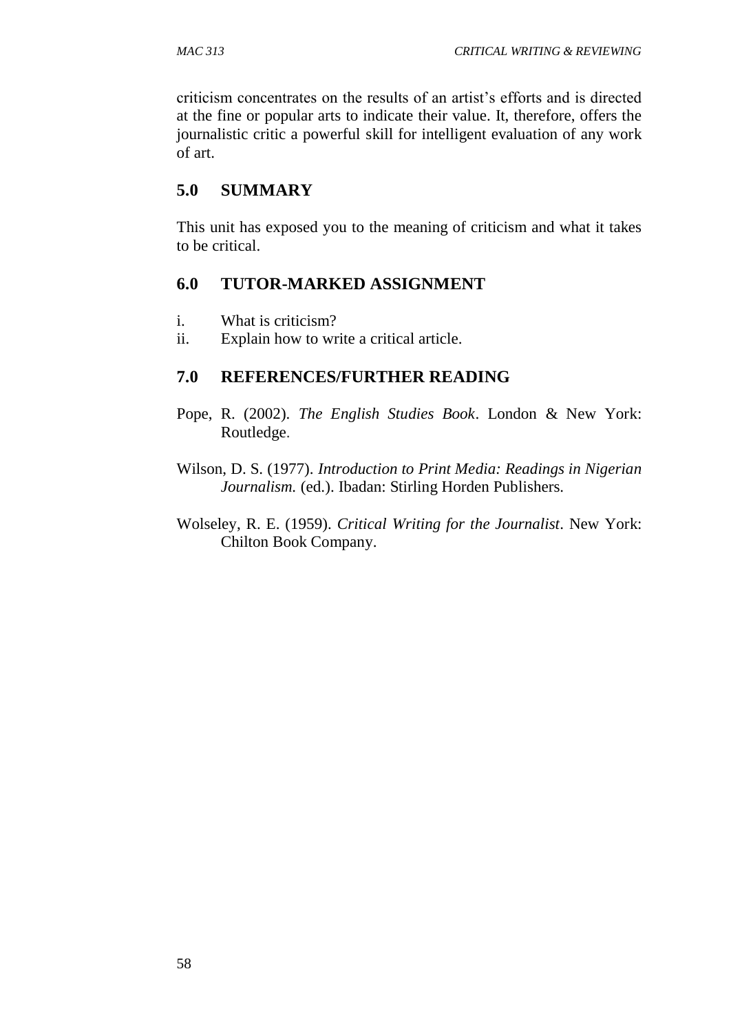criticism concentrates on the results of an artist's efforts and is directed at the fine or popular arts to indicate their value. It, therefore, offers the journalistic critic a powerful skill for intelligent evaluation of any work of art.

## 5.0 SUMMARY

This unit has exposed you to the meaning of criticism and what it takes to be critical.

## 6.0 TUTOR-MARKED ASSIGNMENT

i. What is criticism?
ii. Explain how to write a critical article.

## 7.0 REFERENCES/FURTHER READING

Pope, R. (2002). *The English Studies Book*. London & New York: Routledge.

Wilson, D. S. (1977). *Introduction to Print Media: Readings in Nigerian Journalism.* (ed.). Ibadan: Stirling Horden Publishers.

Wolseley, R. E. (1959). *Critical Writing for the Journalist*. New York: Chilton Book Company.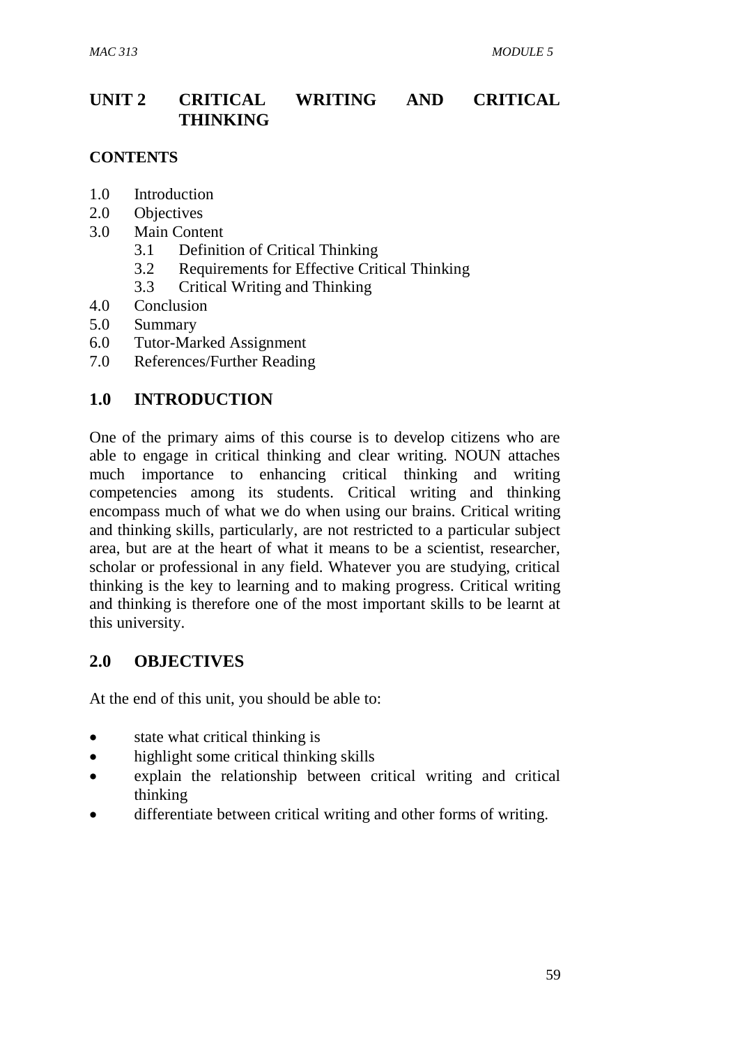# UNIT 2 CRITICAL WRITING AND CRITICAL THINKING

**CONTENTS**

- 1.0 Introduction
- 2.0 Objectives
- 3.0 Main Content
  - 3.1 Definition of Critical Thinking
  - 3.2 Requirements for Effective Critical Thinking
  - 3.3 Critical Writing and Thinking
- 4.0 Conclusion
- 5.0 Summary
- 6.0 Tutor-Marked Assignment
- 7.0 References/Further Reading

## 1.0 INTRODUCTION

One of the primary aims of this course is to develop citizens who are able to engage in critical thinking and clear writing. NOUN attaches much importance to enhancing critical thinking and writing competencies among its students. Critical writing and thinking encompass much of what we do when using our brains. Critical writing and thinking skills, particularly, are not restricted to a particular subject area, but are at the heart of what it means to be a scientist, researcher, scholar or professional in any field. Whatever you are studying, critical thinking is the key to learning and to making progress. Critical writing and thinking is therefore one of the most important skills to be learnt at this university.

## 2.0 OBJECTIVES

At the end of this unit, you should be able to:

- state what critical thinking is
- highlight some critical thinking skills
- explain the relationship between critical writing and critical thinking
- differentiate between critical writing and other forms of writing.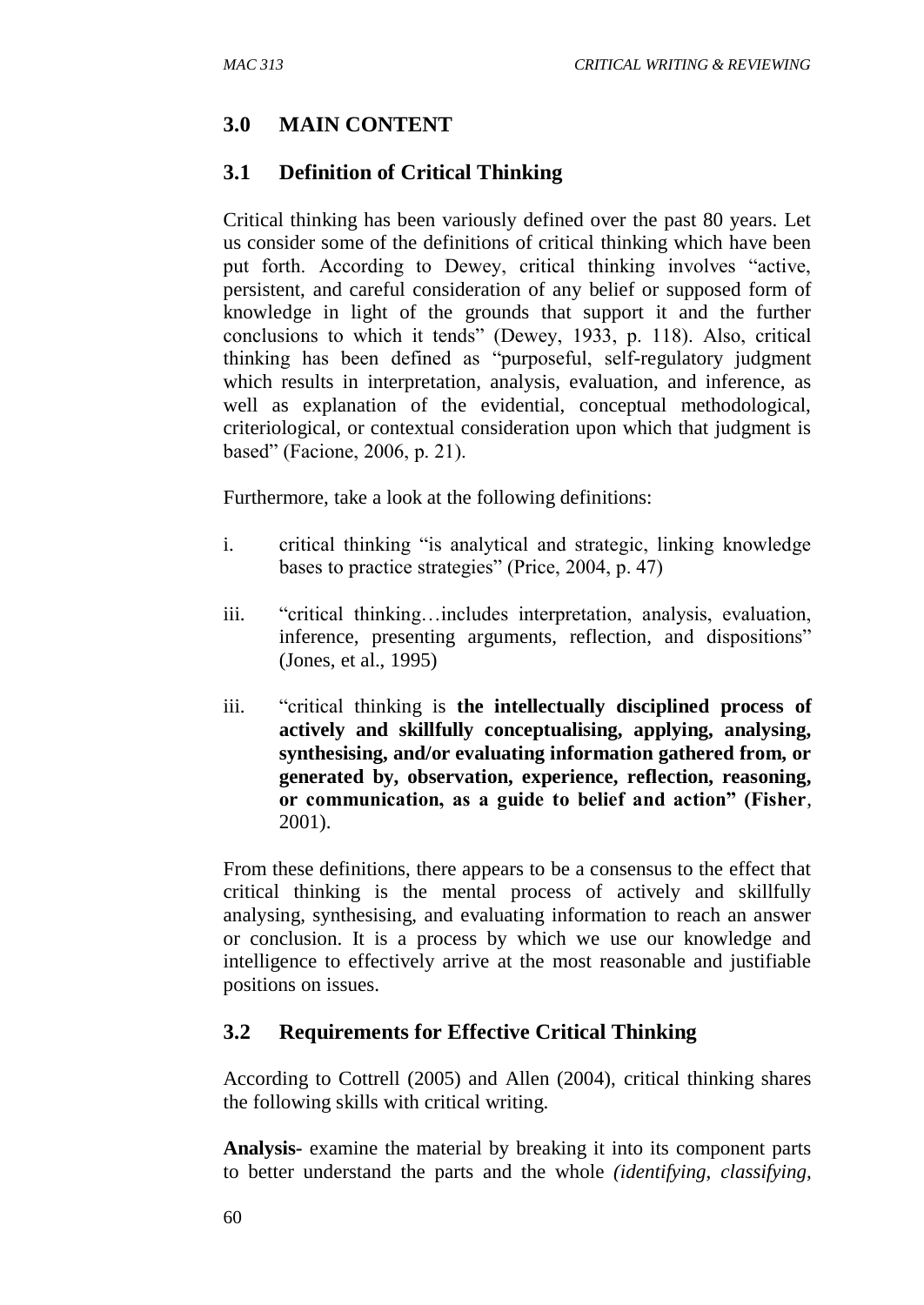## 3.0 MAIN CONTENT

### 3.1 Definition of Critical Thinking

Critical thinking has been variously defined over the past 80 years. Let us consider some of the definitions of critical thinking which have been put forth. According to Dewey, critical thinking involves "active, persistent, and careful consideration of any belief or supposed form of knowledge in light of the grounds that support it and the further conclusions to which it tends" (Dewey, 1933, p. 118). Also, critical thinking has been defined as "purposeful, self-regulatory judgment which results in interpretation, analysis, evaluation, and inference, as well as explanation of the evidential, conceptual methodological, criteriological, or contextual consideration upon which that judgment is based" (Facione, 2006, p. 21).

Furthermore, take a look at the following definitions:

i. critical thinking "is analytical and strategic, linking knowledge bases to practice strategies" (Price, 2004, p. 47)

iii. "critical thinking…includes interpretation, analysis, evaluation, inference, presenting arguments, reflection, and dispositions" (Jones, et al., 1995)

iii. "critical thinking is **the intellectually disciplined process of actively and skillfully conceptualising, applying, analysing, synthesising, and/or evaluating information gathered from, or generated by, observation, experience, reflection, reasoning, or communication, as a guide to belief and action" (Fisher**, 2001).

From these definitions, there appears to be a consensus to the effect that critical thinking is the mental process of actively and skillfully analysing, synthesising, and evaluating information to reach an answer or conclusion. It is a process by which we use our knowledge and intelligence to effectively arrive at the most reasonable and justifiable positions on issues.

### 3.2 Requirements for Effective Critical Thinking

According to Cottrell (2005) and Allen (2004), critical thinking shares the following skills with critical writing.

**Analysis-** examine the material by breaking it into its component parts to better understand the parts and the whole *(identifying, classifying,*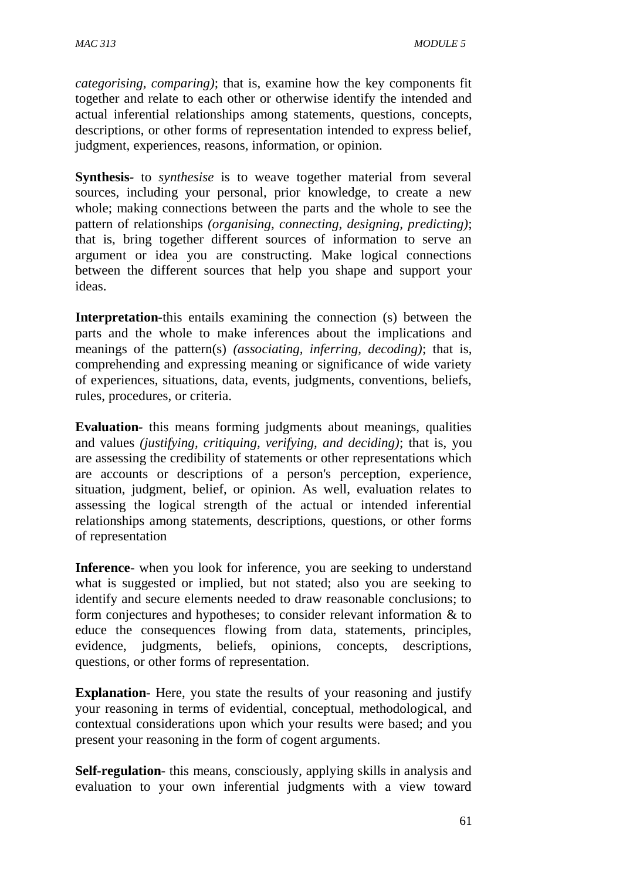*categorising, comparing)*; that is, examine how the key components fit together and relate to each other or otherwise identify the intended and actual inferential relationships among statements, questions, concepts, descriptions, or other forms of representation intended to express belief, judgment, experiences, reasons, information, or opinion.

**Synthesis-** to *synthesise* is to weave together material from several sources, including your personal, prior knowledge, to create a new whole; making connections between the parts and the whole to see the pattern of relationships *(organising, connecting, designing, predicting)*; that is, bring together different sources of information to serve an argument or idea you are constructing. Make logical connections between the different sources that help you shape and support your ideas.

**Interpretation-**this entails examining the connection (s) between the parts and the whole to make inferences about the implications and meanings of the pattern(s) *(associating, inferring, decoding)*; that is, comprehending and expressing meaning or significance of wide variety of experiences, situations, data, events, judgments, conventions, beliefs, rules, procedures, or criteria.

**Evaluation-** this means forming judgments about meanings, qualities and values *(justifying, critiquing, verifying, and deciding)*; that is, you are assessing the credibility of statements or other representations which are accounts or descriptions of a person's perception, experience, situation, judgment, belief, or opinion. As well, evaluation relates to assessing the logical strength of the actual or intended inferential relationships among statements, descriptions, questions, or other forms of representation

**Inference**- when you look for inference, you are seeking to understand what is suggested or implied, but not stated; also you are seeking to identify and secure elements needed to draw reasonable conclusions; to form conjectures and hypotheses; to consider relevant information & to educe the consequences flowing from data, statements, principles, evidence, judgments, beliefs, opinions, concepts, descriptions, questions, or other forms of representation.

**Explanation**- Here, you state the results of your reasoning and justify your reasoning in terms of evidential, conceptual, methodological, and contextual considerations upon which your results were based; and you present your reasoning in the form of cogent arguments.

**Self-regulation**- this means, consciously, applying skills in analysis and evaluation to your own inferential judgments with a view toward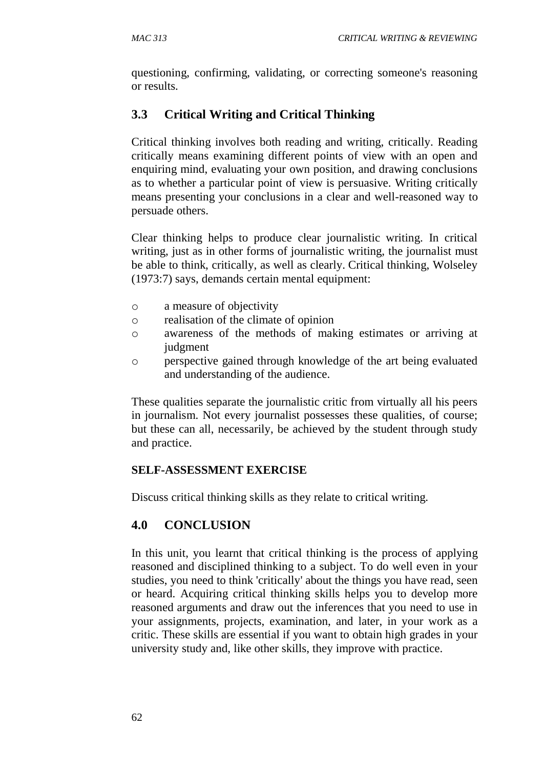questioning, confirming, validating, or correcting someone's reasoning or results.

## 3.3 Critical Writing and Critical Thinking

Critical thinking involves both reading and writing, critically. Reading critically means examining different points of view with an open and enquiring mind, evaluating your own position, and drawing conclusions as to whether a particular point of view is persuasive. Writing critically means presenting your conclusions in a clear and well-reasoned way to persuade others.

Clear thinking helps to produce clear journalistic writing. In critical writing, just as in other forms of journalistic writing, the journalist must be able to think, critically, as well as clearly. Critical thinking, Wolseley (1973:7) says, demands certain mental equipment:

- a measure of objectivity
- realisation of the climate of opinion
- awareness of the methods of making estimates or arriving at judgment
- perspective gained through knowledge of the art being evaluated and understanding of the audience.

These qualities separate the journalistic critic from virtually all his peers in journalism. Not every journalist possesses these qualities, of course; but these can all, necessarily, be achieved by the student through study and practice.

**SELF-ASSESSMENT EXERCISE**

Discuss critical thinking skills as they relate to critical writing.

## 4.0 CONCLUSION

In this unit, you learnt that critical thinking is the process of applying reasoned and disciplined thinking to a subject. To do well even in your studies, you need to think 'critically' about the things you have read, seen or heard. Acquiring critical thinking skills helps you to develop more reasoned arguments and draw out the inferences that you need to use in your assignments, projects, examination, and later, in your work as a critic. These skills are essential if you want to obtain high grades in your university study and, like other skills, they improve with practice.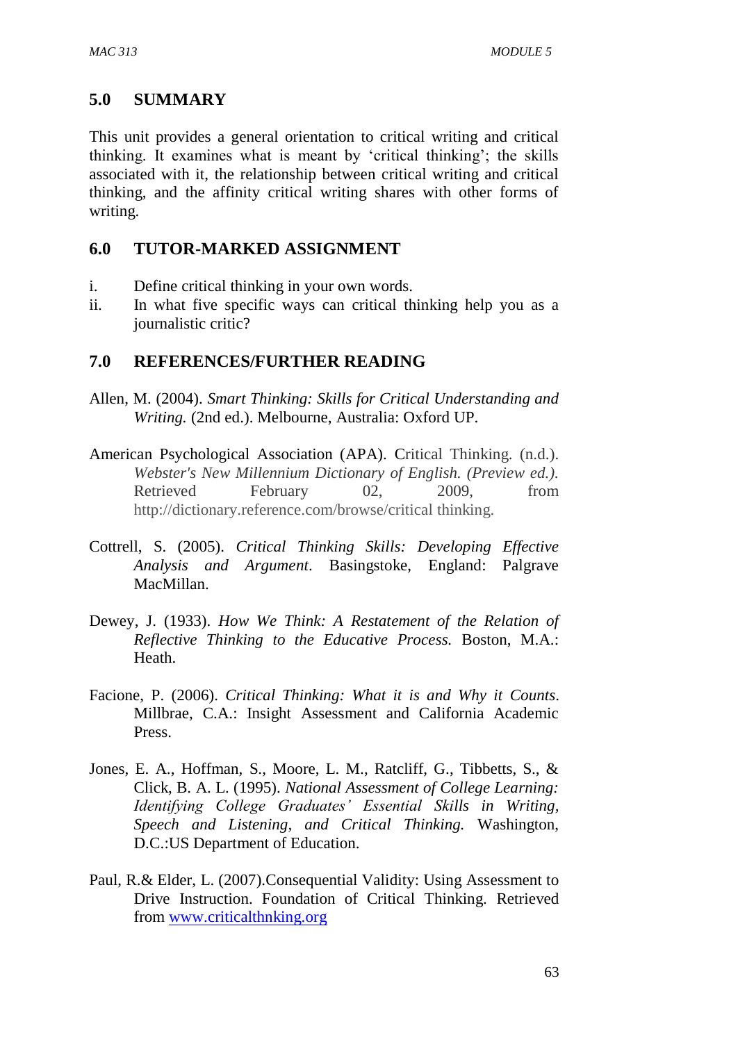## 5.0 SUMMARY

This unit provides a general orientation to critical writing and critical thinking. It examines what is meant by 'critical thinking'; the skills associated with it, the relationship between critical writing and critical thinking, and the affinity critical writing shares with other forms of writing.

## 6.0 TUTOR-MARKED ASSIGNMENT

i. Define critical thinking in your own words.
ii. In what five specific ways can critical thinking help you as a journalistic critic?

## 7.0 REFERENCES/FURTHER READING

Allen, M. (2004). *Smart Thinking: Skills for Critical Understanding and Writing.* (2nd ed.). Melbourne, Australia: Oxford UP.

American Psychological Association (APA). Critical Thinking. (n.d.). *Webster's New Millennium Dictionary of English. (Preview ed.).* Retrieved February 02, 2009, from http://dictionary.reference.com/browse/critical thinking.

Cottrell, S. (2005). *Critical Thinking Skills: Developing Effective Analysis and Argument*. Basingstoke, England: Palgrave MacMillan.

Dewey, J. (1933). *How We Think: A Restatement of the Relation of Reflective Thinking to the Educative Process.* Boston, M.A.: Heath.

Facione, P. (2006). *Critical Thinking: What it is and Why it Counts*. Millbrae, C.A.: Insight Assessment and California Academic Press.

Jones, E. A., Hoffman, S., Moore, L. M., Ratcliff, G., Tibbetts, S., & Click, B. A. L. (1995). *National Assessment of College Learning: Identifying College Graduates' Essential Skills in Writing, Speech and Listening, and Critical Thinking.* Washington, D.C.:US Department of Education.

Paul, R.& Elder, L. (2007).Consequential Validity: Using Assessment to Drive Instruction. Foundation of Critical Thinking. Retrieved from www.criticalthnking.org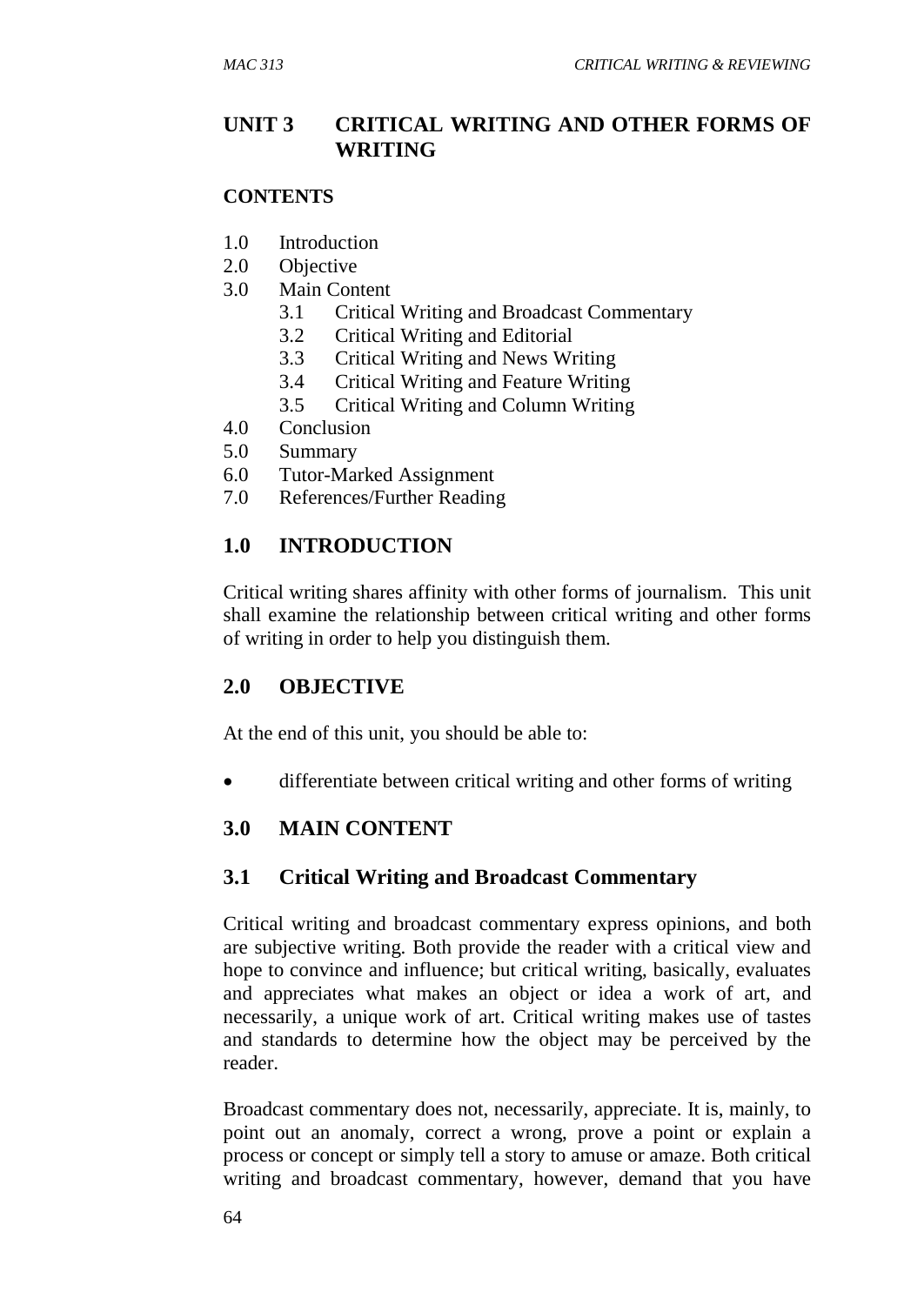## UNIT 3 CRITICAL WRITING AND OTHER FORMS OF WRITING

### CONTENTS

1.0 Introduction
2.0 Objective
3.0 Main Content
    3.1 Critical Writing and Broadcast Commentary
    3.2 Critical Writing and Editorial
    3.3 Critical Writing and News Writing
    3.4 Critical Writing and Feature Writing
    3.5 Critical Writing and Column Writing
4.0 Conclusion
5.0 Summary
6.0 Tutor-Marked Assignment
7.0 References/Further Reading

### 1.0 INTRODUCTION

Critical writing shares affinity with other forms of journalism. This unit shall examine the relationship between critical writing and other forms of writing in order to help you distinguish them.

### 2.0 OBJECTIVE

At the end of this unit, you should be able to:

- differentiate between critical writing and other forms of writing

### 3.0 MAIN CONTENT

### 3.1 Critical Writing and Broadcast Commentary

Critical writing and broadcast commentary express opinions, and both are subjective writing. Both provide the reader with a critical view and hope to convince and influence; but critical writing, basically, evaluates and appreciates what makes an object or idea a work of art, and necessarily, a unique work of art. Critical writing makes use of tastes and standards to determine how the object may be perceived by the reader.

Broadcast commentary does not, necessarily, appreciate. It is, mainly, to point out an anomaly, correct a wrong, prove a point or explain a process or concept or simply tell a story to amuse or amaze. Both critical writing and broadcast commentary, however, demand that you have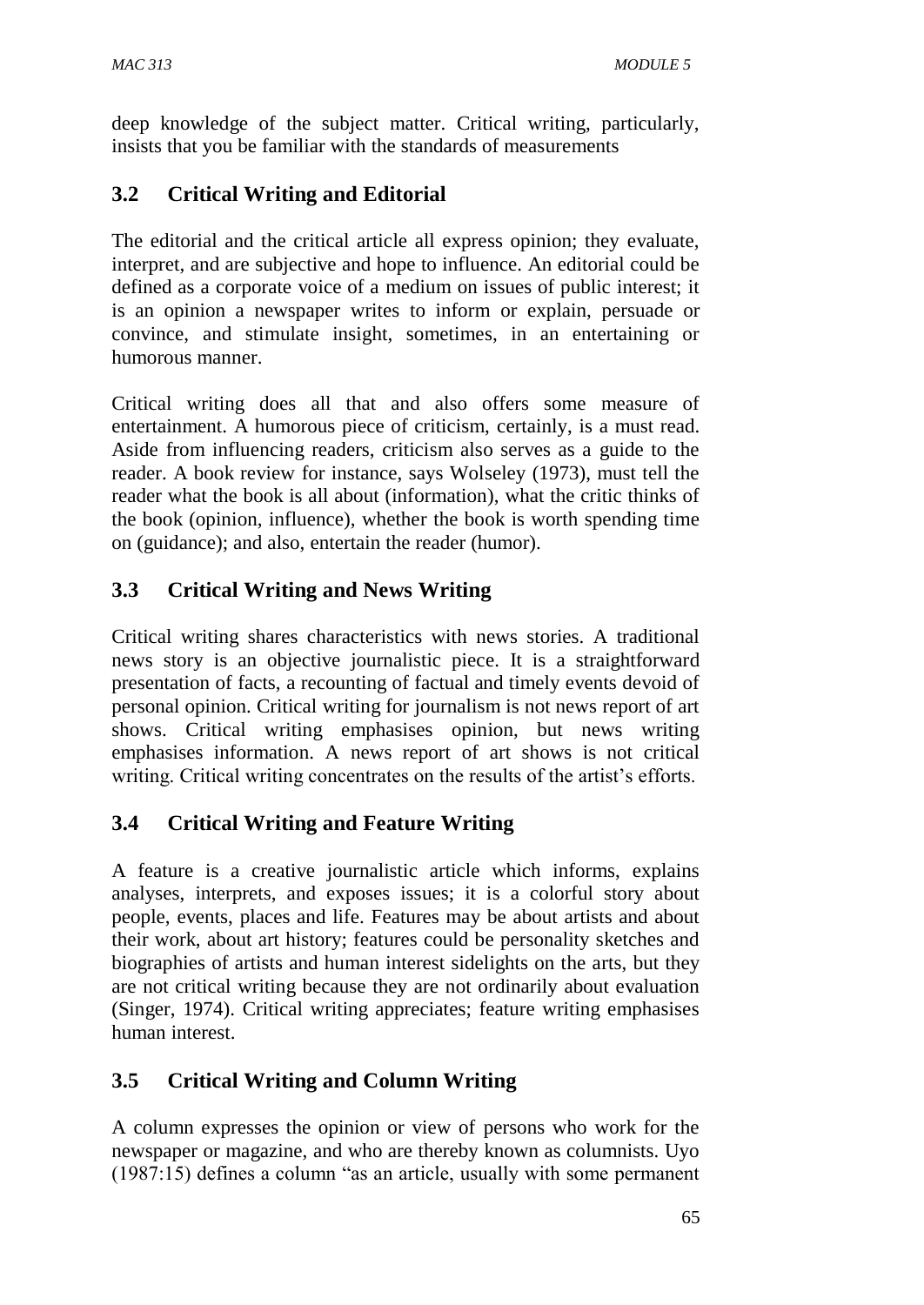deep knowledge of the subject matter. Critical writing, particularly, insists that you be familiar with the standards of measurements

## 3.2 Critical Writing and Editorial

The editorial and the critical article all express opinion; they evaluate, interpret, and are subjective and hope to influence. An editorial could be defined as a corporate voice of a medium on issues of public interest; it is an opinion a newspaper writes to inform or explain, persuade or convince, and stimulate insight, sometimes, in an entertaining or humorous manner.

Critical writing does all that and also offers some measure of entertainment. A humorous piece of criticism, certainly, is a must read. Aside from influencing readers, criticism also serves as a guide to the reader. A book review for instance, says Wolseley (1973), must tell the reader what the book is all about (information), what the critic thinks of the book (opinion, influence), whether the book is worth spending time on (guidance); and also, entertain the reader (humor).

## 3.3 Critical Writing and News Writing

Critical writing shares characteristics with news stories. A traditional news story is an objective journalistic piece. It is a straightforward presentation of facts, a recounting of factual and timely events devoid of personal opinion. Critical writing for journalism is not news report of art shows. Critical writing emphasises opinion, but news writing emphasises information. A news report of art shows is not critical writing. Critical writing concentrates on the results of the artist's efforts.

## 3.4 Critical Writing and Feature Writing

A feature is a creative journalistic article which informs, explains analyses, interprets, and exposes issues; it is a colorful story about people, events, places and life. Features may be about artists and about their work, about art history; features could be personality sketches and biographies of artists and human interest sidelights on the arts, but they are not critical writing because they are not ordinarily about evaluation (Singer, 1974). Critical writing appreciates; feature writing emphasises human interest.

## 3.5 Critical Writing and Column Writing

A column expresses the opinion or view of persons who work for the newspaper or magazine, and who are thereby known as columnists. Uyo (1987:15) defines a column "as an article, usually with some permanent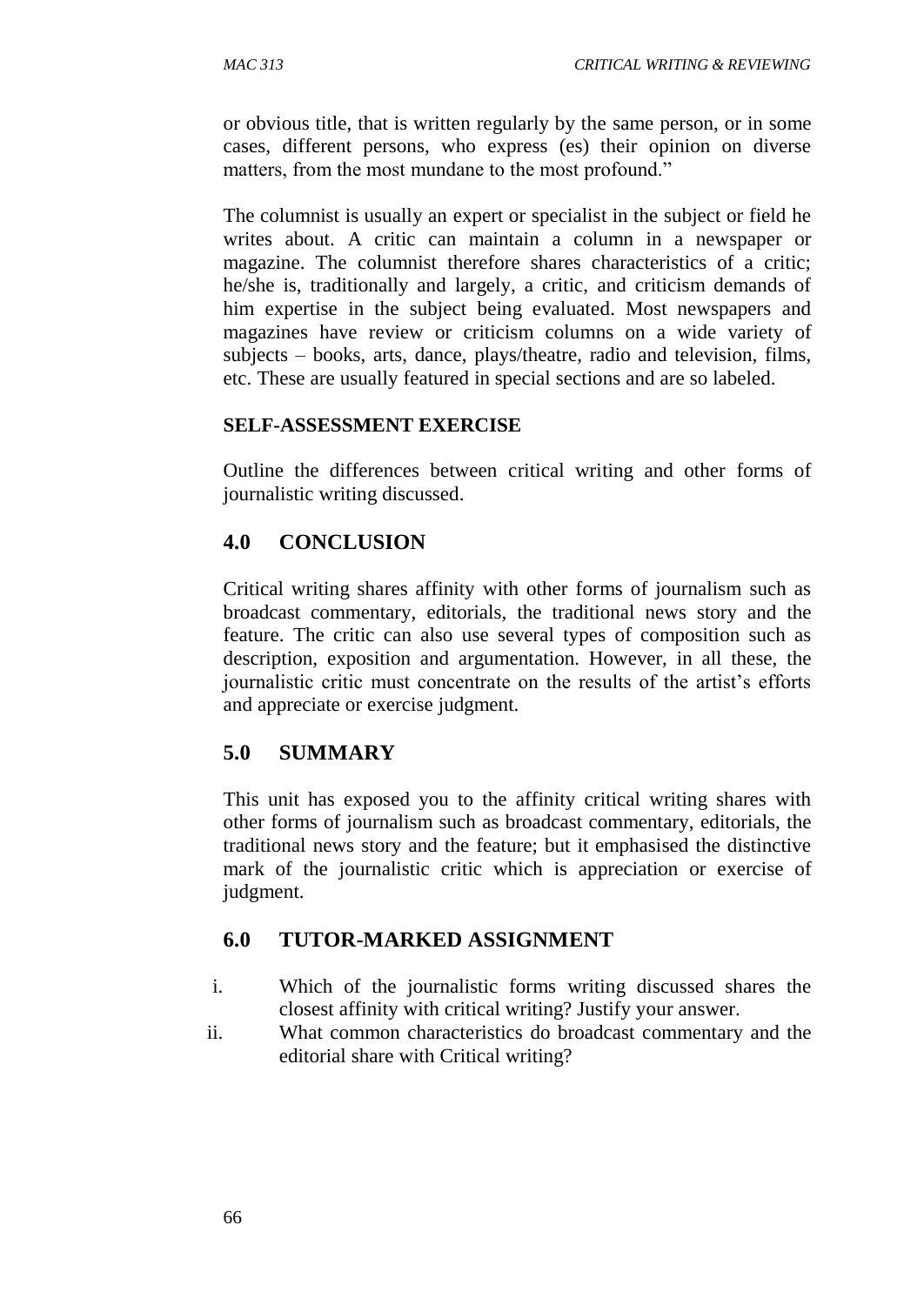or obvious title, that is written regularly by the same person, or in some cases, different persons, who express (es) their opinion on diverse matters, from the most mundane to the most profound."

The columnist is usually an expert or specialist in the subject or field he writes about. A critic can maintain a column in a newspaper or magazine. The columnist therefore shares characteristics of a critic; he/she is, traditionally and largely, a critic, and criticism demands of him expertise in the subject being evaluated. Most newspapers and magazines have review or criticism columns on a wide variety of subjects – books, arts, dance, plays/theatre, radio and television, films, etc. These are usually featured in special sections and are so labeled.

**SELF-ASSESSMENT EXERCISE**

Outline the differences between critical writing and other forms of journalistic writing discussed.

## 4.0 CONCLUSION

Critical writing shares affinity with other forms of journalism such as broadcast commentary, editorials, the traditional news story and the feature. The critic can also use several types of composition such as description, exposition and argumentation. However, in all these, the journalistic critic must concentrate on the results of the artist's efforts and appreciate or exercise judgment.

## 5.0 SUMMARY

This unit has exposed you to the affinity critical writing shares with other forms of journalism such as broadcast commentary, editorials, the traditional news story and the feature; but it emphasised the distinctive mark of the journalistic critic which is appreciation or exercise of judgment.

## 6.0 TUTOR-MARKED ASSIGNMENT

i. Which of the journalistic forms writing discussed shares the closest affinity with critical writing? Justify your answer.
ii. What common characteristics do broadcast commentary and the editorial share with Critical writing?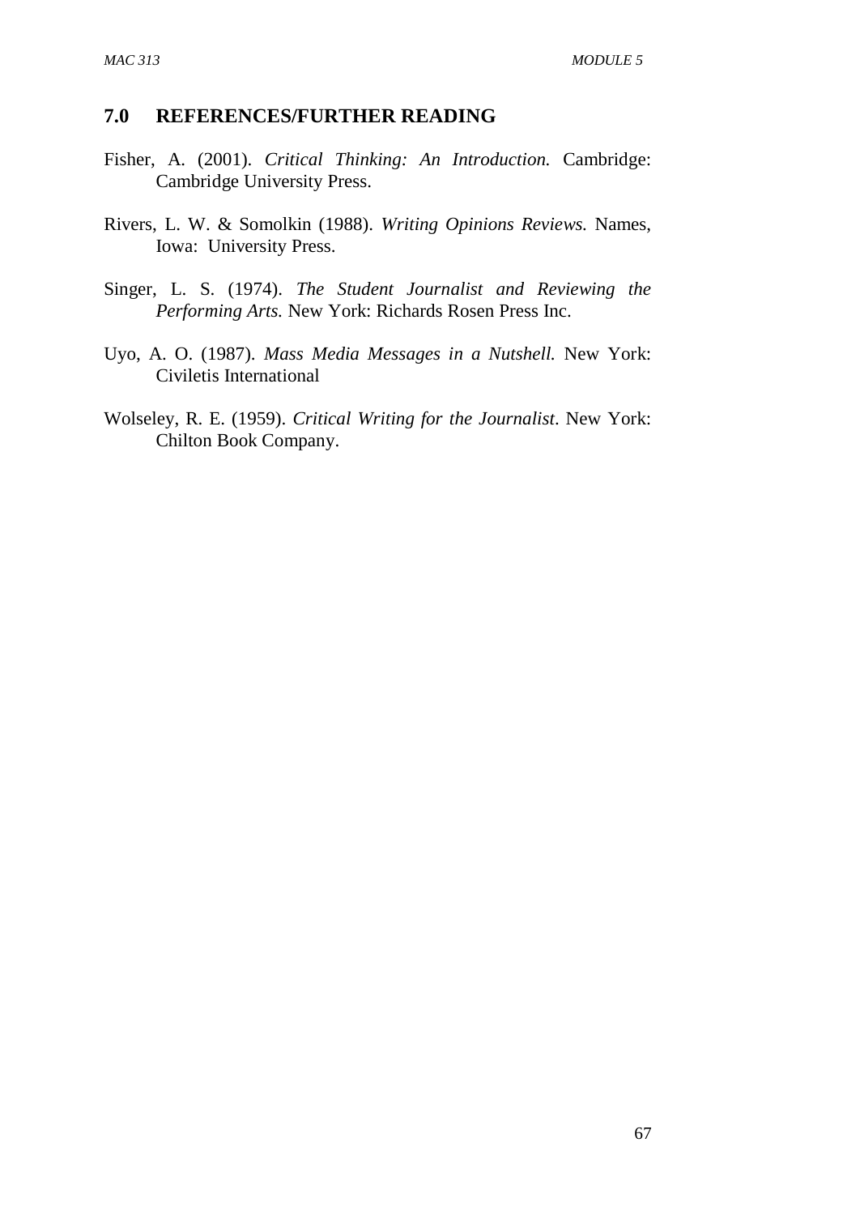## 7.0 REFERENCES/FURTHER READING

Fisher, A. (2001). *Critical Thinking: An Introduction.* Cambridge: Cambridge University Press.

Rivers, L. W. & Somolkin (1988). *Writing Opinions Reviews.* Names, Iowa: University Press.

Singer, L. S. (1974). *The Student Journalist and Reviewing the Performing Arts.* New York: Richards Rosen Press Inc.

Uyo, A. O. (1987). *Mass Media Messages in a Nutshell.* New York: Civiletis International

Wolseley, R. E. (1959). *Critical Writing for the Journalist*. New York: Chilton Book Company.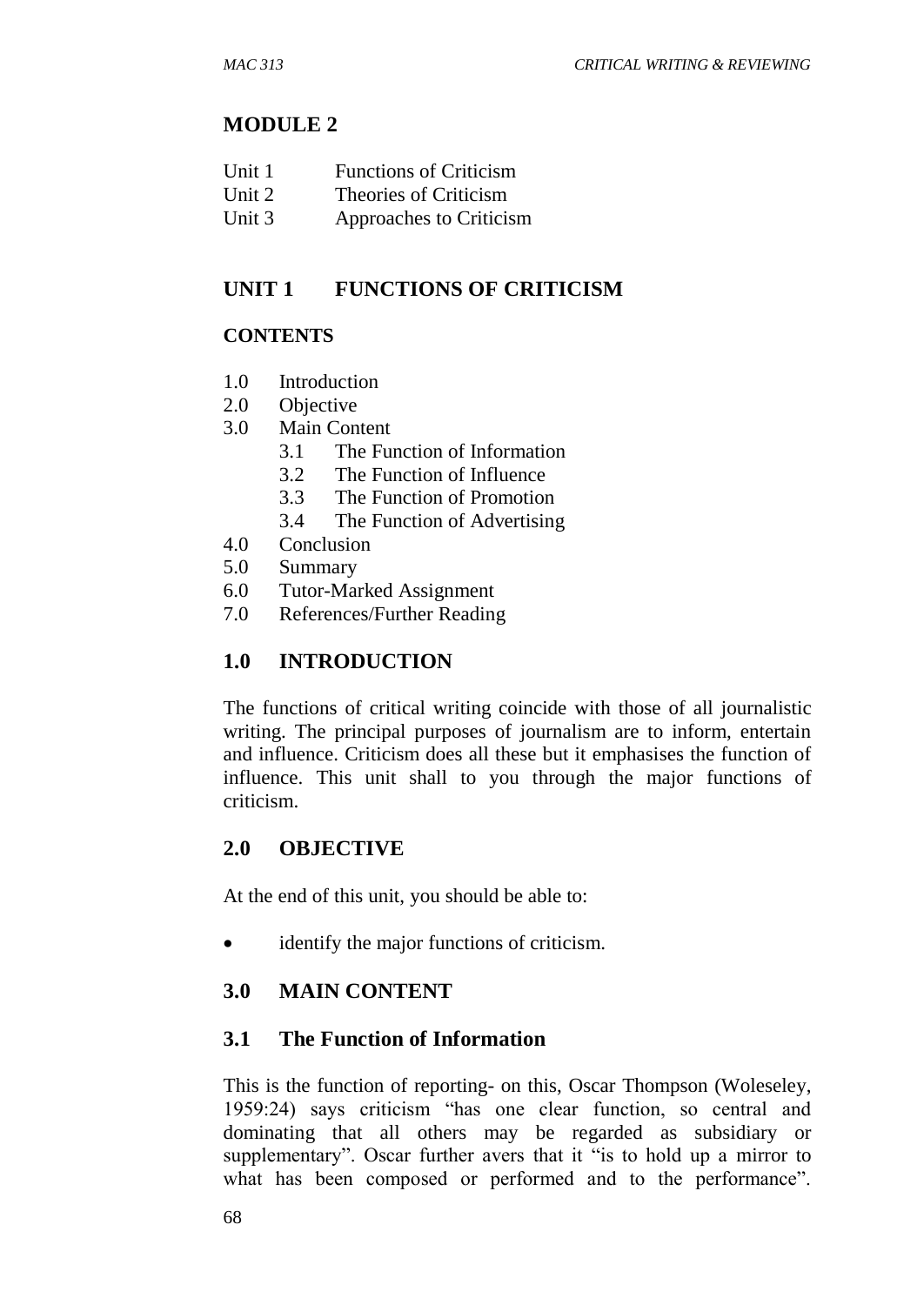# MODULE 2

| | |
|---|---|
| Unit 1 | Functions of Criticism |
| Unit 2 | Theories of Criticism |
| Unit 3 | Approaches to Criticism |

## UNIT 1 FUNCTIONS OF CRITICISM

### CONTENTS

- 1.0 Introduction
- 2.0 Objective
- 3.0 Main Content
  - 3.1 The Function of Information
  - 3.2 The Function of Influence
  - 3.3 The Function of Promotion
  - 3.4 The Function of Advertising
- 4.0 Conclusion
- 5.0 Summary
- 6.0 Tutor-Marked Assignment
- 7.0 References/Further Reading

## 1.0 INTRODUCTION

The functions of critical writing coincide with those of all journalistic writing. The principal purposes of journalism are to inform, entertain and influence. Criticism does all these but it emphasises the function of influence. This unit shall to you through the major functions of criticism.

## 2.0 OBJECTIVE

At the end of this unit, you should be able to:

- identify the major functions of criticism.

## 3.0 MAIN CONTENT

### 3.1 The Function of Information

This is the function of reporting- on this, Oscar Thompson (Woleseley, 1959:24) says criticism "has one clear function, so central and dominating that all others may be regarded as subsidiary or supplementary". Oscar further avers that it "is to hold up a mirror to what has been composed or performed and to the performance".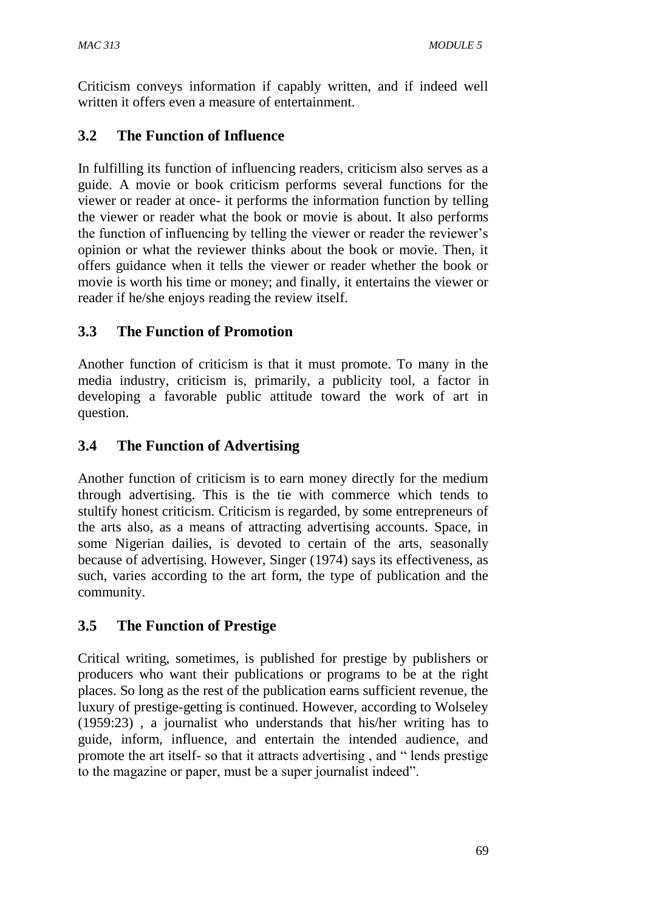Criticism conveys information if capably written, and if indeed well written it offers even a measure of entertainment.

## 3.2 The Function of Influence

In fulfilling its function of influencing readers, criticism also serves as a guide. A movie or book criticism performs several functions for the viewer or reader at once- it performs the information function by telling the viewer or reader what the book or movie is about. It also performs the function of influencing by telling the viewer or reader the reviewer's opinion or what the reviewer thinks about the book or movie. Then, it offers guidance when it tells the viewer or reader whether the book or movie is worth his time or money; and finally, it entertains the viewer or reader if he/she enjoys reading the review itself.

## 3.3 The Function of Promotion

Another function of criticism is that it must promote. To many in the media industry, criticism is, primarily, a publicity tool, a factor in developing a favorable public attitude toward the work of art in question.

## 3.4 The Function of Advertising

Another function of criticism is to earn money directly for the medium through advertising. This is the tie with commerce which tends to stultify honest criticism. Criticism is regarded, by some entrepreneurs of the arts also, as a means of attracting advertising accounts. Space, in some Nigerian dailies, is devoted to certain of the arts, seasonally because of advertising. However, Singer (1974) says its effectiveness, as such, varies according to the art form, the type of publication and the community.

## 3.5 The Function of Prestige

Critical writing, sometimes, is published for prestige by publishers or producers who want their publications or programs to be at the right places. So long as the rest of the publication earns sufficient revenue, the luxury of prestige-getting is continued. However, according to Wolseley (1959:23) , a journalist who understands that his/her writing has to guide, inform, influence, and entertain the intended audience, and promote the art itself- so that it attracts advertising , and " lends prestige to the magazine or paper, must be a super journalist indeed".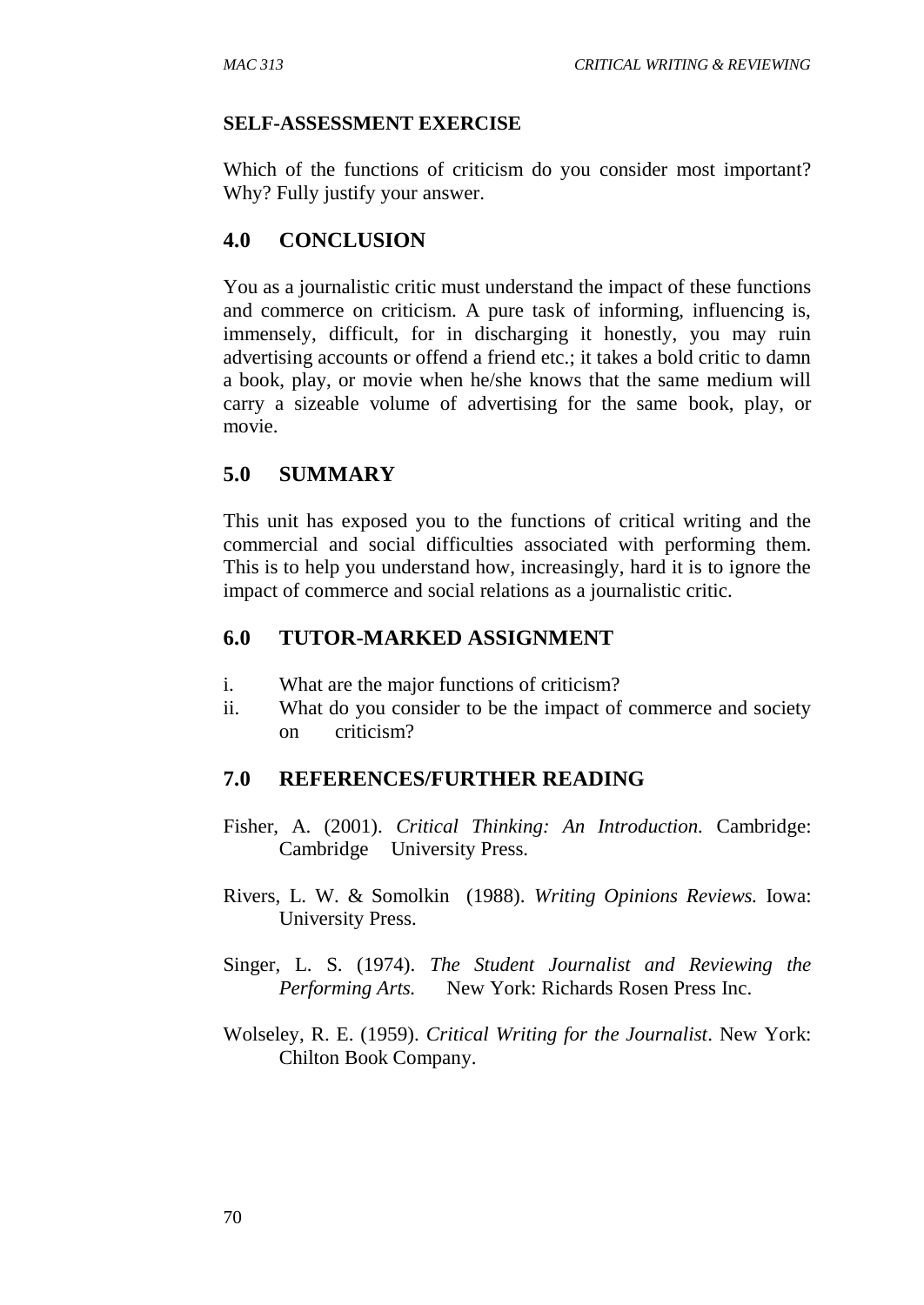**SELF-ASSESSMENT EXERCISE**

Which of the functions of criticism do you consider most important? Why? Fully justify your answer.

## 4.0 CONCLUSION

You as a journalistic critic must understand the impact of these functions and commerce on criticism. A pure task of informing, influencing is, immensely, difficult, for in discharging it honestly, you may ruin advertising accounts or offend a friend etc.; it takes a bold critic to damn a book, play, or movie when he/she knows that the same medium will carry a sizeable volume of advertising for the same book, play, or movie.

## 5.0 SUMMARY

This unit has exposed you to the functions of critical writing and the commercial and social difficulties associated with performing them. This is to help you understand how, increasingly, hard it is to ignore the impact of commerce and social relations as a journalistic critic.

## 6.0 TUTOR-MARKED ASSIGNMENT

i. What are the major functions of criticism?
ii. What do you consider to be the impact of commerce and society on criticism?

## 7.0 REFERENCES/FURTHER READING

Fisher, A. (2001). *Critical Thinking: An Introduction.* Cambridge: Cambridge University Press.

Rivers, L. W. & Somolkin (1988). *Writing Opinions Reviews.* Iowa: University Press.

Singer, L. S. (1974). *The Student Journalist and Reviewing the Performing Arts.* New York: Richards Rosen Press Inc.

Wolseley, R. E. (1959). *Critical Writing for the Journalist*. New York: Chilton Book Company.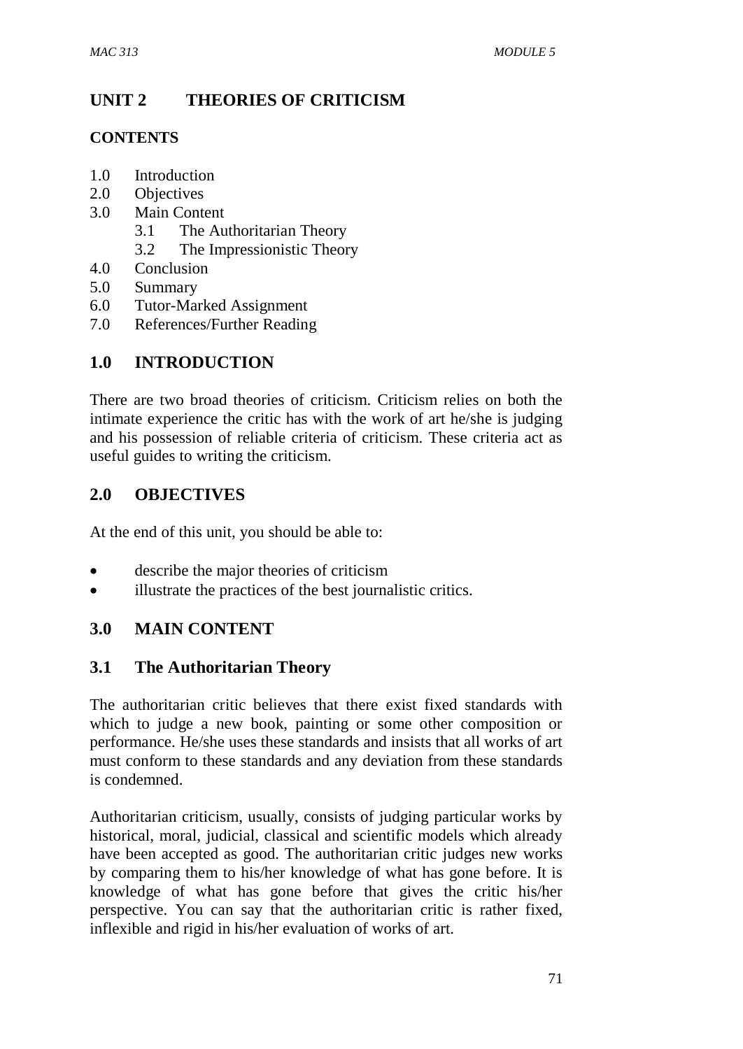# UNIT 2 THEORIES OF CRITICISM

## CONTENTS

1.0 Introduction
2.0 Objectives
3.0 Main Content
  3.1 The Authoritarian Theory
  3.2 The Impressionistic Theory
4.0 Conclusion
5.0 Summary
6.0 Tutor-Marked Assignment
7.0 References/Further Reading

## 1.0 INTRODUCTION

There are two broad theories of criticism. Criticism relies on both the intimate experience the critic has with the work of art he/she is judging and his possession of reliable criteria of criticism. These criteria act as useful guides to writing the criticism.

## 2.0 OBJECTIVES

At the end of this unit, you should be able to:

- describe the major theories of criticism
- illustrate the practices of the best journalistic critics.

## 3.0 MAIN CONTENT

### 3.1 The Authoritarian Theory

The authoritarian critic believes that there exist fixed standards with which to judge a new book, painting or some other composition or performance. He/she uses these standards and insists that all works of art must conform to these standards and any deviation from these standards is condemned.

Authoritarian criticism, usually, consists of judging particular works by historical, moral, judicial, classical and scientific models which already have been accepted as good. The authoritarian critic judges new works by comparing them to his/her knowledge of what has gone before. It is knowledge of what has gone before that gives the critic his/her perspective. You can say that the authoritarian critic is rather fixed, inflexible and rigid in his/her evaluation of works of art.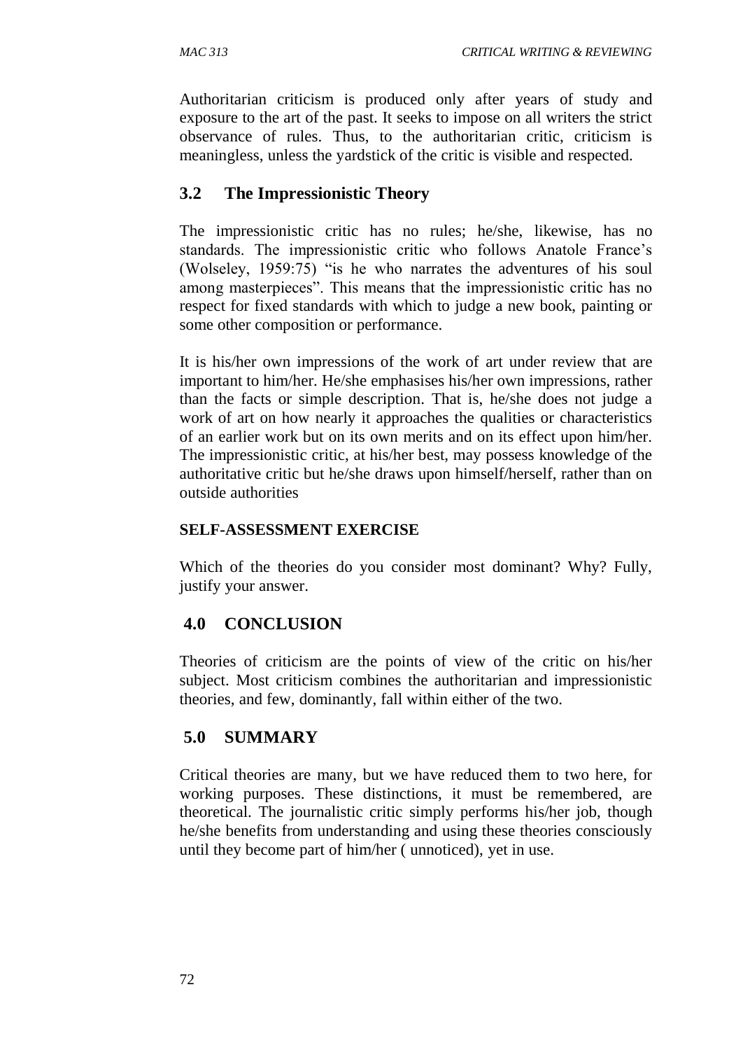Authoritarian criticism is produced only after years of study and exposure to the art of the past. It seeks to impose on all writers the strict observance of rules. Thus, to the authoritarian critic, criticism is meaningless, unless the yardstick of the critic is visible and respected.

## 3.2 The Impressionistic Theory

The impressionistic critic has no rules; he/she, likewise, has no standards. The impressionistic critic who follows Anatole France's (Wolseley, 1959:75) "is he who narrates the adventures of his soul among masterpieces". This means that the impressionistic critic has no respect for fixed standards with which to judge a new book, painting or some other composition or performance.

It is his/her own impressions of the work of art under review that are important to him/her. He/she emphasises his/her own impressions, rather than the facts or simple description. That is, he/she does not judge a work of art on how nearly it approaches the qualities or characteristics of an earlier work but on its own merits and on its effect upon him/her. The impressionistic critic, at his/her best, may possess knowledge of the authoritative critic but he/she draws upon himself/herself, rather than on outside authorities

### SELF-ASSESSMENT EXERCISE

Which of the theories do you consider most dominant? Why? Fully, justify your answer.

## 4.0 CONCLUSION

Theories of criticism are the points of view of the critic on his/her subject. Most criticism combines the authoritarian and impressionistic theories, and few, dominantly, fall within either of the two.

## 5.0 SUMMARY

Critical theories are many, but we have reduced them to two here, for working purposes. These distinctions, it must be remembered, are theoretical. The journalistic critic simply performs his/her job, though he/she benefits from understanding and using these theories consciously until they become part of him/her ( unnoticed), yet in use.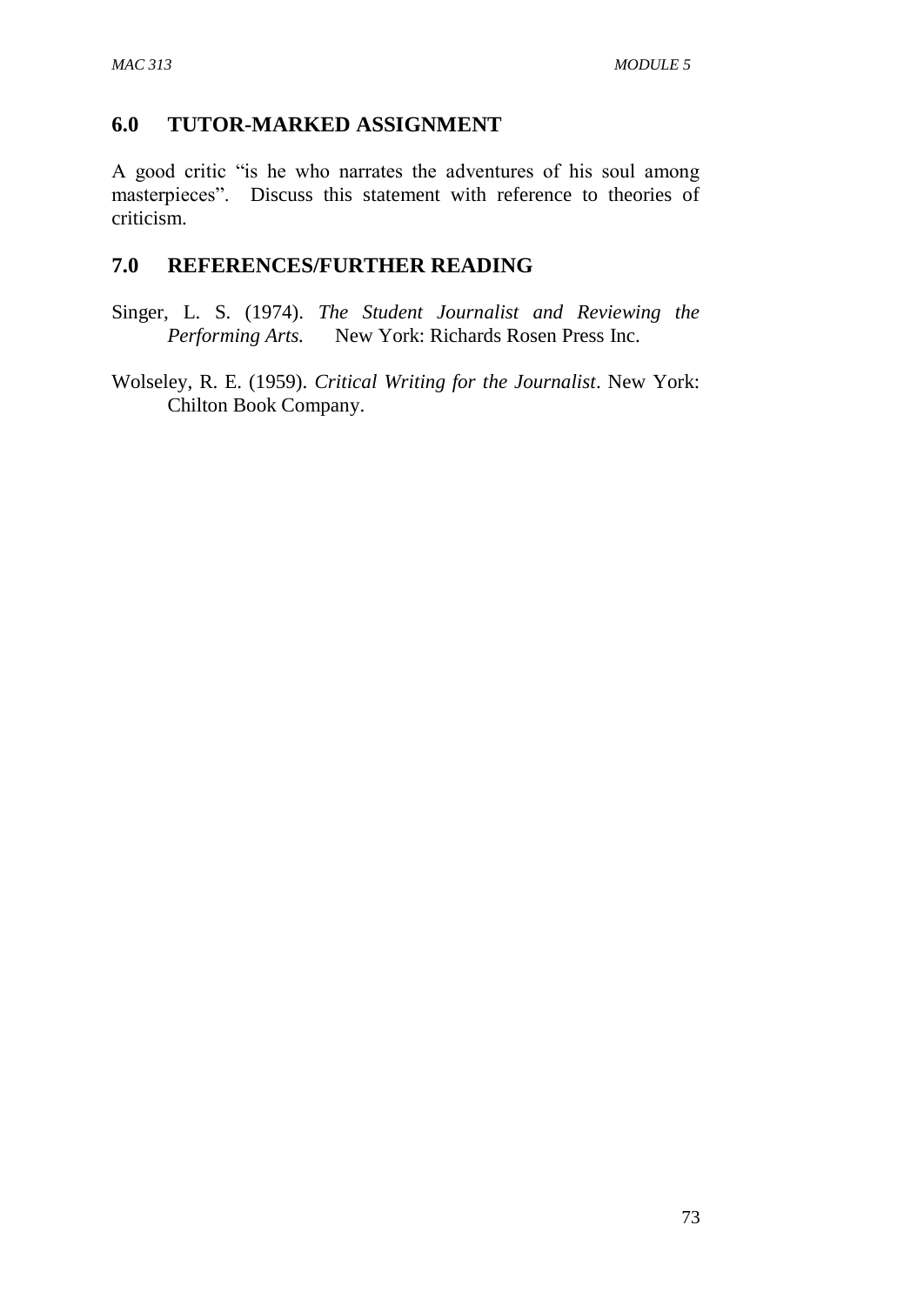## 6.0 TUTOR-MARKED ASSIGNMENT

A good critic "is he who narrates the adventures of his soul among masterpieces". Discuss this statement with reference to theories of criticism.

## 7.0 REFERENCES/FURTHER READING

Singer, L. S. (1974). *The Student Journalist and Reviewing the Performing Arts.* New York: Richards Rosen Press Inc.

Wolseley, R. E. (1959). *Critical Writing for the Journalist*. New York: Chilton Book Company.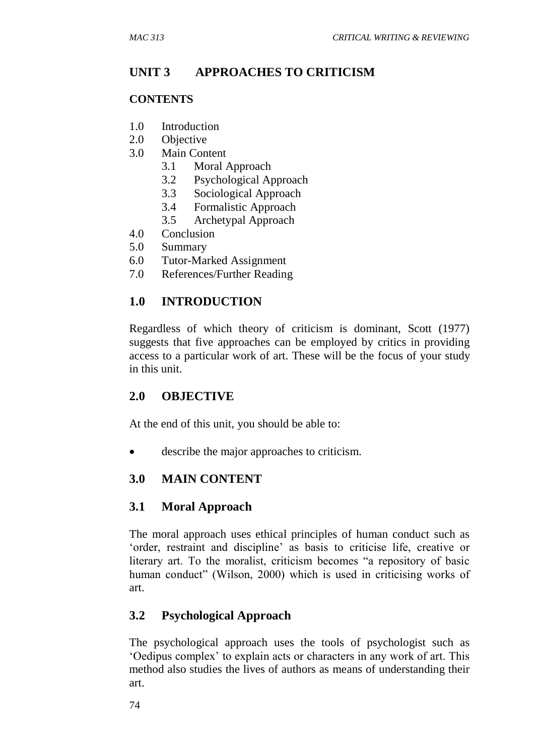## UNIT 3 APPROACHES TO CRITICISM

### CONTENTS

1.0 Introduction
2.0 Objective
3.0 Main Content
 3.1 Moral Approach
 3.2 Psychological Approach
 3.3 Sociological Approach
 3.4 Formalistic Approach
 3.5 Archetypal Approach
4.0 Conclusion
5.0 Summary
6.0 Tutor-Marked Assignment
7.0 References/Further Reading

### 1.0 INTRODUCTION

Regardless of which theory of criticism is dominant, Scott (1977) suggests that five approaches can be employed by critics in providing access to a particular work of art. These will be the focus of your study in this unit.

### 2.0 OBJECTIVE

At the end of this unit, you should be able to:

- describe the major approaches to criticism.

### 3.0 MAIN CONTENT

### 3.1 Moral Approach

The moral approach uses ethical principles of human conduct such as 'order, restraint and discipline' as basis to criticise life, creative or literary art. To the moralist, criticism becomes "a repository of basic human conduct" (Wilson, 2000) which is used in criticising works of art.

### 3.2 Psychological Approach

The psychological approach uses the tools of psychologist such as 'Oedipus complex' to explain acts or characters in any work of art. This method also studies the lives of authors as means of understanding their art.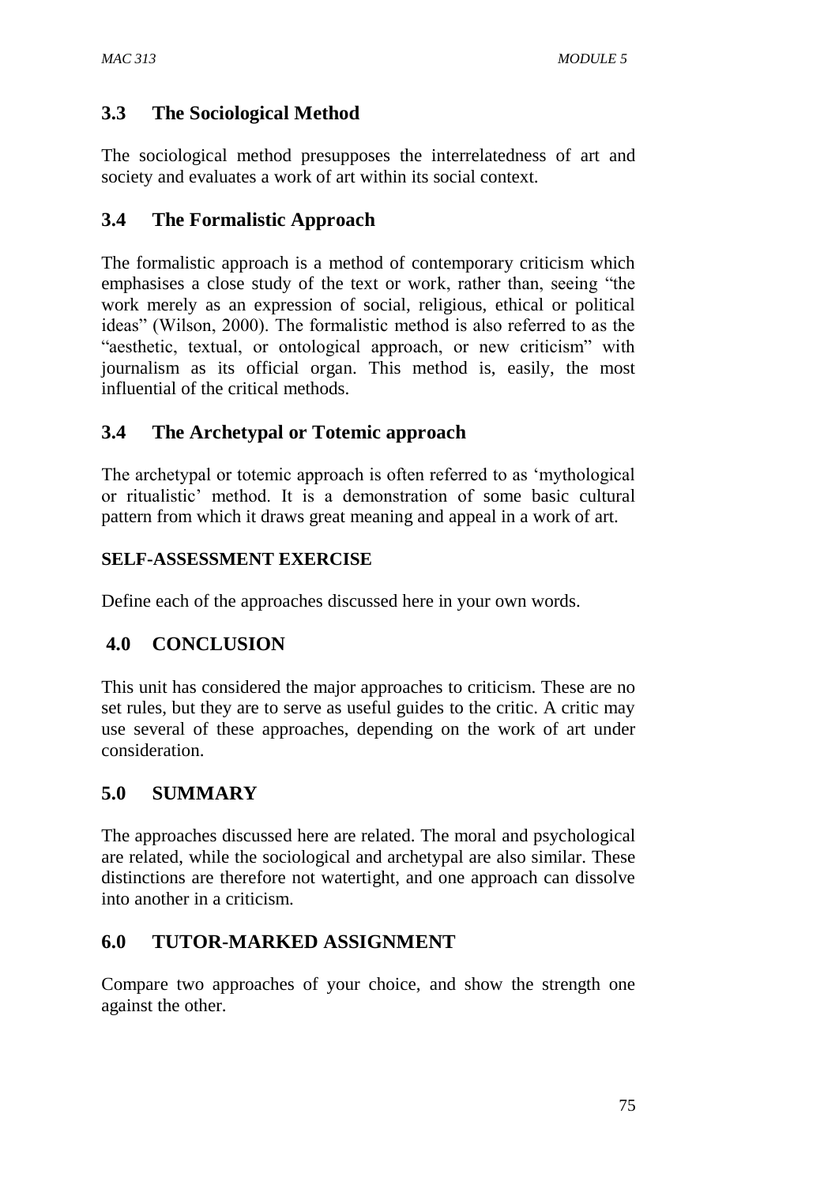## 3.3 The Sociological Method

The sociological method presupposes the interrelatedness of art and society and evaluates a work of art within its social context.

## 3.4 The Formalistic Approach

The formalistic approach is a method of contemporary criticism which emphasises a close study of the text or work, rather than, seeing "the work merely as an expression of social, religious, ethical or political ideas" (Wilson, 2000). The formalistic method is also referred to as the "aesthetic, textual, or ontological approach, or new criticism" with journalism as its official organ. This method is, easily, the most influential of the critical methods.

## 3.4 The Archetypal or Totemic approach

The archetypal or totemic approach is often referred to as 'mythological or ritualistic' method. It is a demonstration of some basic cultural pattern from which it draws great meaning and appeal in a work of art.

**SELF-ASSESSMENT EXERCISE**

Define each of the approaches discussed here in your own words.

## 4.0 CONCLUSION

This unit has considered the major approaches to criticism. These are no set rules, but they are to serve as useful guides to the critic. A critic may use several of these approaches, depending on the work of art under consideration.

## 5.0 SUMMARY

The approaches discussed here are related. The moral and psychological are related, while the sociological and archetypal are also similar. These distinctions are therefore not watertight, and one approach can dissolve into another in a criticism.

## 6.0 TUTOR-MARKED ASSIGNMENT

Compare two approaches of your choice, and show the strength one against the other.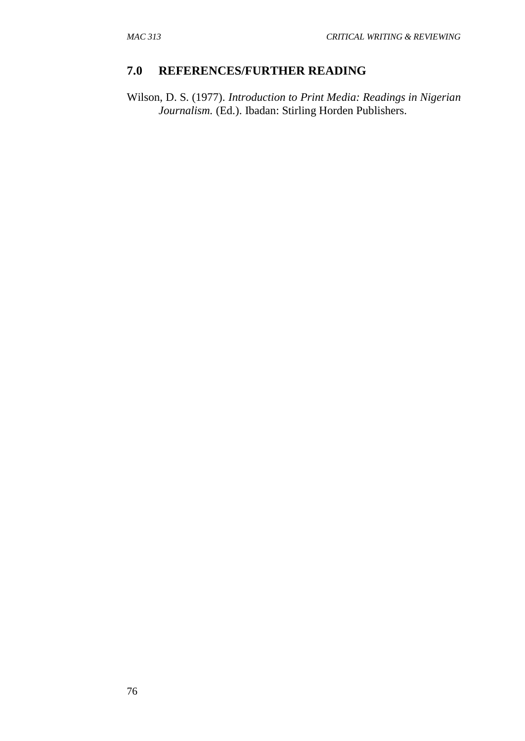## 7.0 REFERENCES/FURTHER READING

Wilson, D. S. (1977). *Introduction to Print Media: Readings in Nigerian Journalism.* (Ed.). Ibadan: Stirling Horden Publishers.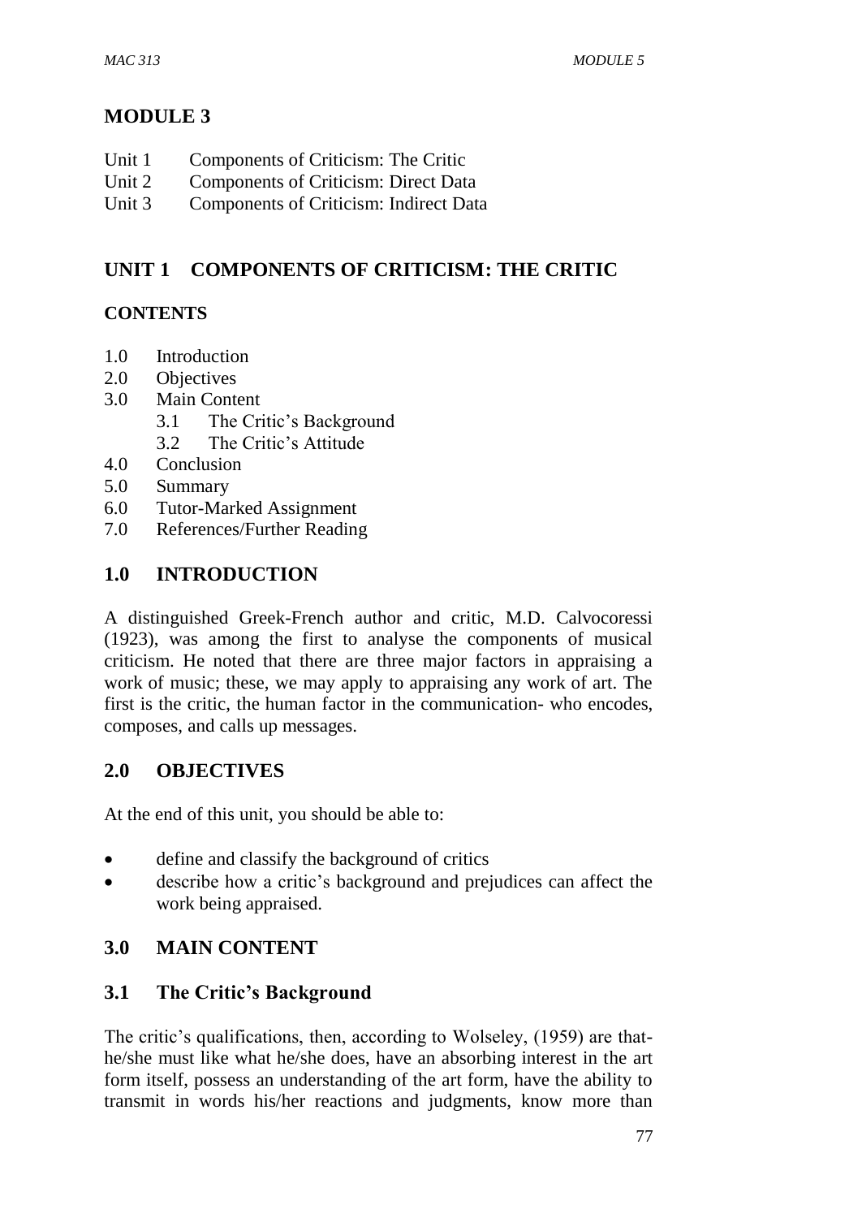# MODULE 3

Unit 1 Components of Criticism: The Critic
Unit 2 Components of Criticism: Direct Data
Unit 3 Components of Criticism: Indirect Data

## UNIT 1 COMPONENTS OF CRITICISM: THE CRITIC

### CONTENTS

1.0 Introduction
2.0 Objectives
3.0 Main Content
    3.1 The Critic's Background
    3.2 The Critic's Attitude
4.0 Conclusion
5.0 Summary
6.0 Tutor-Marked Assignment
7.0 References/Further Reading

## 1.0 INTRODUCTION

A distinguished Greek-French author and critic, M.D. Calvocoressi (1923), was among the first to analyse the components of musical criticism. He noted that there are three major factors in appraising a work of music; these, we may apply to appraising any work of art. The first is the critic, the human factor in the communication- who encodes, composes, and calls up messages.

## 2.0 OBJECTIVES

At the end of this unit, you should be able to:

- define and classify the background of critics
- describe how a critic's background and prejudices can affect the work being appraised.

## 3.0 MAIN CONTENT

### 3.1 The Critic's Background

The critic's qualifications, then, according to Wolseley, (1959) are that- he/she must like what he/she does, have an absorbing interest in the art form itself, possess an understanding of the art form, have the ability to transmit in words his/her reactions and judgments, know more than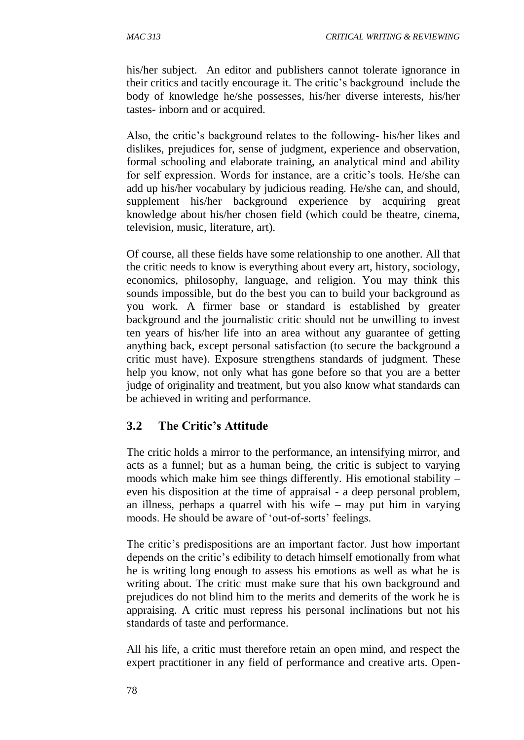his/her subject. An editor and publishers cannot tolerate ignorance in their critics and tacitly encourage it. The critic's background include the body of knowledge he/she possesses, his/her diverse interests, his/her tastes- inborn and or acquired.

Also, the critic's background relates to the following- his/her likes and dislikes, prejudices for, sense of judgment, experience and observation, formal schooling and elaborate training, an analytical mind and ability for self expression. Words for instance, are a critic's tools. He/she can add up his/her vocabulary by judicious reading. He/she can, and should, supplement his/her background experience by acquiring great knowledge about his/her chosen field (which could be theatre, cinema, television, music, literature, art).

Of course, all these fields have some relationship to one another. All that the critic needs to know is everything about every art, history, sociology, economics, philosophy, language, and religion. You may think this sounds impossible, but do the best you can to build your background as you work. A firmer base or standard is established by greater background and the journalistic critic should not be unwilling to invest ten years of his/her life into an area without any guarantee of getting anything back, except personal satisfaction (to secure the background a critic must have). Exposure strengthens standards of judgment. These help you know, not only what has gone before so that you are a better judge of originality and treatment, but you also know what standards can be achieved in writing and performance.

## 3.2 The Critic's Attitude

The critic holds a mirror to the performance, an intensifying mirror, and acts as a funnel; but as a human being, the critic is subject to varying moods which make him see things differently. His emotional stability – even his disposition at the time of appraisal - a deep personal problem, an illness, perhaps a quarrel with his wife – may put him in varying moods. He should be aware of 'out-of-sorts' feelings.

The critic's predispositions are an important factor. Just how important depends on the critic's edibility to detach himself emotionally from what he is writing long enough to assess his emotions as well as what he is writing about. The critic must make sure that his own background and prejudices do not blind him to the merits and demerits of the work he is appraising. A critic must repress his personal inclinations but not his standards of taste and performance.

All his life, a critic must therefore retain an open mind, and respect the expert practitioner in any field of performance and creative arts. Open-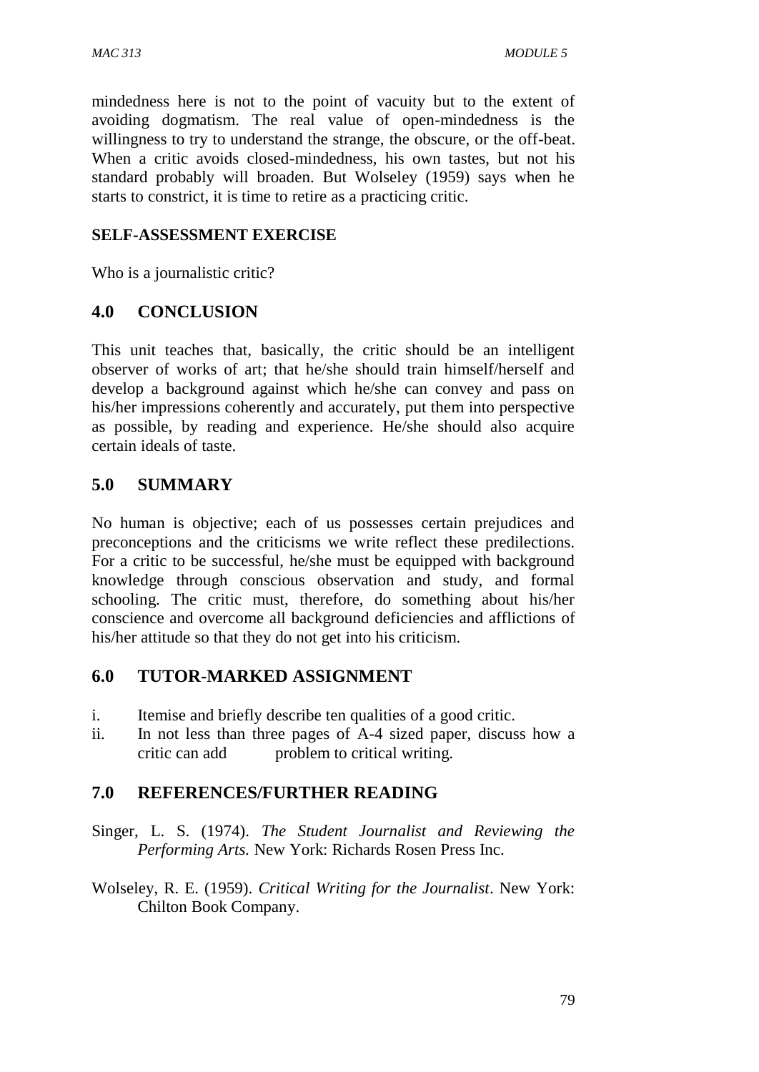mindedness here is not to the point of vacuity but to the extent of avoiding dogmatism. The real value of open-mindedness is the willingness to try to understand the strange, the obscure, or the off-beat. When a critic avoids closed-mindedness, his own tastes, but not his standard probably will broaden. But Wolseley (1959) says when he starts to constrict, it is time to retire as a practicing critic.

**SELF-ASSESSMENT EXERCISE**

Who is a journalistic critic?

## 4.0 CONCLUSION

This unit teaches that, basically, the critic should be an intelligent observer of works of art; that he/she should train himself/herself and develop a background against which he/she can convey and pass on his/her impressions coherently and accurately, put them into perspective as possible, by reading and experience. He/she should also acquire certain ideals of taste.

## 5.0 SUMMARY

No human is objective; each of us possesses certain prejudices and preconceptions and the criticisms we write reflect these predilections. For a critic to be successful, he/she must be equipped with background knowledge through conscious observation and study, and formal schooling. The critic must, therefore, do something about his/her conscience and overcome all background deficiencies and afflictions of his/her attitude so that they do not get into his criticism.

## 6.0 TUTOR-MARKED ASSIGNMENT

i. Itemise and briefly describe ten qualities of a good critic.
ii. In not less than three pages of A-4 sized paper, discuss how a critic can add problem to critical writing.

## 7.0 REFERENCES/FURTHER READING

Singer, L. S. (1974). *The Student Journalist and Reviewing the Performing Arts.* New York: Richards Rosen Press Inc.

Wolseley, R. E. (1959). *Critical Writing for the Journalist*. New York: Chilton Book Company.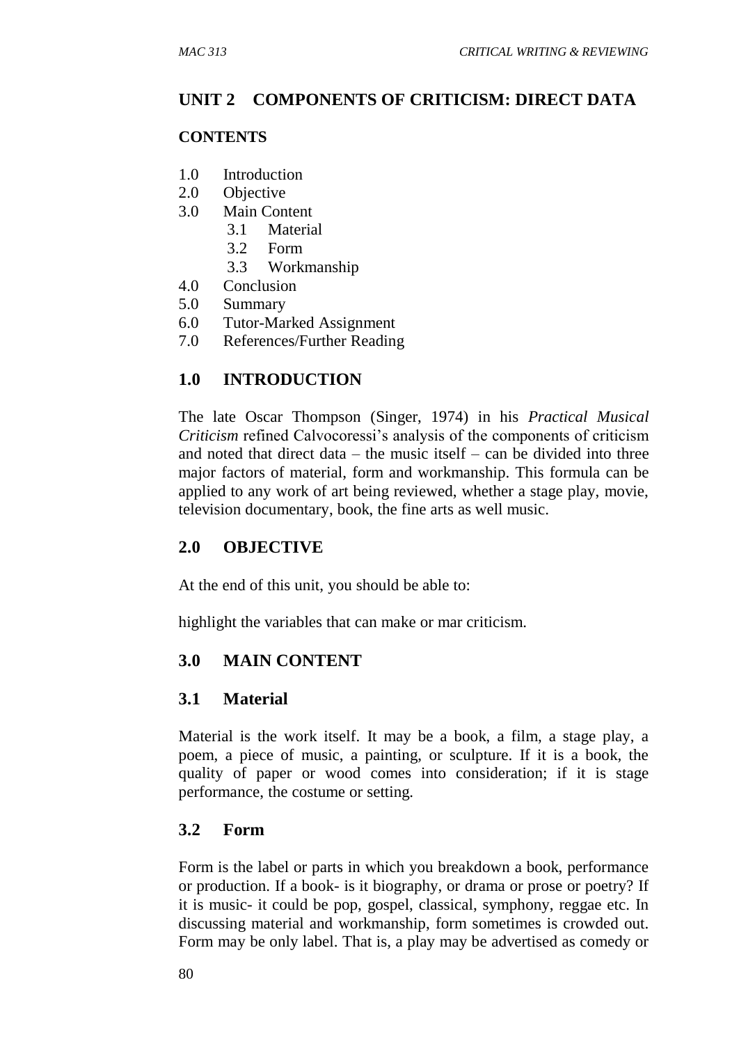## UNIT 2 COMPONENTS OF CRITICISM: DIRECT DATA

**CONTENTS**

- 1.0 Introduction
- 2.0 Objective
- 3.0 Main Content
  - 3.1 Material
  - 3.2 Form
  - 3.3 Workmanship
- 4.0 Conclusion
- 5.0 Summary
- 6.0 Tutor-Marked Assignment
- 7.0 References/Further Reading

### 1.0 INTRODUCTION

The late Oscar Thompson (Singer, 1974) in his *Practical Musical Criticism* refined Calvocoressi's analysis of the components of criticism and noted that direct data – the music itself – can be divided into three major factors of material, form and workmanship. This formula can be applied to any work of art being reviewed, whether a stage play, movie, television documentary, book, the fine arts as well music.

### 2.0 OBJECTIVE

At the end of this unit, you should be able to:

highlight the variables that can make or mar criticism.

### 3.0 MAIN CONTENT

### 3.1 Material

Material is the work itself. It may be a book, a film, a stage play, a poem, a piece of music, a painting, or sculpture. If it is a book, the quality of paper or wood comes into consideration; if it is stage performance, the costume or setting.

### 3.2 Form

Form is the label or parts in which you breakdown a book, performance or production. If a book- is it biography, or drama or prose or poetry? If it is music- it could be pop, gospel, classical, symphony, reggae etc. In discussing material and workmanship, form sometimes is crowded out. Form may be only label. That is, a play may be advertised as comedy or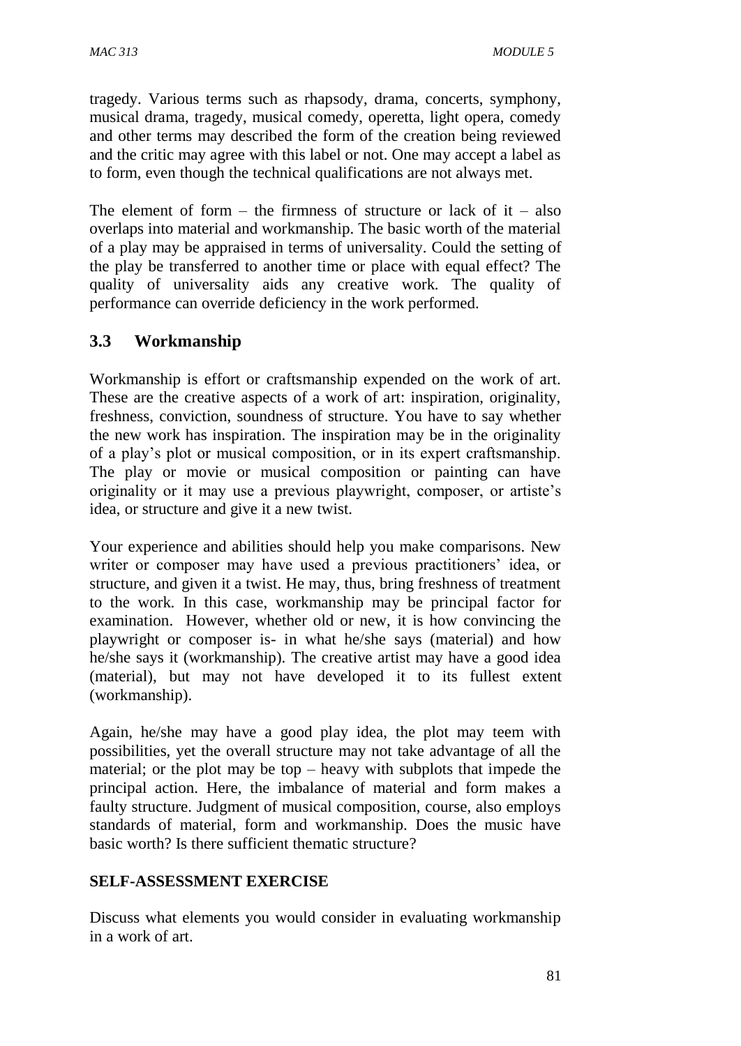tragedy. Various terms such as rhapsody, drama, concerts, symphony, musical drama, tragedy, musical comedy, operetta, light opera, comedy and other terms may described the form of the creation being reviewed and the critic may agree with this label or not. One may accept a label as to form, even though the technical qualifications are not always met.

The element of form – the firmness of structure or lack of it – also overlaps into material and workmanship. The basic worth of the material of a play may be appraised in terms of universality. Could the setting of the play be transferred to another time or place with equal effect? The quality of universality aids any creative work. The quality of performance can override deficiency in the work performed.

## 3.3 Workmanship

Workmanship is effort or craftsmanship expended on the work of art. These are the creative aspects of a work of art: inspiration, originality, freshness, conviction, soundness of structure. You have to say whether the new work has inspiration. The inspiration may be in the originality of a play's plot or musical composition, or in its expert craftsmanship. The play or movie or musical composition or painting can have originality or it may use a previous playwright, composer, or artiste's idea, or structure and give it a new twist.

Your experience and abilities should help you make comparisons. New writer or composer may have used a previous practitioners' idea, or structure, and given it a twist. He may, thus, bring freshness of treatment to the work. In this case, workmanship may be principal factor for examination. However, whether old or new, it is how convincing the playwright or composer is- in what he/she says (material) and how he/she says it (workmanship). The creative artist may have a good idea (material), but may not have developed it to its fullest extent (workmanship).

Again, he/she may have a good play idea, the plot may teem with possibilities, yet the overall structure may not take advantage of all the material; or the plot may be top – heavy with subplots that impede the principal action. Here, the imbalance of material and form makes a faulty structure. Judgment of musical composition, course, also employs standards of material, form and workmanship. Does the music have basic worth? Is there sufficient thematic structure?

**SELF-ASSESSMENT EXERCISE**

Discuss what elements you would consider in evaluating workmanship in a work of art.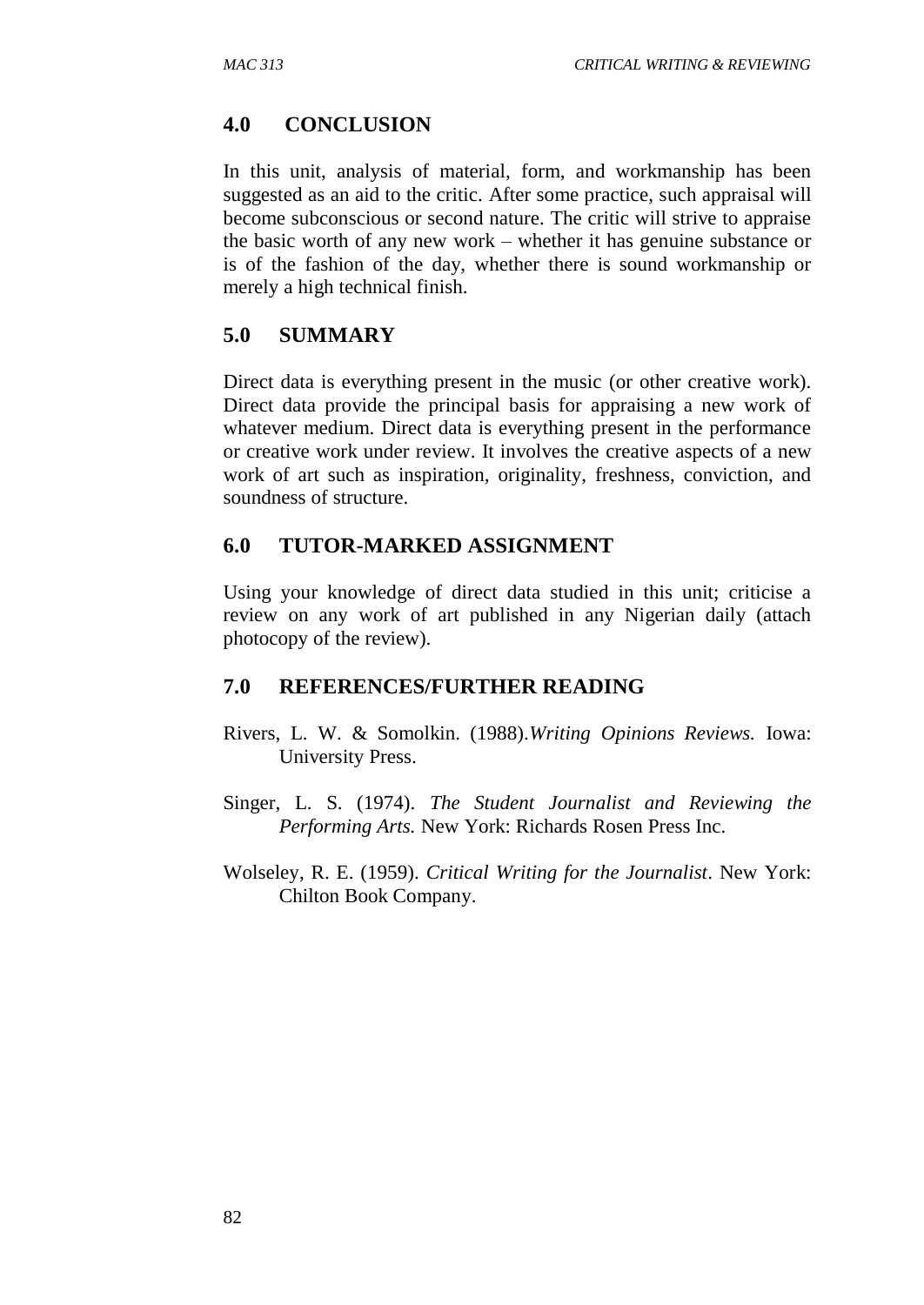## 4.0 CONCLUSION

In this unit, analysis of material, form, and workmanship has been suggested as an aid to the critic. After some practice, such appraisal will become subconscious or second nature. The critic will strive to appraise the basic worth of any new work – whether it has genuine substance or is of the fashion of the day, whether there is sound workmanship or merely a high technical finish.

## 5.0 SUMMARY

Direct data is everything present in the music (or other creative work). Direct data provide the principal basis for appraising a new work of whatever medium. Direct data is everything present in the performance or creative work under review. It involves the creative aspects of a new work of art such as inspiration, originality, freshness, conviction, and soundness of structure.

## 6.0 TUTOR-MARKED ASSIGNMENT

Using your knowledge of direct data studied in this unit; criticise a review on any work of art published in any Nigerian daily (attach photocopy of the review).

## 7.0 REFERENCES/FURTHER READING

Rivers, L. W. & Somolkin. (1988).*Writing Opinions Reviews.* Iowa: University Press.

Singer, L. S. (1974). *The Student Journalist and Reviewing the Performing Arts.* New York: Richards Rosen Press Inc.

Wolseley, R. E. (1959). *Critical Writing for the Journalist*. New York: Chilton Book Company.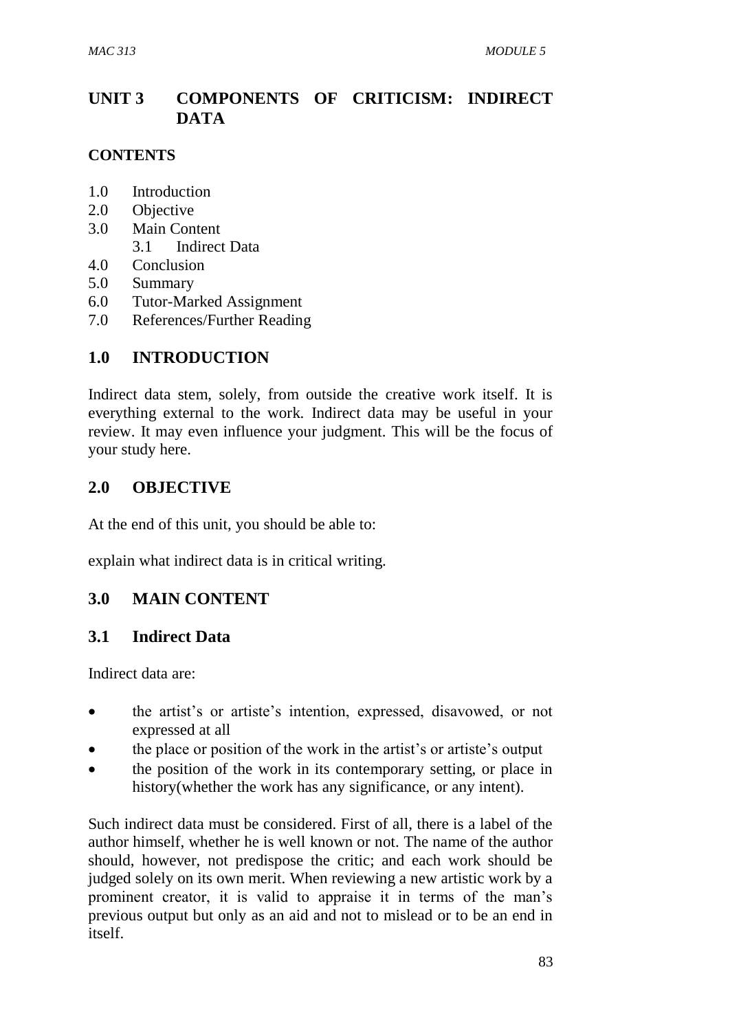# UNIT 3 COMPONENTS OF CRITICISM: INDIRECT DATA

## CONTENTS

1.0 Introduction
2.0 Objective
3.0 Main Content
    3.1 Indirect Data
4.0 Conclusion
5.0 Summary
6.0 Tutor-Marked Assignment
7.0 References/Further Reading

## 1.0 INTRODUCTION

Indirect data stem, solely, from outside the creative work itself. It is everything external to the work. Indirect data may be useful in your review. It may even influence your judgment. This will be the focus of your study here.

## 2.0 OBJECTIVE

At the end of this unit, you should be able to:

explain what indirect data is in critical writing.

## 3.0 MAIN CONTENT

### 3.1 Indirect Data

Indirect data are:

- the artist's or artiste's intention, expressed, disavowed, or not expressed at all
- the place or position of the work in the artist's or artiste's output
- the position of the work in its contemporary setting, or place in history(whether the work has any significance, or any intent).

Such indirect data must be considered. First of all, there is a label of the author himself, whether he is well known or not. The name of the author should, however, not predispose the critic; and each work should be judged solely on its own merit. When reviewing a new artistic work by a prominent creator, it is valid to appraise it in terms of the man's previous output but only as an aid and not to mislead or to be an end in itself.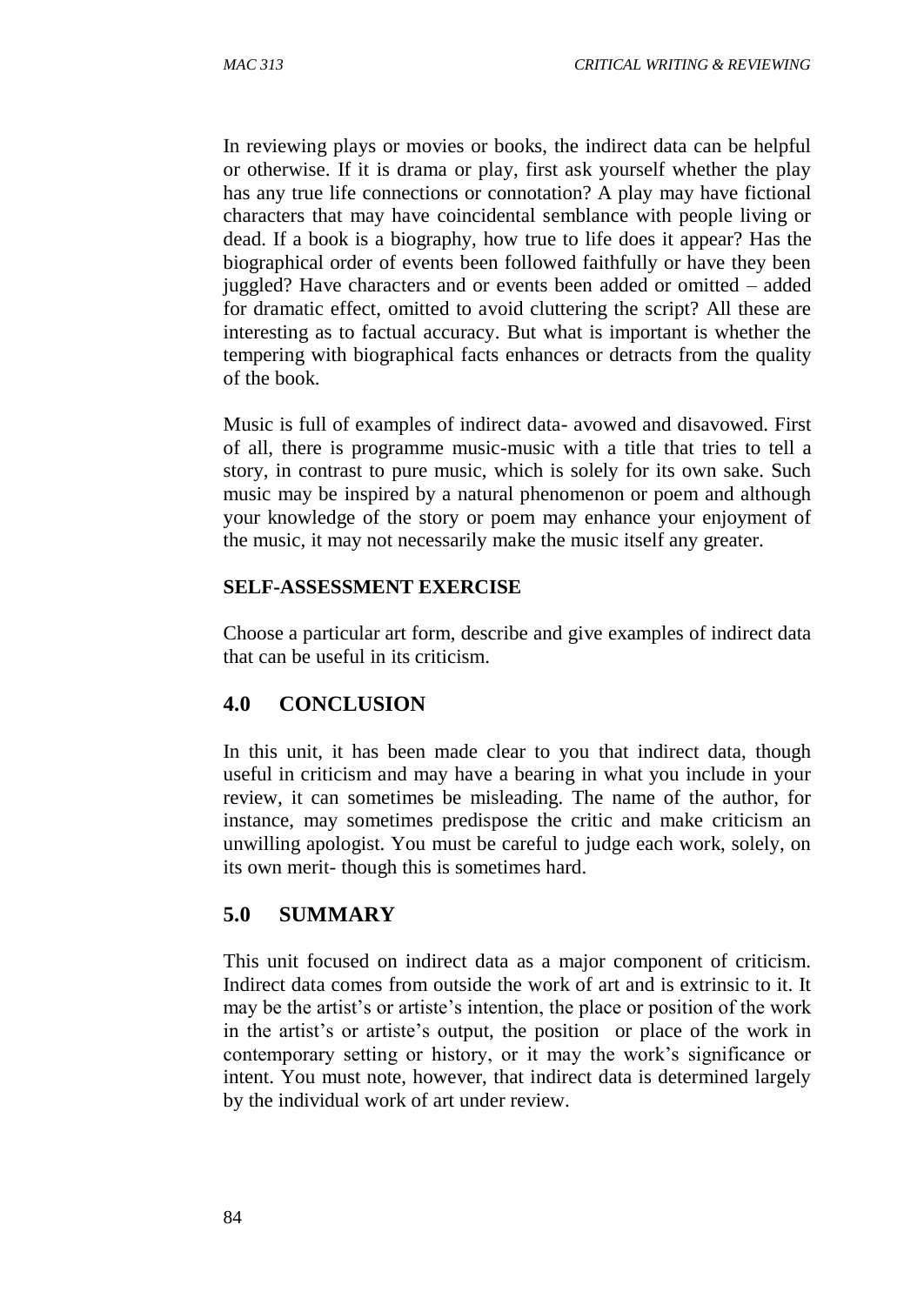In reviewing plays or movies or books, the indirect data can be helpful or otherwise. If it is drama or play, first ask yourself whether the play has any true life connections or connotation? A play may have fictional characters that may have coincidental semblance with people living or dead. If a book is a biography, how true to life does it appear? Has the biographical order of events been followed faithfully or have they been juggled? Have characters and or events been added or omitted – added for dramatic effect, omitted to avoid cluttering the script? All these are interesting as to factual accuracy. But what is important is whether the tempering with biographical facts enhances or detracts from the quality of the book.

Music is full of examples of indirect data- avowed and disavowed. First of all, there is programme music-music with a title that tries to tell a story, in contrast to pure music, which is solely for its own sake. Such music may be inspired by a natural phenomenon or poem and although your knowledge of the story or poem may enhance your enjoyment of the music, it may not necessarily make the music itself any greater.

**SELF-ASSESSMENT EXERCISE**

Choose a particular art form, describe and give examples of indirect data that can be useful in its criticism.

## 4.0 CONCLUSION

In this unit, it has been made clear to you that indirect data, though useful in criticism and may have a bearing in what you include in your review, it can sometimes be misleading. The name of the author, for instance, may sometimes predispose the critic and make criticism an unwilling apologist. You must be careful to judge each work, solely, on its own merit- though this is sometimes hard.

## 5.0 SUMMARY

This unit focused on indirect data as a major component of criticism. Indirect data comes from outside the work of art and is extrinsic to it. It may be the artist's or artiste's intention, the place or position of the work in the artist's or artiste's output, the position or place of the work in contemporary setting or history, or it may the work's significance or intent. You must note, however, that indirect data is determined largely by the individual work of art under review.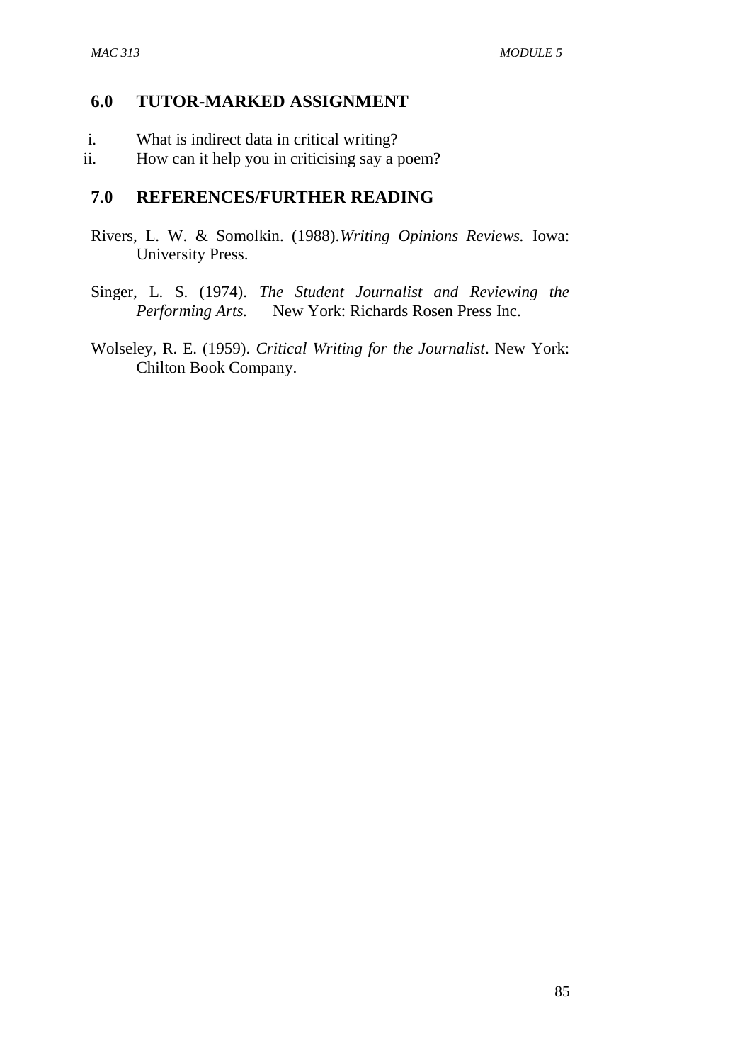## 6.0 TUTOR-MARKED ASSIGNMENT

i. What is indirect data in critical writing?
ii. How can it help you in criticising say a poem?

## 7.0 REFERENCES/FURTHER READING

Rivers, L. W. & Somolkin. (1988).*Writing Opinions Reviews.* Iowa: University Press.

Singer, L. S. (1974). *The Student Journalist and Reviewing the Performing Arts.* New York: Richards Rosen Press Inc.

Wolseley, R. E. (1959). *Critical Writing for the Journalist*. New York: Chilton Book Company.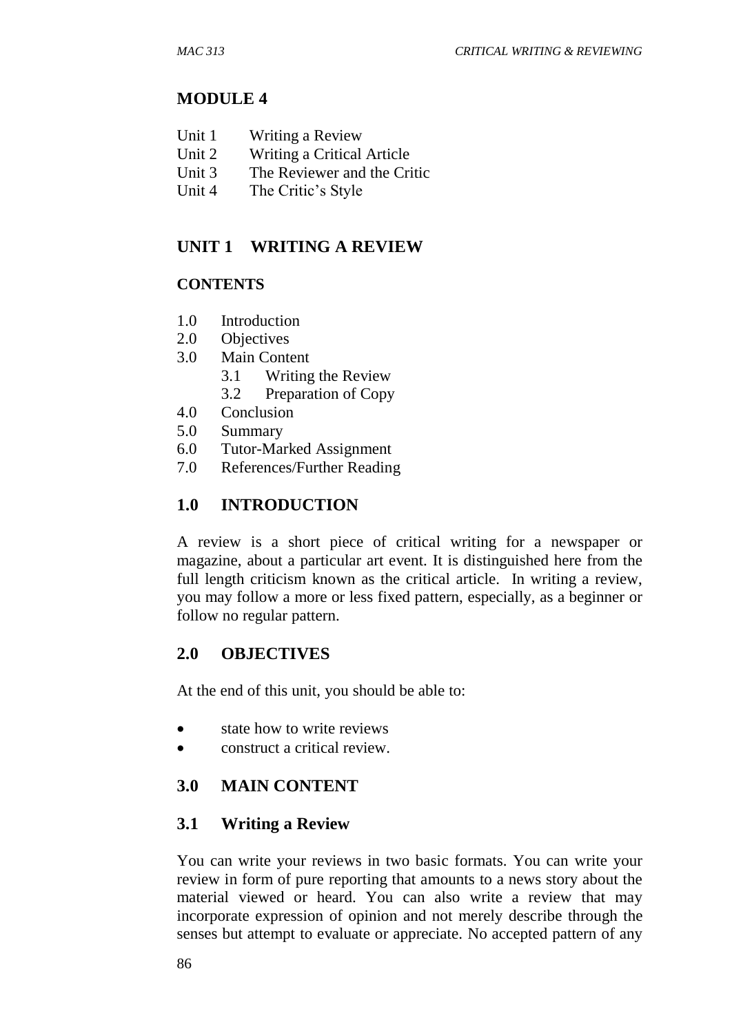# MODULE 4

- Unit 1 Writing a Review
- Unit 2 Writing a Critical Article
- Unit 3 The Reviewer and the Critic
- Unit 4 The Critic's Style

## UNIT 1 WRITING A REVIEW

### CONTENTS

- 1.0 Introduction
- 2.0 Objectives
- 3.0 Main Content
    - 3.1 Writing the Review
    - 3.2 Preparation of Copy
- 4.0 Conclusion
- 5.0 Summary
- 6.0 Tutor-Marked Assignment
- 7.0 References/Further Reading

## 1.0 INTRODUCTION

A review is a short piece of critical writing for a newspaper or magazine, about a particular art event. It is distinguished here from the full length criticism known as the critical article. In writing a review, you may follow a more or less fixed pattern, especially, as a beginner or follow no regular pattern.

## 2.0 OBJECTIVES

At the end of this unit, you should be able to:

- state how to write reviews
- construct a critical review.

## 3.0 MAIN CONTENT

### 3.1 Writing a Review

You can write your reviews in two basic formats. You can write your review in form of pure reporting that amounts to a news story about the material viewed or heard. You can also write a review that may incorporate expression of opinion and not merely describe through the senses but attempt to evaluate or appreciate. No accepted pattern of any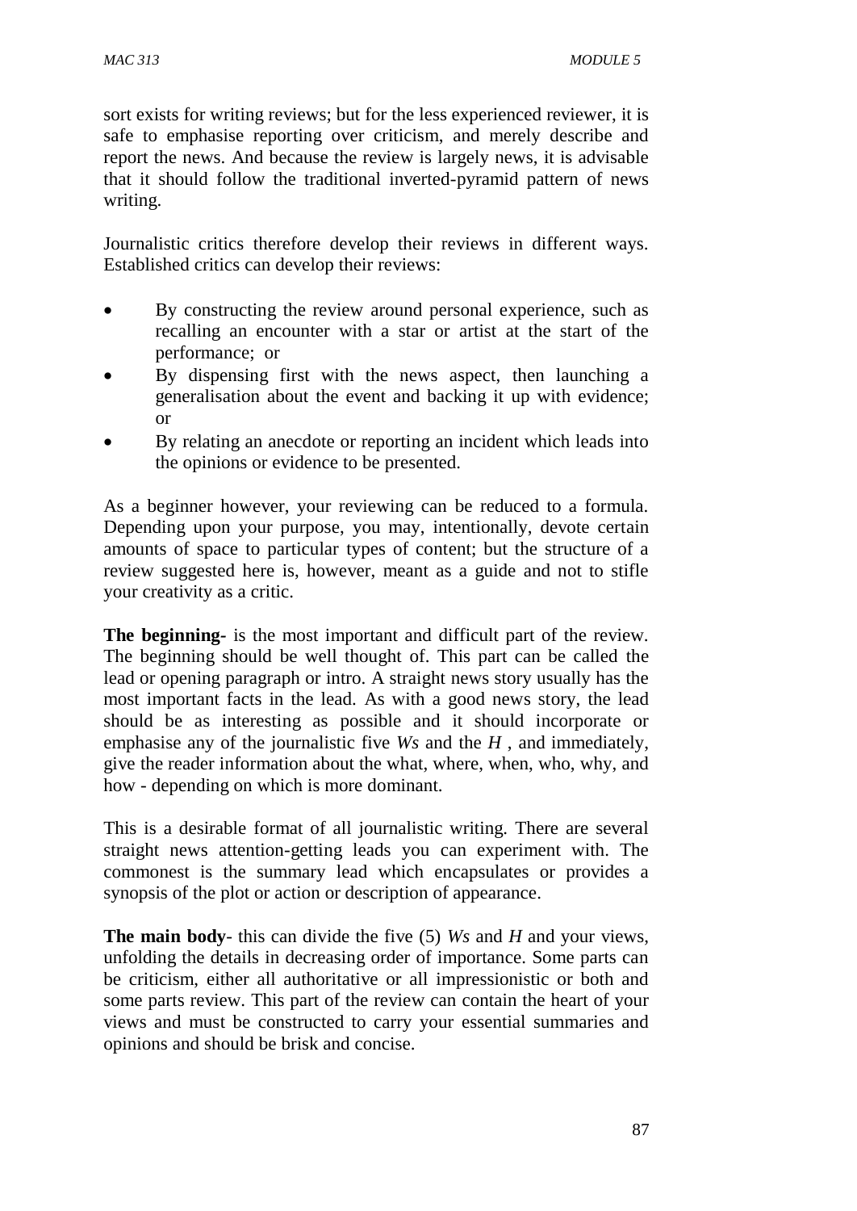sort exists for writing reviews; but for the less experienced reviewer, it is safe to emphasise reporting over criticism, and merely describe and report the news. And because the review is largely news, it is advisable that it should follow the traditional inverted-pyramid pattern of news writing.

Journalistic critics therefore develop their reviews in different ways. Established critics can develop their reviews:

- By constructing the review around personal experience, such as recalling an encounter with a star or artist at the start of the performance; or
- By dispensing first with the news aspect, then launching a generalisation about the event and backing it up with evidence; or
- By relating an anecdote or reporting an incident which leads into the opinions or evidence to be presented.

As a beginner however, your reviewing can be reduced to a formula. Depending upon your purpose, you may, intentionally, devote certain amounts of space to particular types of content; but the structure of a review suggested here is, however, meant as a guide and not to stifle your creativity as a critic.

**The beginning-** is the most important and difficult part of the review. The beginning should be well thought of. This part can be called the lead or opening paragraph or intro. A straight news story usually has the most important facts in the lead. As with a good news story, the lead should be as interesting as possible and it should incorporate or emphasise any of the journalistic five *Ws* and the *H* , and immediately, give the reader information about the what, where, when, who, why, and how - depending on which is more dominant.

This is a desirable format of all journalistic writing. There are several straight news attention-getting leads you can experiment with. The commonest is the summary lead which encapsulates or provides a synopsis of the plot or action or description of appearance.

**The main body**- this can divide the five (5) *Ws* and *H* and your views, unfolding the details in decreasing order of importance. Some parts can be criticism, either all authoritative or all impressionistic or both and some parts review. This part of the review can contain the heart of your views and must be constructed to carry your essential summaries and opinions and should be brisk and concise.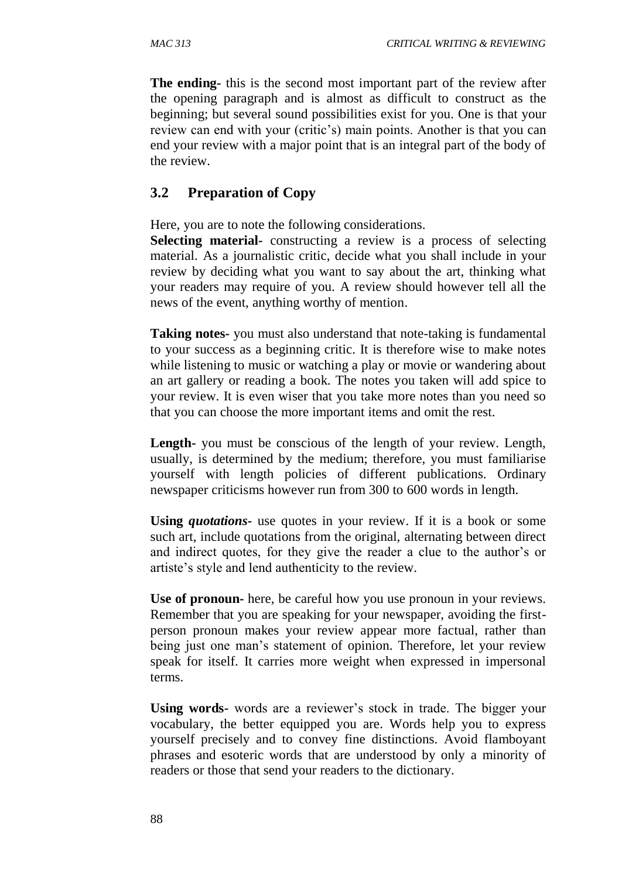**The ending-** this is the second most important part of the review after the opening paragraph and is almost as difficult to construct as the beginning; but several sound possibilities exist for you. One is that your review can end with your (critic's) main points. Another is that you can end your review with a major point that is an integral part of the body of the review.

## 3.2 Preparation of Copy

Here, you are to note the following considerations.

**Selecting material-** constructing a review is a process of selecting material. As a journalistic critic, decide what you shall include in your review by deciding what you want to say about the art, thinking what your readers may require of you. A review should however tell all the news of the event, anything worthy of mention.

**Taking notes-** you must also understand that note-taking is fundamental to your success as a beginning critic. It is therefore wise to make notes while listening to music or watching a play or movie or wandering about an art gallery or reading a book. The notes you taken will add spice to your review. It is even wiser that you take more notes than you need so that you can choose the more important items and omit the rest.

**Length-** you must be conscious of the length of your review. Length, usually, is determined by the medium; therefore, you must familiarise yourself with length policies of different publications. Ordinary newspaper criticisms however run from 300 to 600 words in length.

**Using *quotations*-** use quotes in your review. If it is a book or some such art, include quotations from the original, alternating between direct and indirect quotes, for they give the reader a clue to the author's or artiste's style and lend authenticity to the review.

**Use of pronoun-** here, be careful how you use pronoun in your reviews. Remember that you are speaking for your newspaper, avoiding the first-person pronoun makes your review appear more factual, rather than being just one man's statement of opinion. Therefore, let your review speak for itself. It carries more weight when expressed in impersonal terms.

**Using words-** words are a reviewer's stock in trade. The bigger your vocabulary, the better equipped you are. Words help you to express yourself precisely and to convey fine distinctions. Avoid flamboyant phrases and esoteric words that are understood by only a minority of readers or those that send your readers to the dictionary.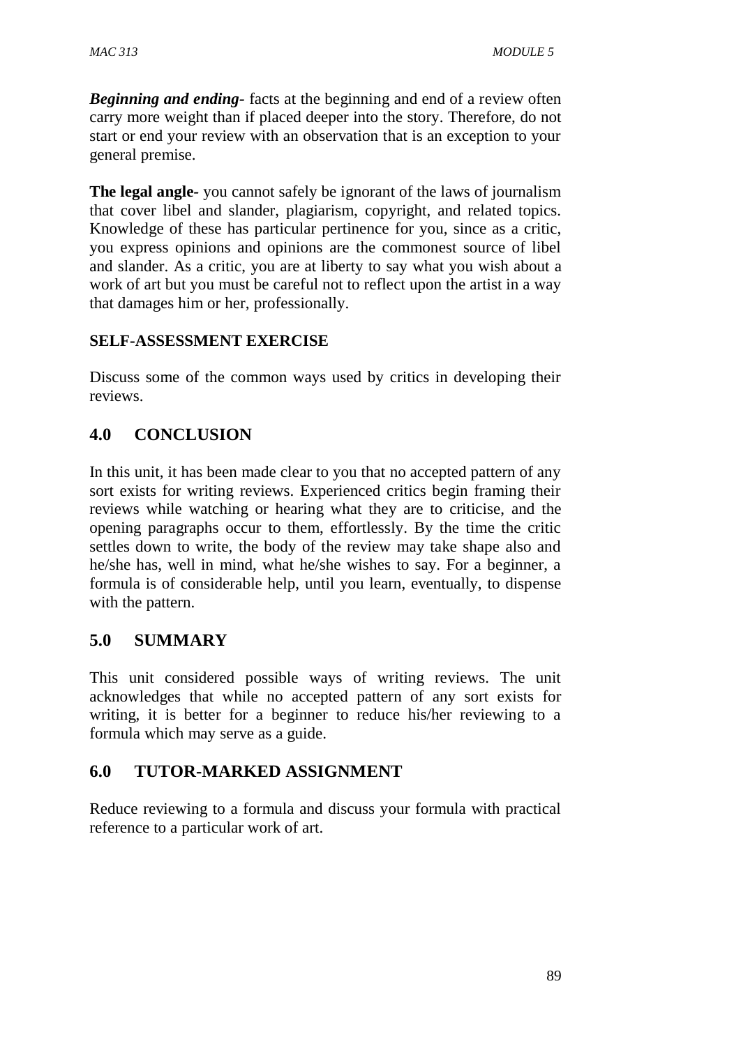***Beginning and ending-*** facts at the beginning and end of a review often carry more weight than if placed deeper into the story. Therefore, do not start or end your review with an observation that is an exception to your general premise.

**The legal angle-** you cannot safely be ignorant of the laws of journalism that cover libel and slander, plagiarism, copyright, and related topics. Knowledge of these has particular pertinence for you, since as a critic, you express opinions and opinions are the commonest source of libel and slander. As a critic, you are at liberty to say what you wish about a work of art but you must be careful not to reflect upon the artist in a way that damages him or her, professionally.

**SELF-ASSESSMENT EXERCISE**

Discuss some of the common ways used by critics in developing their reviews.

## 4.0 CONCLUSION

In this unit, it has been made clear to you that no accepted pattern of any sort exists for writing reviews. Experienced critics begin framing their reviews while watching or hearing what they are to criticise, and the opening paragraphs occur to them, effortlessly. By the time the critic settles down to write, the body of the review may take shape also and he/she has, well in mind, what he/she wishes to say. For a beginner, a formula is of considerable help, until you learn, eventually, to dispense with the pattern.

## 5.0 SUMMARY

This unit considered possible ways of writing reviews. The unit acknowledges that while no accepted pattern of any sort exists for writing, it is better for a beginner to reduce his/her reviewing to a formula which may serve as a guide.

## 6.0 TUTOR-MARKED ASSIGNMENT

Reduce reviewing to a formula and discuss your formula with practical reference to a particular work of art.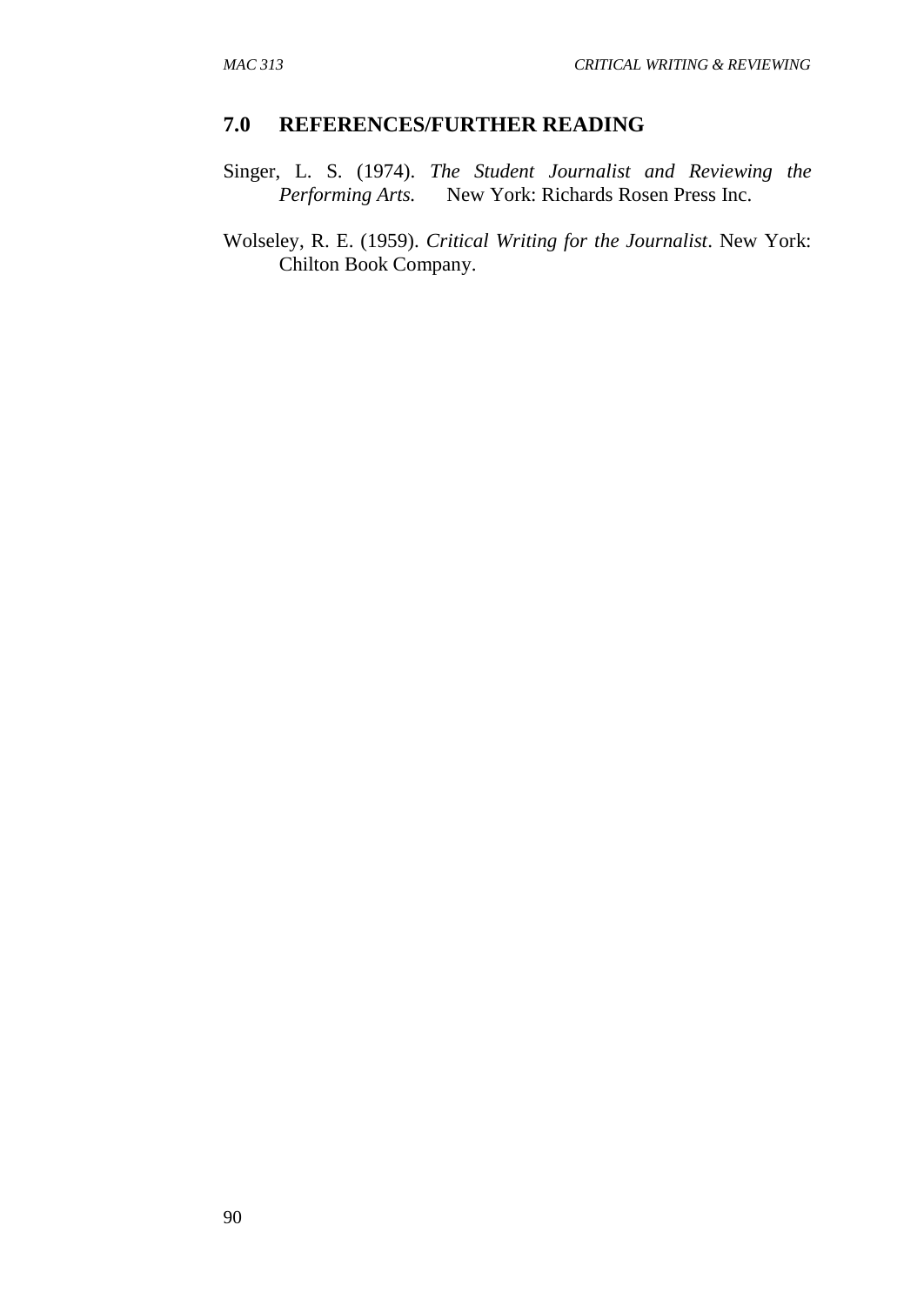## 7.0 REFERENCES/FURTHER READING

Singer, L. S. (1974). *The Student Journalist and Reviewing the Performing Arts.* New York: Richards Rosen Press Inc.

Wolseley, R. E. (1959). *Critical Writing for the Journalist*. New York: Chilton Book Company.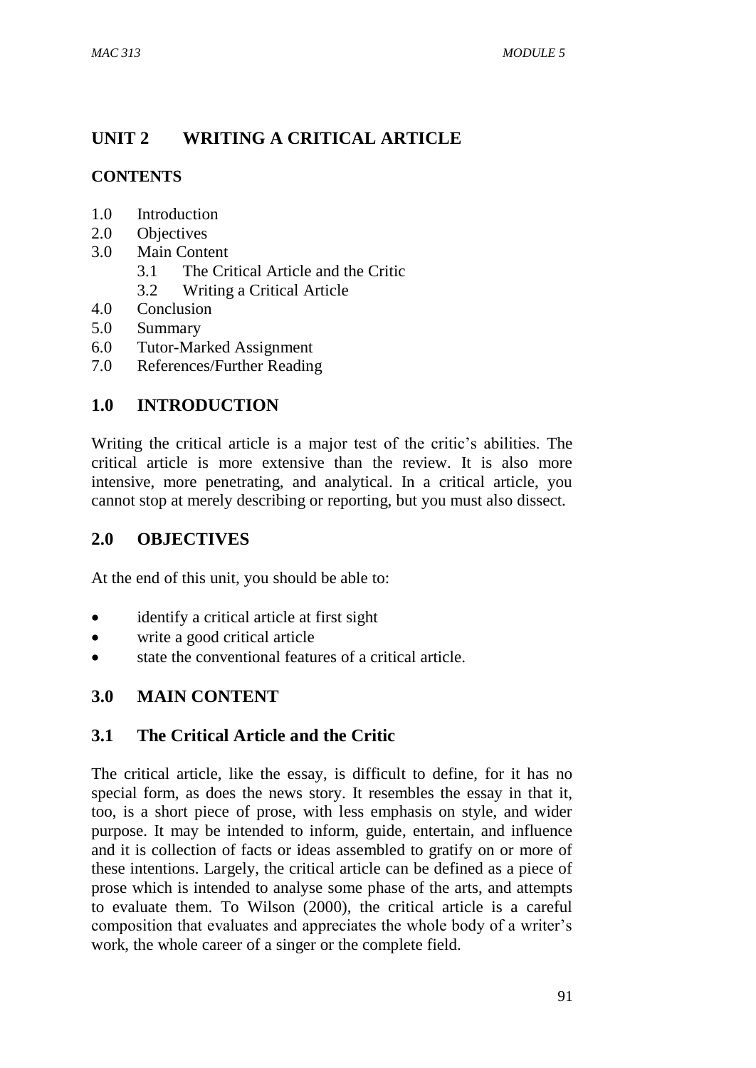## UNIT 2 WRITING A CRITICAL ARTICLE

### CONTENTS

1.0 Introduction
2.0 Objectives
3.0 Main Content
    3.1 The Critical Article and the Critic
    3.2 Writing a Critical Article
4.0 Conclusion
5.0 Summary
6.0 Tutor-Marked Assignment
7.0 References/Further Reading

## 1.0 INTRODUCTION

Writing the critical article is a major test of the critic's abilities. The critical article is more extensive than the review. It is also more intensive, more penetrating, and analytical. In a critical article, you cannot stop at merely describing or reporting, but you must also dissect.

## 2.0 OBJECTIVES

At the end of this unit, you should be able to:

- identify a critical article at first sight
- write a good critical article
- state the conventional features of a critical article.

## 3.0 MAIN CONTENT

### 3.1 The Critical Article and the Critic

The critical article, like the essay, is difficult to define, for it has no special form, as does the news story. It resembles the essay in that it, too, is a short piece of prose, with less emphasis on style, and wider purpose. It may be intended to inform, guide, entertain, and influence and it is collection of facts or ideas assembled to gratify on or more of these intentions. Largely, the critical article can be defined as a piece of prose which is intended to analyse some phase of the arts, and attempts to evaluate them. To Wilson (2000), the critical article is a careful composition that evaluates and appreciates the whole body of a writer's work, the whole career of a singer or the complete field.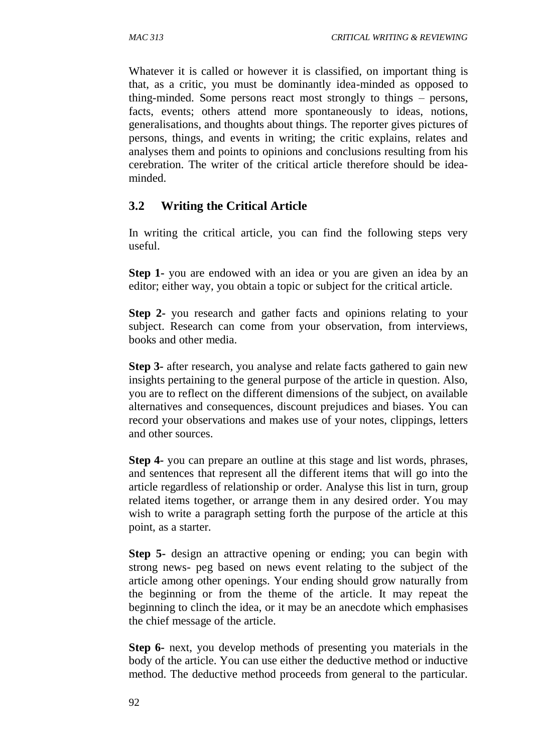Whatever it is called or however it is classified, on important thing is that, as a critic, you must be dominantly idea-minded as opposed to thing-minded. Some persons react most strongly to things – persons, facts, events; others attend more spontaneously to ideas, notions, generalisations, and thoughts about things. The reporter gives pictures of persons, things, and events in writing; the critic explains, relates and analyses them and points to opinions and conclusions resulting from his cerebration. The writer of the critical article therefore should be idea-minded.

## 3.2 Writing the Critical Article

In writing the critical article, you can find the following steps very useful.

**Step 1-** you are endowed with an idea or you are given an idea by an editor; either way, you obtain a topic or subject for the critical article.

**Step 2-** you research and gather facts and opinions relating to your subject. Research can come from your observation, from interviews, books and other media.

**Step 3-** after research, you analyse and relate facts gathered to gain new insights pertaining to the general purpose of the article in question. Also, you are to reflect on the different dimensions of the subject, on available alternatives and consequences, discount prejudices and biases. You can record your observations and makes use of your notes, clippings, letters and other sources.

**Step 4-** you can prepare an outline at this stage and list words, phrases, and sentences that represent all the different items that will go into the article regardless of relationship or order. Analyse this list in turn, group related items together, or arrange them in any desired order. You may wish to write a paragraph setting forth the purpose of the article at this point, as a starter.

**Step 5-** design an attractive opening or ending; you can begin with strong news- peg based on news event relating to the subject of the article among other openings. Your ending should grow naturally from the beginning or from the theme of the article. It may repeat the beginning to clinch the idea, or it may be an anecdote which emphasises the chief message of the article.

**Step 6-** next, you develop methods of presenting you materials in the body of the article. You can use either the deductive method or inductive method. The deductive method proceeds from general to the particular.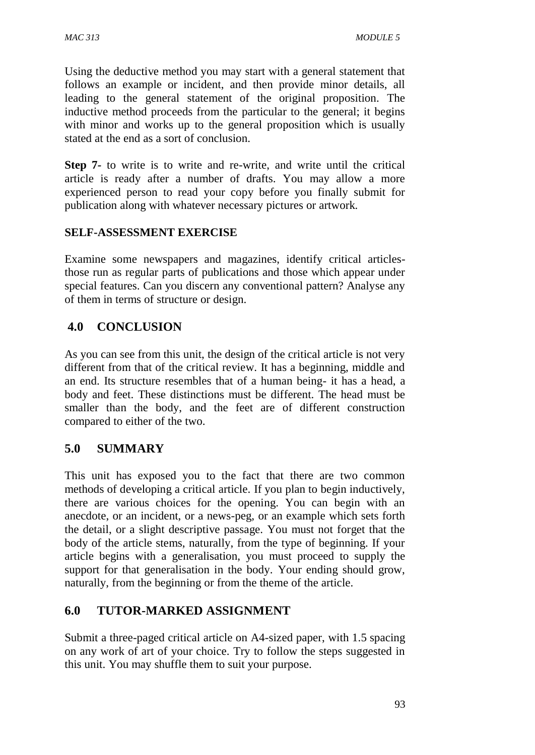Using the deductive method you may start with a general statement that follows an example or incident, and then provide minor details, all leading to the general statement of the original proposition. The inductive method proceeds from the particular to the general; it begins with minor and works up to the general proposition which is usually stated at the end as a sort of conclusion.

**Step 7-** to write is to write and re-write, and write until the critical article is ready after a number of drafts. You may allow a more experienced person to read your copy before you finally submit for publication along with whatever necessary pictures or artwork.

**SELF-ASSESSMENT EXERCISE**

Examine some newspapers and magazines, identify critical articles-those run as regular parts of publications and those which appear under special features. Can you discern any conventional pattern? Analyse any of them in terms of structure or design.

## 4.0 CONCLUSION

As you can see from this unit, the design of the critical article is not very different from that of the critical review. It has a beginning, middle and an end. Its structure resembles that of a human being- it has a head, a body and feet. These distinctions must be different. The head must be smaller than the body, and the feet are of different construction compared to either of the two.

## 5.0 SUMMARY

This unit has exposed you to the fact that there are two common methods of developing a critical article. If you plan to begin inductively, there are various choices for the opening. You can begin with an anecdote, or an incident, or a news-peg, or an example which sets forth the detail, or a slight descriptive passage. You must not forget that the body of the article stems, naturally, from the type of beginning. If your article begins with a generalisation, you must proceed to supply the support for that generalisation in the body. Your ending should grow, naturally, from the beginning or from the theme of the article.

## 6.0 TUTOR-MARKED ASSIGNMENT

Submit a three-paged critical article on A4-sized paper, with 1.5 spacing on any work of art of your choice. Try to follow the steps suggested in this unit. You may shuffle them to suit your purpose.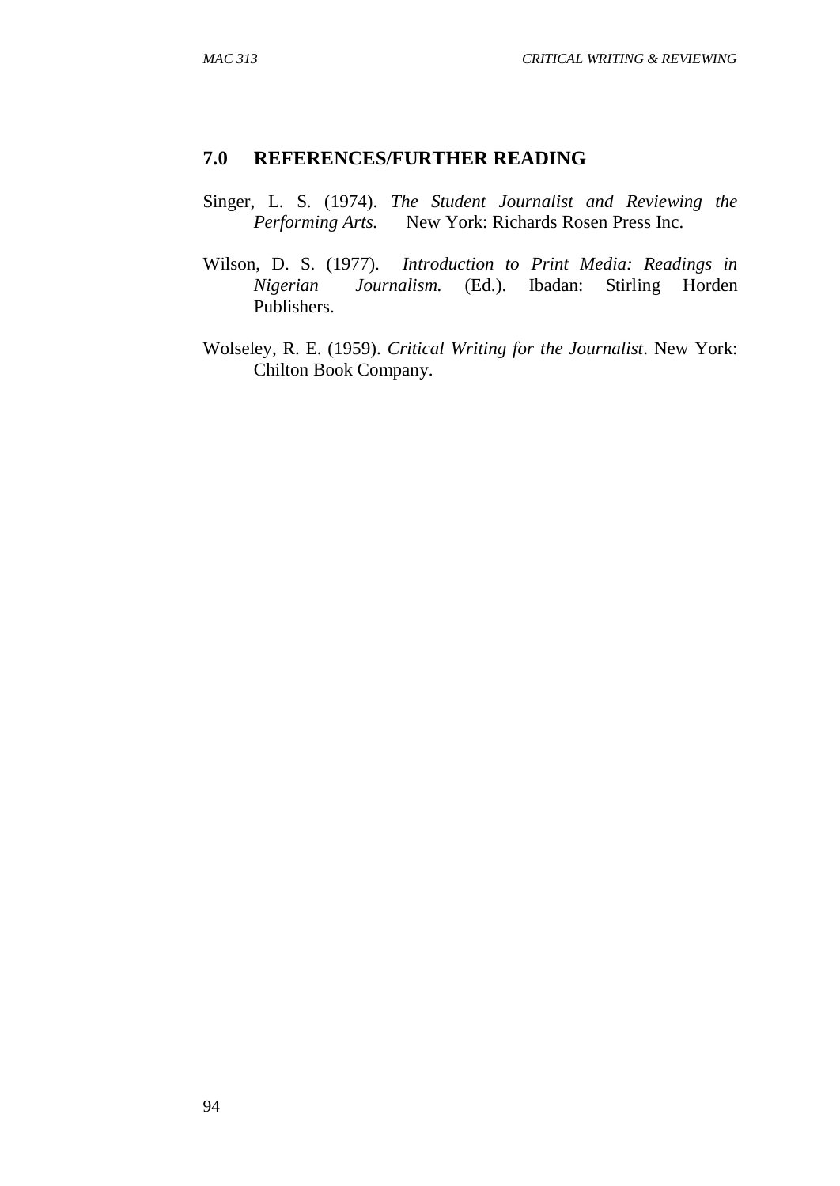## 7.0 REFERENCES/FURTHER READING

Singer, L. S. (1974). *The Student Journalist and Reviewing the Performing Arts.* New York: Richards Rosen Press Inc.

Wilson, D. S. (1977). *Introduction to Print Media: Readings in Nigerian Journalism.* (Ed.). Ibadan: Stirling Horden Publishers.

Wolseley, R. E. (1959). *Critical Writing for the Journalist*. New York: Chilton Book Company.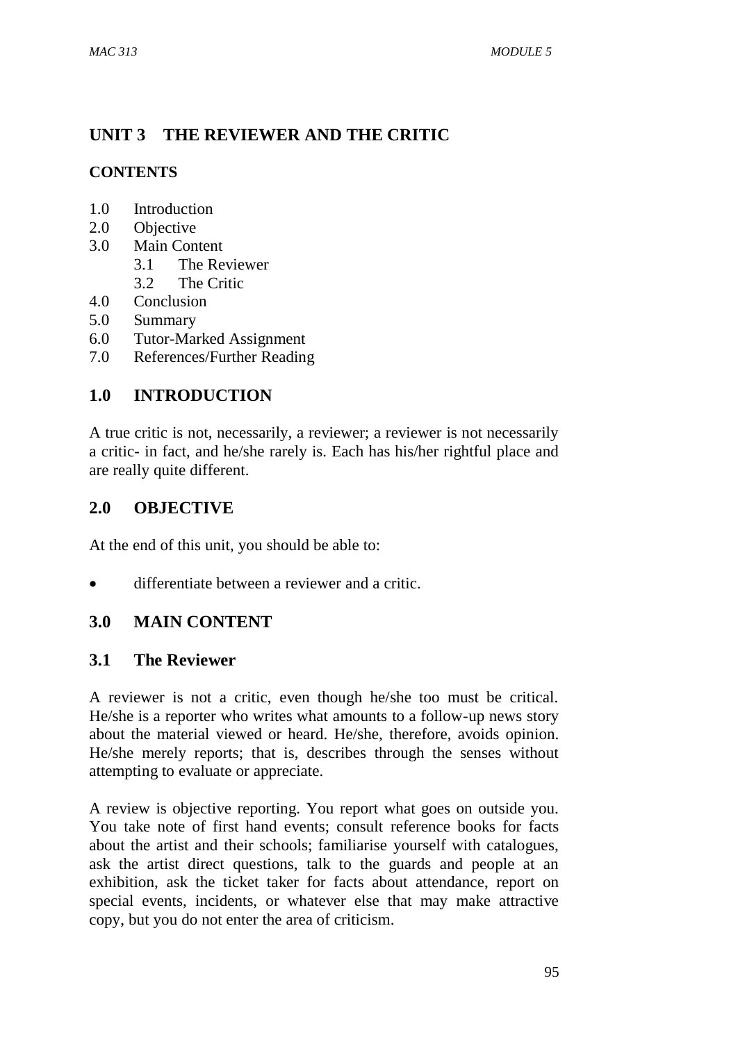## UNIT 3 THE REVIEWER AND THE CRITIC

### CONTENTS

1.0 Introduction
2.0 Objective
3.0 Main Content
    3.1 The Reviewer
    3.2 The Critic
4.0 Conclusion
5.0 Summary
6.0 Tutor-Marked Assignment
7.0 References/Further Reading

## 1.0 INTRODUCTION

A true critic is not, necessarily, a reviewer; a reviewer is not necessarily a critic- in fact, and he/she rarely is. Each has his/her rightful place and are really quite different.

## 2.0 OBJECTIVE

At the end of this unit, you should be able to:

- differentiate between a reviewer and a critic.

## 3.0 MAIN CONTENT

### 3.1 The Reviewer

A reviewer is not a critic, even though he/she too must be critical. He/she is a reporter who writes what amounts to a follow-up news story about the material viewed or heard. He/she, therefore, avoids opinion. He/she merely reports; that is, describes through the senses without attempting to evaluate or appreciate.

A review is objective reporting. You report what goes on outside you. You take note of first hand events; consult reference books for facts about the artist and their schools; familiarise yourself with catalogues, ask the artist direct questions, talk to the guards and people at an exhibition, ask the ticket taker for facts about attendance, report on special events, incidents, or whatever else that may make attractive copy, but you do not enter the area of criticism.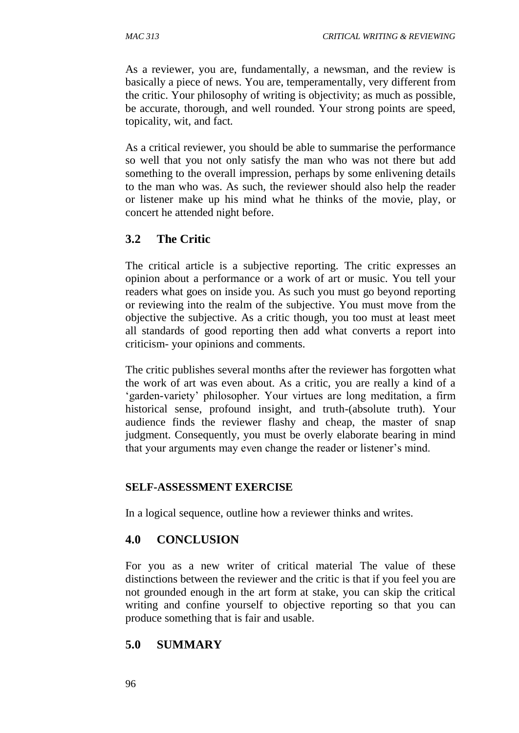As a reviewer, you are, fundamentally, a newsman, and the review is basically a piece of news. You are, temperamentally, very different from the critic. Your philosophy of writing is objectivity; as much as possible, be accurate, thorough, and well rounded. Your strong points are speed, topicality, wit, and fact.

As a critical reviewer, you should be able to summarise the performance so well that you not only satisfy the man who was not there but add something to the overall impression, perhaps by some enlivening details to the man who was. As such, the reviewer should also help the reader or listener make up his mind what he thinks of the movie, play, or concert he attended night before.

## 3.2 The Critic

The critical article is a subjective reporting. The critic expresses an opinion about a performance or a work of art or music. You tell your readers what goes on inside you. As such you must go beyond reporting or reviewing into the realm of the subjective. You must move from the objective the subjective. As a critic though, you too must at least meet all standards of good reporting then add what converts a report into criticism- your opinions and comments.

The critic publishes several months after the reviewer has forgotten what the work of art was even about. As a critic, you are really a kind of a 'garden-variety' philosopher. Your virtues are long meditation, a firm historical sense, profound insight, and truth-(absolute truth). Your audience finds the reviewer flashy and cheap, the master of snap judgment. Consequently, you must be overly elaborate bearing in mind that your arguments may even change the reader or listener's mind.

**SELF-ASSESSMENT EXERCISE**

In a logical sequence, outline how a reviewer thinks and writes.

## 4.0 CONCLUSION

For you as a new writer of critical material The value of these distinctions between the reviewer and the critic is that if you feel you are not grounded enough in the art form at stake, you can skip the critical writing and confine yourself to objective reporting so that you can produce something that is fair and usable.

## 5.0 SUMMARY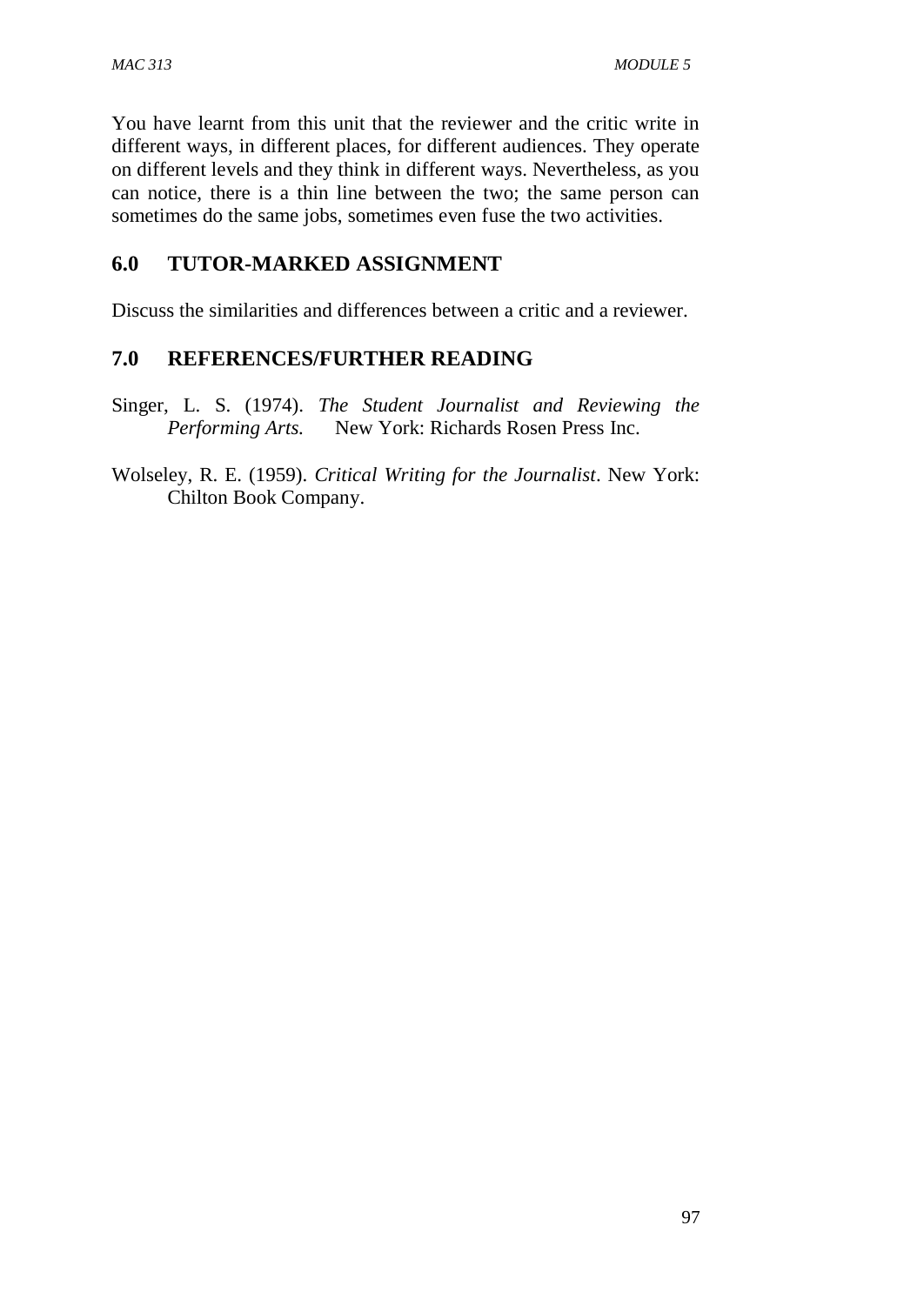You have learnt from this unit that the reviewer and the critic write in different ways, in different places, for different audiences. They operate on different levels and they think in different ways. Nevertheless, as you can notice, there is a thin line between the two; the same person can sometimes do the same jobs, sometimes even fuse the two activities.

## 6.0 TUTOR-MARKED ASSIGNMENT

Discuss the similarities and differences between a critic and a reviewer.

## 7.0 REFERENCES/FURTHER READING

Singer, L. S. (1974). *The Student Journalist and Reviewing the Performing Arts.* New York: Richards Rosen Press Inc.

Wolseley, R. E. (1959). *Critical Writing for the Journalist*. New York: Chilton Book Company.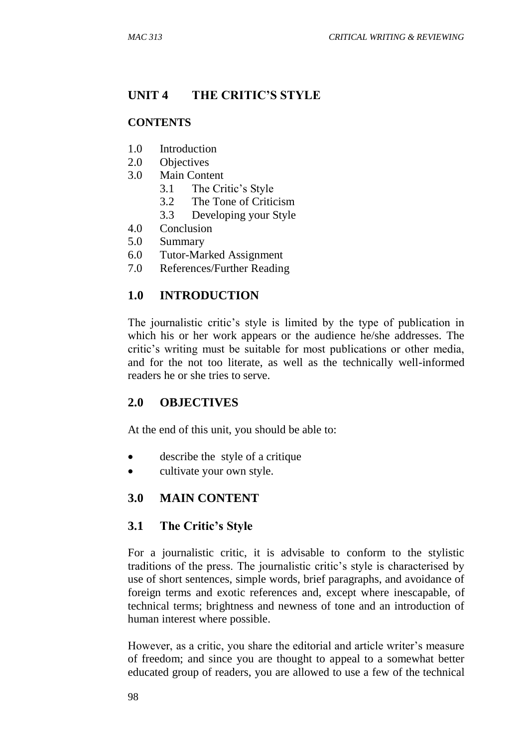## UNIT 4 THE CRITIC'S STYLE

**CONTENTS**

1.0 Introduction
2.0 Objectives
3.0 Main Content
  3.1 The Critic's Style
  3.2 The Tone of Criticism
  3.3 Developing your Style
4.0 Conclusion
5.0 Summary
6.0 Tutor-Marked Assignment
7.0 References/Further Reading

## 1.0 INTRODUCTION

The journalistic critic's style is limited by the type of publication in which his or her work appears or the audience he/she addresses. The critic's writing must be suitable for most publications or other media, and for the not too literate, as well as the technically well-informed readers he or she tries to serve.

## 2.0 OBJECTIVES

At the end of this unit, you should be able to:

- describe the style of a critique
- cultivate your own style.

## 3.0 MAIN CONTENT

### 3.1 The Critic's Style

For a journalistic critic, it is advisable to conform to the stylistic traditions of the press. The journalistic critic's style is characterised by use of short sentences, simple words, brief paragraphs, and avoidance of foreign terms and exotic references and, except where inescapable, of technical terms; brightness and newness of tone and an introduction of human interest where possible.

However, as a critic, you share the editorial and article writer's measure of freedom; and since you are thought to appeal to a somewhat better educated group of readers, you are allowed to use a few of the technical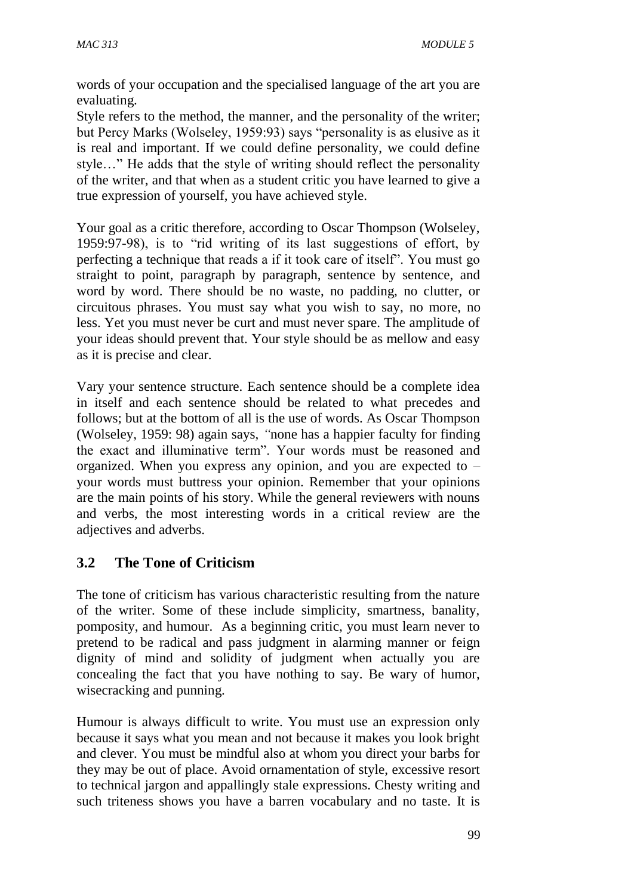words of your occupation and the specialised language of the art you are evaluating.

Style refers to the method, the manner, and the personality of the writer; but Percy Marks (Wolseley, 1959:93) says "personality is as elusive as it is real and important. If we could define personality, we could define style…" He adds that the style of writing should reflect the personality of the writer, and that when as a student critic you have learned to give a true expression of yourself, you have achieved style.

Your goal as a critic therefore, according to Oscar Thompson (Wolseley, 1959:97-98), is to "rid writing of its last suggestions of effort, by perfecting a technique that reads a if it took care of itself". You must go straight to point, paragraph by paragraph, sentence by sentence, and word by word. There should be no waste, no padding, no clutter, or circuitous phrases. You must say what you wish to say, no more, no less. Yet you must never be curt and must never spare. The amplitude of your ideas should prevent that. Your style should be as mellow and easy as it is precise and clear.

Vary your sentence structure. Each sentence should be a complete idea in itself and each sentence should be related to what precedes and follows; but at the bottom of all is the use of words. As Oscar Thompson (Wolseley, 1959: 98) again says, *"*none has a happier faculty for finding the exact and illuminative term". Your words must be reasoned and organized. When you express any opinion, and you are expected to – your words must buttress your opinion. Remember that your opinions are the main points of his story. While the general reviewers with nouns and verbs, the most interesting words in a critical review are the adjectives and adverbs.

## 3.2 The Tone of Criticism

The tone of criticism has various characteristic resulting from the nature of the writer. Some of these include simplicity, smartness, banality, pomposity, and humour. As a beginning critic, you must learn never to pretend to be radical and pass judgment in alarming manner or feign dignity of mind and solidity of judgment when actually you are concealing the fact that you have nothing to say. Be wary of humor, wisecracking and punning.

Humour is always difficult to write. You must use an expression only because it says what you mean and not because it makes you look bright and clever. You must be mindful also at whom you direct your barbs for they may be out of place. Avoid ornamentation of style, excessive resort to technical jargon and appallingly stale expressions. Chesty writing and such triteness shows you have a barren vocabulary and no taste. It is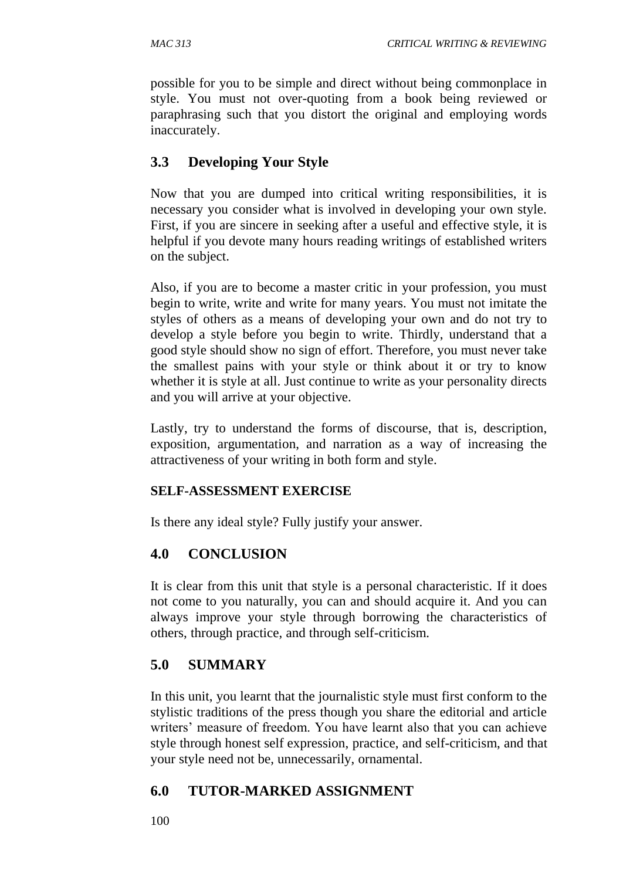possible for you to be simple and direct without being commonplace in style. You must not over-quoting from a book being reviewed or paraphrasing such that you distort the original and employing words inaccurately.

## 3.3 Developing Your Style

Now that you are dumped into critical writing responsibilities, it is necessary you consider what is involved in developing your own style. First, if you are sincere in seeking after a useful and effective style, it is helpful if you devote many hours reading writings of established writers on the subject.

Also, if you are to become a master critic in your profession, you must begin to write, write and write for many years. You must not imitate the styles of others as a means of developing your own and do not try to develop a style before you begin to write. Thirdly, understand that a good style should show no sign of effort. Therefore, you must never take the smallest pains with your style or think about it or try to know whether it is style at all. Just continue to write as your personality directs and you will arrive at your objective.

Lastly, try to understand the forms of discourse, that is, description, exposition, argumentation, and narration as a way of increasing the attractiveness of your writing in both form and style.

**SELF-ASSESSMENT EXERCISE**

Is there any ideal style? Fully justify your answer.

## 4.0 CONCLUSION

It is clear from this unit that style is a personal characteristic. If it does not come to you naturally, you can and should acquire it. And you can always improve your style through borrowing the characteristics of others, through practice, and through self-criticism.

## 5.0 SUMMARY

In this unit, you learnt that the journalistic style must first conform to the stylistic traditions of the press though you share the editorial and article writers' measure of freedom. You have learnt also that you can achieve style through honest self expression, practice, and self-criticism, and that your style need not be, unnecessarily, ornamental.

## 6.0 TUTOR-MARKED ASSIGNMENT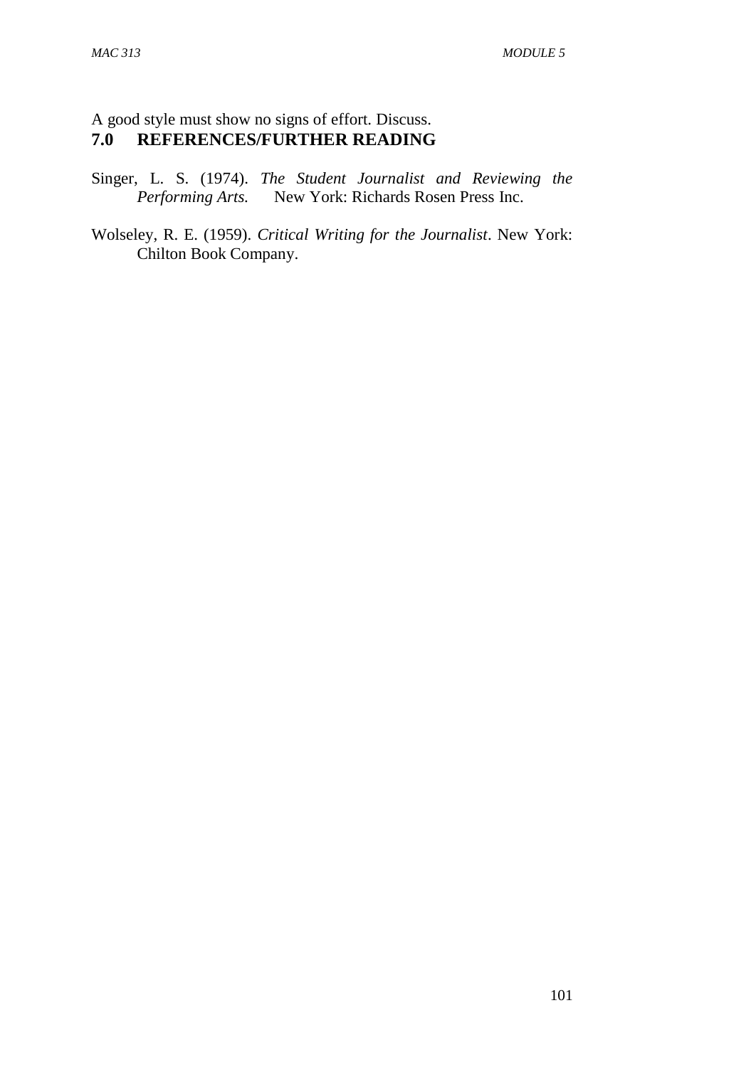A good style must show no signs of effort. Discuss.

## 7.0 REFERENCES/FURTHER READING

Singer, L. S. (1974). *The Student Journalist and Reviewing the Performing Arts.* New York: Richards Rosen Press Inc.

Wolseley, R. E. (1959). *Critical Writing for the Journalist*. New York: Chilton Book Company.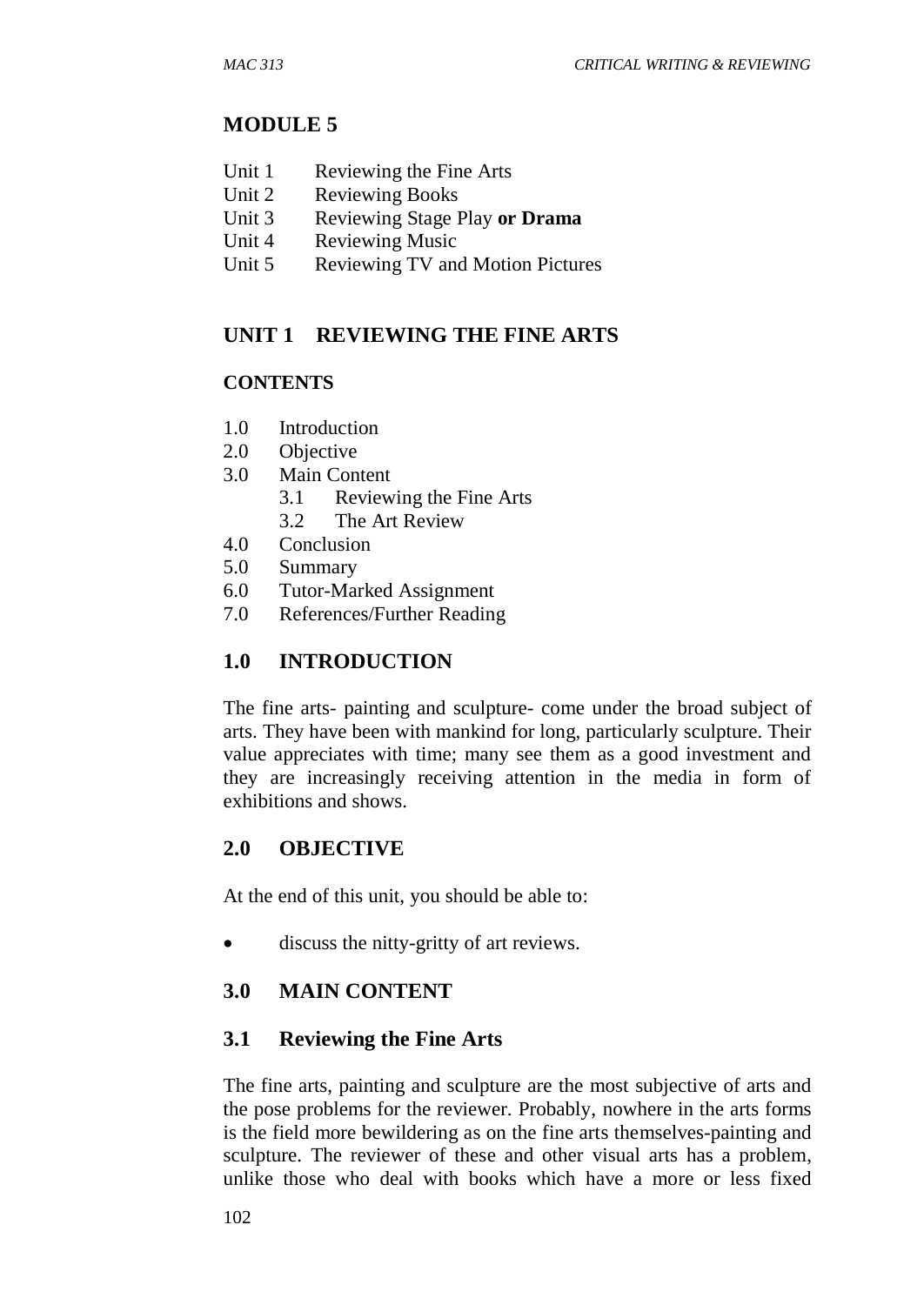# MODULE 5

- Unit 1 Reviewing the Fine Arts
- Unit 2 Reviewing Books
- Unit 3 Reviewing Stage Play **or Drama**
- Unit 4 Reviewing Music
- Unit 5 Reviewing TV and Motion Pictures

## UNIT 1 REVIEWING THE FINE ARTS

### CONTENTS

- 1.0 Introduction
- 2.0 Objective
- 3.0 Main Content
  - 3.1 Reviewing the Fine Arts
  - 3.2 The Art Review
- 4.0 Conclusion
- 5.0 Summary
- 6.0 Tutor-Marked Assignment
- 7.0 References/Further Reading

## 1.0 INTRODUCTION

The fine arts- painting and sculpture- come under the broad subject of arts. They have been with mankind for long, particularly sculpture. Their value appreciates with time; many see them as a good investment and they are increasingly receiving attention in the media in form of exhibitions and shows.

## 2.0 OBJECTIVE

At the end of this unit, you should be able to:

- discuss the nitty-gritty of art reviews.

## 3.0 MAIN CONTENT

### 3.1 Reviewing the Fine Arts

The fine arts, painting and sculpture are the most subjective of arts and the pose problems for the reviewer. Probably, nowhere in the arts forms is the field more bewildering as on the fine arts themselves-painting and sculpture. The reviewer of these and other visual arts has a problem, unlike those who deal with books which have a more or less fixed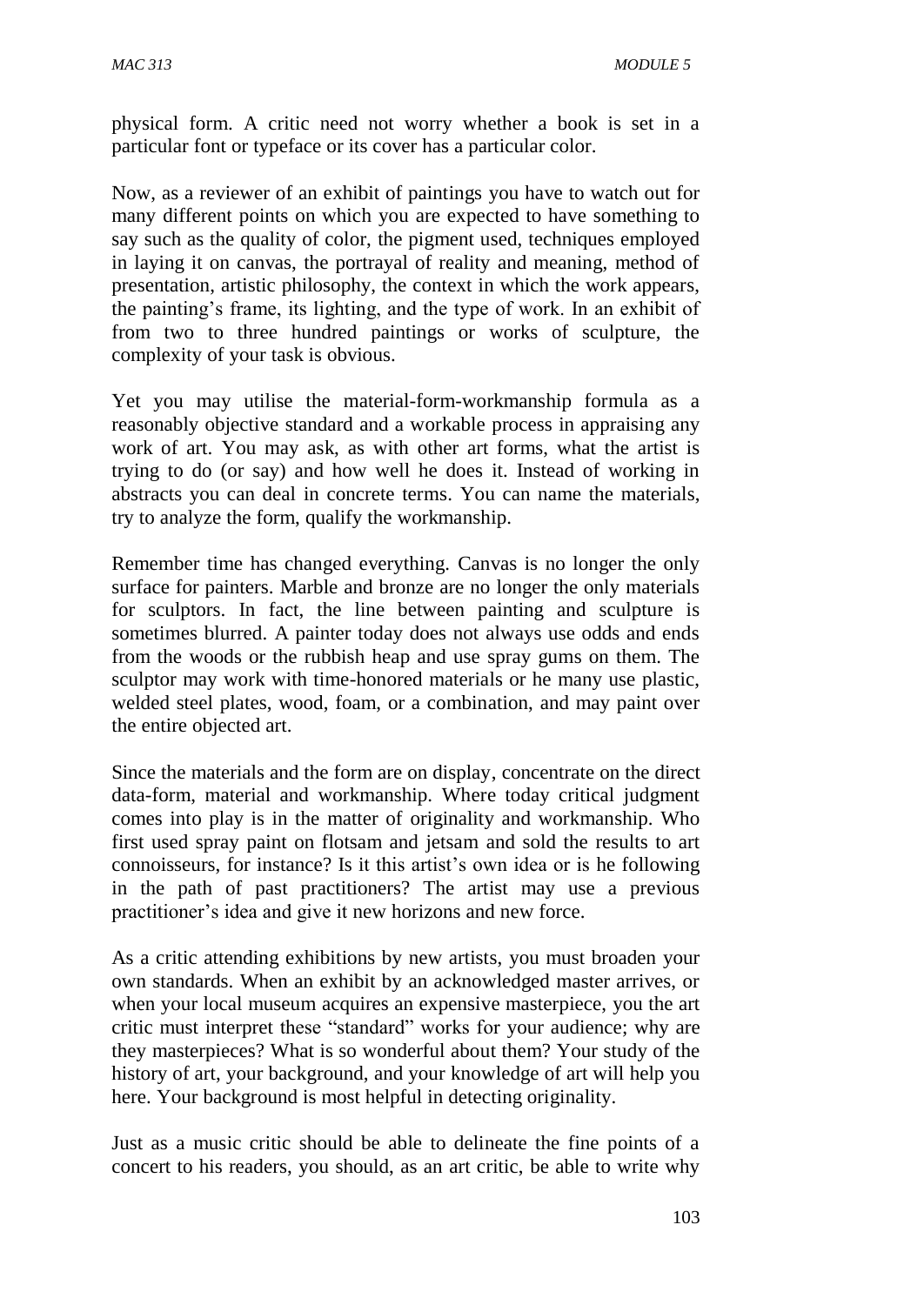physical form. A critic need not worry whether a book is set in a particular font or typeface or its cover has a particular color.

Now, as a reviewer of an exhibit of paintings you have to watch out for many different points on which you are expected to have something to say such as the quality of color, the pigment used, techniques employed in laying it on canvas, the portrayal of reality and meaning, method of presentation, artistic philosophy, the context in which the work appears, the painting's frame, its lighting, and the type of work. In an exhibit of from two to three hundred paintings or works of sculpture, the complexity of your task is obvious.

Yet you may utilise the material-form-workmanship formula as a reasonably objective standard and a workable process in appraising any work of art. You may ask, as with other art forms, what the artist is trying to do (or say) and how well he does it. Instead of working in abstracts you can deal in concrete terms. You can name the materials, try to analyze the form, qualify the workmanship.

Remember time has changed everything. Canvas is no longer the only surface for painters. Marble and bronze are no longer the only materials for sculptors. In fact, the line between painting and sculpture is sometimes blurred. A painter today does not always use odds and ends from the woods or the rubbish heap and use spray gums on them. The sculptor may work with time-honored materials or he many use plastic, welded steel plates, wood, foam, or a combination, and may paint over the entire objected art.

Since the materials and the form are on display, concentrate on the direct data-form, material and workmanship. Where today critical judgment comes into play is in the matter of originality and workmanship. Who first used spray paint on flotsam and jetsam and sold the results to art connoisseurs, for instance? Is it this artist's own idea or is he following in the path of past practitioners? The artist may use a previous practitioner's idea and give it new horizons and new force.

As a critic attending exhibitions by new artists, you must broaden your own standards. When an exhibit by an acknowledged master arrives, or when your local museum acquires an expensive masterpiece, you the art critic must interpret these "standard" works for your audience; why are they masterpieces? What is so wonderful about them? Your study of the history of art, your background, and your knowledge of art will help you here. Your background is most helpful in detecting originality.

Just as a music critic should be able to delineate the fine points of a concert to his readers, you should, as an art critic, be able to write why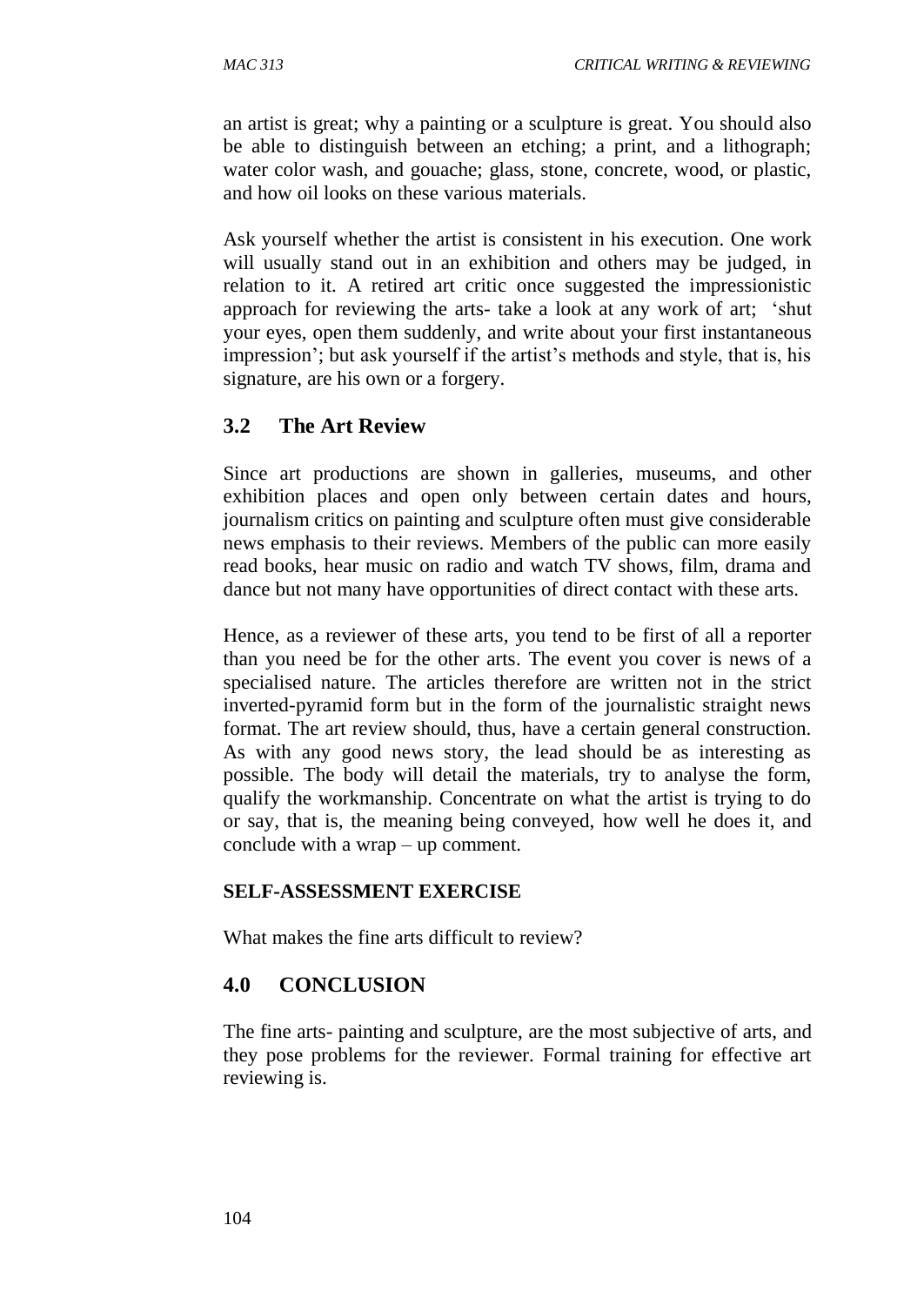an artist is great; why a painting or a sculpture is great. You should also be able to distinguish between an etching; a print, and a lithograph; water color wash, and gouache; glass, stone, concrete, wood, or plastic, and how oil looks on these various materials.

Ask yourself whether the artist is consistent in his execution. One work will usually stand out in an exhibition and others may be judged, in relation to it. A retired art critic once suggested the impressionistic approach for reviewing the arts- take a look at any work of art; 'shut your eyes, open them suddenly, and write about your first instantaneous impression'; but ask yourself if the artist's methods and style, that is, his signature, are his own or a forgery.

## 3.2 The Art Review

Since art productions are shown in galleries, museums, and other exhibition places and open only between certain dates and hours, journalism critics on painting and sculpture often must give considerable news emphasis to their reviews. Members of the public can more easily read books, hear music on radio and watch TV shows, film, drama and dance but not many have opportunities of direct contact with these arts.

Hence, as a reviewer of these arts, you tend to be first of all a reporter than you need be for the other arts. The event you cover is news of a specialised nature. The articles therefore are written not in the strict inverted-pyramid form but in the form of the journalistic straight news format. The art review should, thus, have a certain general construction. As with any good news story, the lead should be as interesting as possible. The body will detail the materials, try to analyse the form, qualify the workmanship. Concentrate on what the artist is trying to do or say, that is, the meaning being conveyed, how well he does it, and conclude with a wrap – up comment.

**SELF-ASSESSMENT EXERCISE**

What makes the fine arts difficult to review?

## 4.0 CONCLUSION

The fine arts- painting and sculpture, are the most subjective of arts, and they pose problems for the reviewer. Formal training for effective art reviewing is.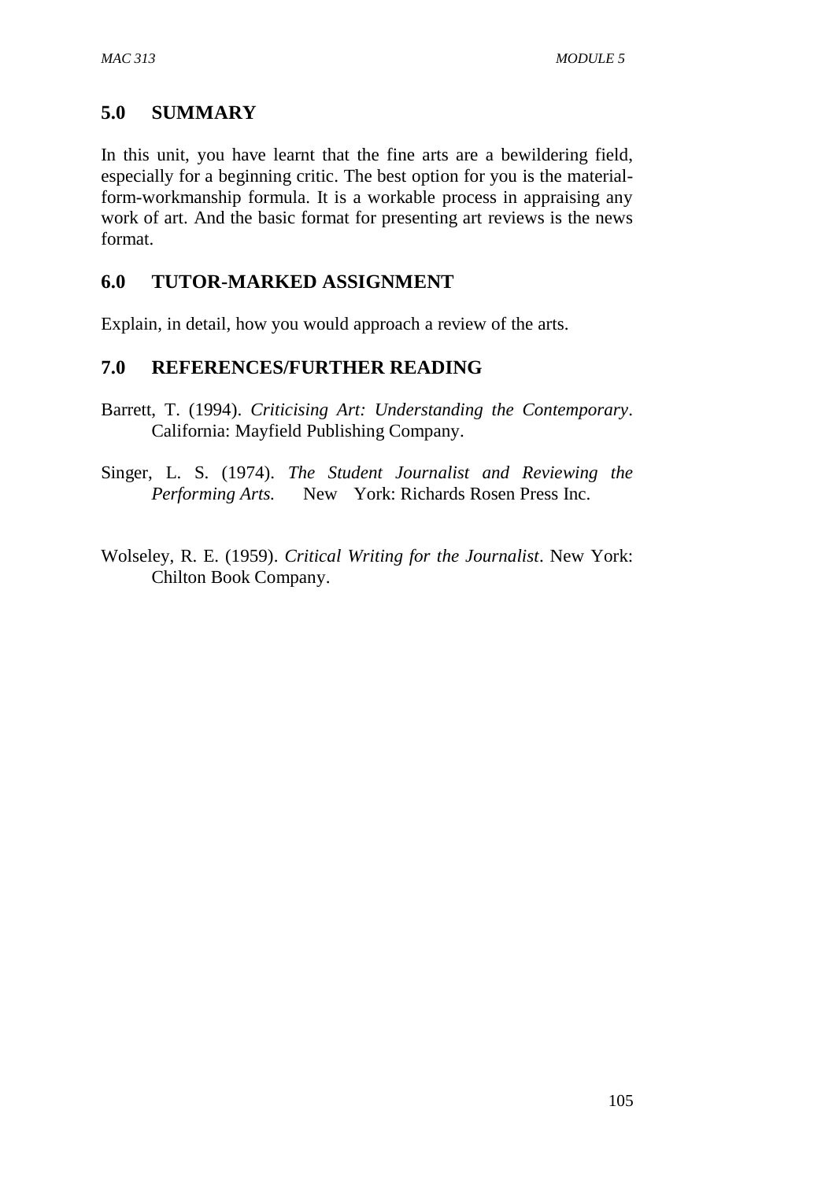## 5.0 SUMMARY

In this unit, you have learnt that the fine arts are a bewildering field, especially for a beginning critic. The best option for you is the material-form-workmanship formula. It is a workable process in appraising any work of art. And the basic format for presenting art reviews is the news format.

## 6.0 TUTOR-MARKED ASSIGNMENT

Explain, in detail, how you would approach a review of the arts.

## 7.0 REFERENCES/FURTHER READING

Barrett, T. (1994). *Criticising Art: Understanding the Contemporary*. California: Mayfield Publishing Company.

Singer, L. S. (1974). *The Student Journalist and Reviewing the Performing Arts.* New York: Richards Rosen Press Inc.

Wolseley, R. E. (1959). *Critical Writing for the Journalist*. New York: Chilton Book Company.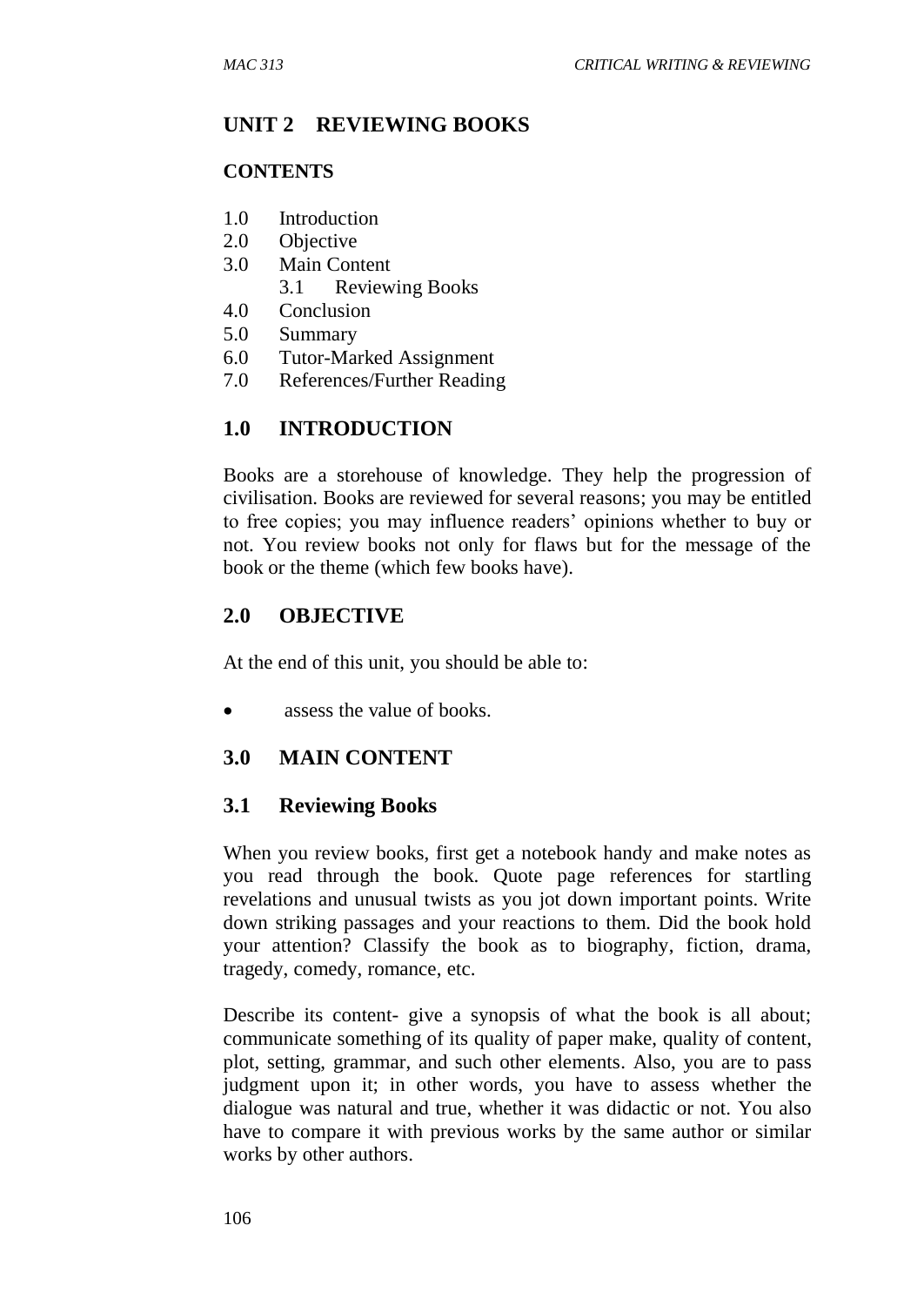## UNIT 2 REVIEWING BOOKS

**CONTENTS**

1.0 Introduction
2.0 Objective
3.0 Main Content
    3.1 Reviewing Books
4.0 Conclusion
5.0 Summary
6.0 Tutor-Marked Assignment
7.0 References/Further Reading

## 1.0 INTRODUCTION

Books are a storehouse of knowledge. They help the progression of civilisation. Books are reviewed for several reasons; you may be entitled to free copies; you may influence readers' opinions whether to buy or not. You review books not only for flaws but for the message of the book or the theme (which few books have).

## 2.0 OBJECTIVE

At the end of this unit, you should be able to:

- assess the value of books.

## 3.0 MAIN CONTENT

### 3.1 Reviewing Books

When you review books, first get a notebook handy and make notes as you read through the book. Quote page references for startling revelations and unusual twists as you jot down important points. Write down striking passages and your reactions to them. Did the book hold your attention? Classify the book as to biography, fiction, drama, tragedy, comedy, romance, etc.

Describe its content- give a synopsis of what the book is all about; communicate something of its quality of paper make, quality of content, plot, setting, grammar, and such other elements. Also, you are to pass judgment upon it; in other words, you have to assess whether the dialogue was natural and true, whether it was didactic or not. You also have to compare it with previous works by the same author or similar works by other authors.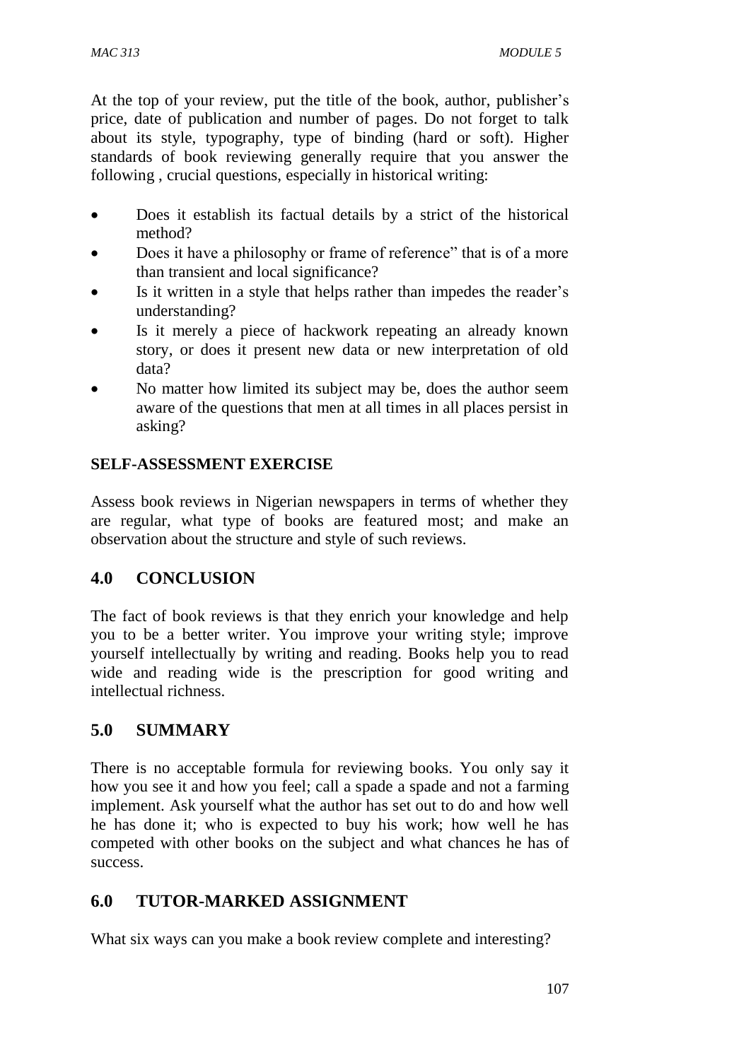At the top of your review, put the title of the book, author, publisher's price, date of publication and number of pages. Do not forget to talk about its style, typography, type of binding (hard or soft). Higher standards of book reviewing generally require that you answer the following , crucial questions, especially in historical writing:

- Does it establish its factual details by a strict of the historical method?
- Does it have a philosophy or frame of reference" that is of a more than transient and local significance?
- Is it written in a style that helps rather than impedes the reader's understanding?
- Is it merely a piece of hackwork repeating an already known story, or does it present new data or new interpretation of old data?
- No matter how limited its subject may be, does the author seem aware of the questions that men at all times in all places persist in asking?

**SELF-ASSESSMENT EXERCISE**

Assess book reviews in Nigerian newspapers in terms of whether they are regular, what type of books are featured most; and make an observation about the structure and style of such reviews.

## 4.0 CONCLUSION

The fact of book reviews is that they enrich your knowledge and help you to be a better writer. You improve your writing style; improve yourself intellectually by writing and reading. Books help you to read wide and reading wide is the prescription for good writing and intellectual richness.

## 5.0 SUMMARY

There is no acceptable formula for reviewing books. You only say it how you see it and how you feel; call a spade a spade and not a farming implement. Ask yourself what the author has set out to do and how well he has done it; who is expected to buy his work; how well he has competed with other books on the subject and what chances he has of success.

## 6.0 TUTOR-MARKED ASSIGNMENT

What six ways can you make a book review complete and interesting?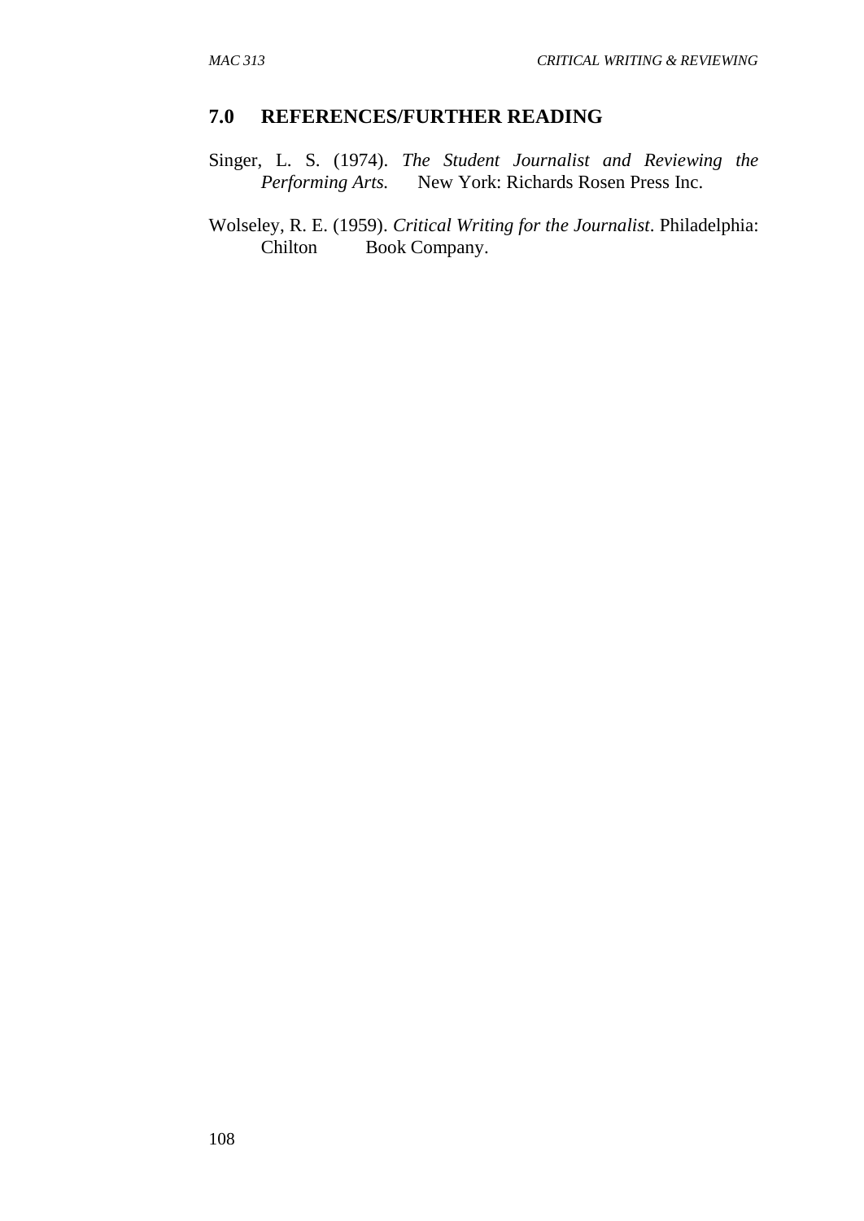## 7.0 REFERENCES/FURTHER READING

Singer, L. S. (1974). *The Student Journalist and Reviewing the Performing Arts.* New York: Richards Rosen Press Inc.

Wolseley, R. E. (1959). *Critical Writing for the Journalist*. Philadelphia: Chilton Book Company.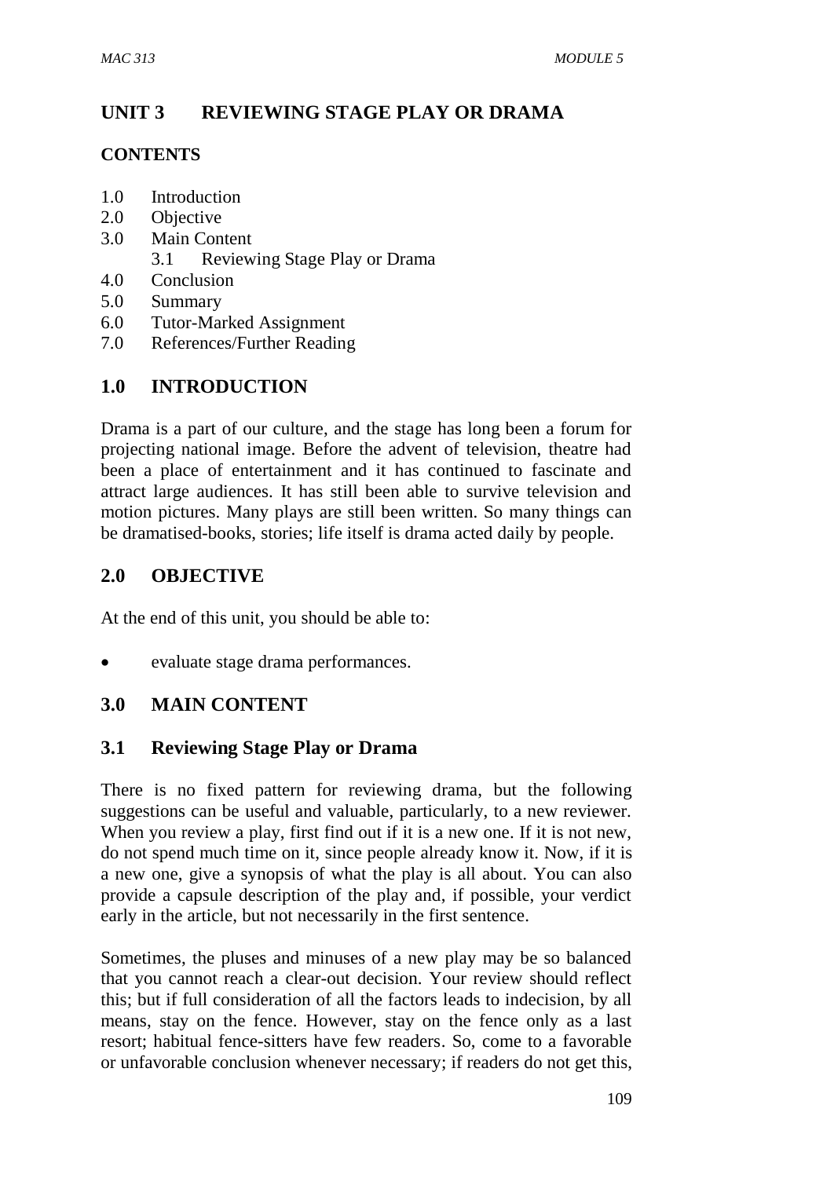# UNIT 3 REVIEWING STAGE PLAY OR DRAMA

**CONTENTS**

- 1.0 Introduction
- 2.0 Objective
- 3.0 Main Content
    - 3.1 Reviewing Stage Play or Drama
- 4.0 Conclusion
- 5.0 Summary
- 6.0 Tutor-Marked Assignment
- 7.0 References/Further Reading

## 1.0 INTRODUCTION

Drama is a part of our culture, and the stage has long been a forum for projecting national image. Before the advent of television, theatre had been a place of entertainment and it has continued to fascinate and attract large audiences. It has still been able to survive television and motion pictures. Many plays are still been written. So many things can be dramatised-books, stories; life itself is drama acted daily by people.

## 2.0 OBJECTIVE

At the end of this unit, you should be able to:

- evaluate stage drama performances.

## 3.0 MAIN CONTENT

### 3.1 Reviewing Stage Play or Drama

There is no fixed pattern for reviewing drama, but the following suggestions can be useful and valuable, particularly, to a new reviewer. When you review a play, first find out if it is a new one. If it is not new, do not spend much time on it, since people already know it. Now, if it is a new one, give a synopsis of what the play is all about. You can also provide a capsule description of the play and, if possible, your verdict early in the article, but not necessarily in the first sentence.

Sometimes, the pluses and minuses of a new play may be so balanced that you cannot reach a clear-out decision. Your review should reflect this; but if full consideration of all the factors leads to indecision, by all means, stay on the fence. However, stay on the fence only as a last resort; habitual fence-sitters have few readers. So, come to a favorable or unfavorable conclusion whenever necessary; if readers do not get this,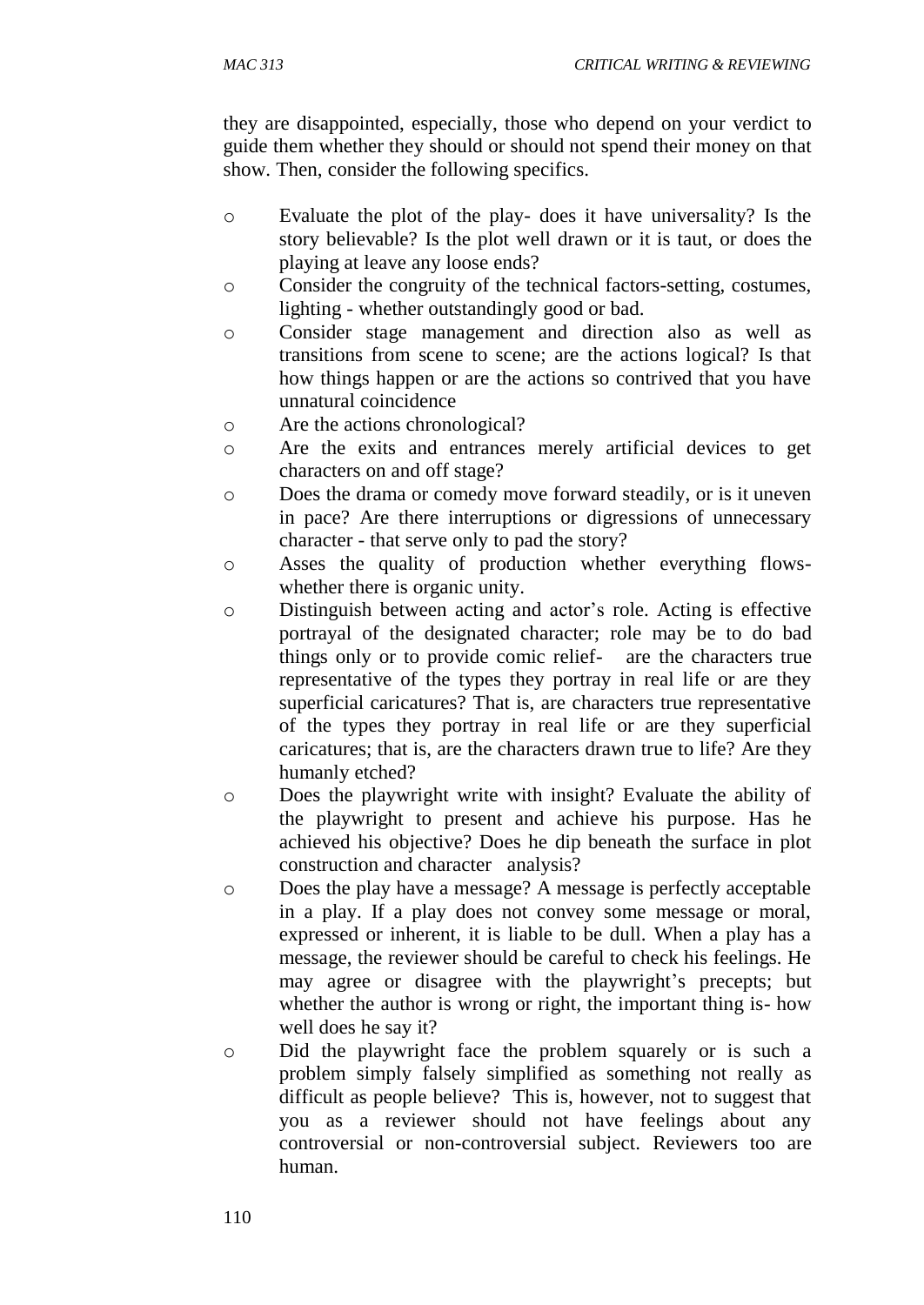they are disappointed, especially, those who depend on your verdict to guide them whether they should or should not spend their money on that show. Then, consider the following specifics.

- Evaluate the plot of the play- does it have universality? Is the story believable? Is the plot well drawn or it is taut, or does the playing at leave any loose ends?
- Consider the congruity of the technical factors-setting, costumes, lighting - whether outstandingly good or bad.
- Consider stage management and direction also as well as transitions from scene to scene; are the actions logical? Is that how things happen or are the actions so contrived that you have unnatural coincidence
- Are the actions chronological?
- Are the exits and entrances merely artificial devices to get characters on and off stage?
- Does the drama or comedy move forward steadily, or is it uneven in pace? Are there interruptions or digressions of unnecessary character - that serve only to pad the story?
- Asses the quality of production whether everything flows- whether there is organic unity.
- Distinguish between acting and actor's role. Acting is effective portrayal of the designated character; role may be to do bad things only or to provide comic relief- are the characters true representative of the types they portray in real life or are they superficial caricatures? That is, are characters true representative of the types they portray in real life or are they superficial caricatures; that is, are the characters drawn true to life? Are they humanly etched?
- Does the playwright write with insight? Evaluate the ability of the playwright to present and achieve his purpose. Has he achieved his objective? Does he dip beneath the surface in plot construction and character analysis?
- Does the play have a message? A message is perfectly acceptable in a play. If a play does not convey some message or moral, expressed or inherent, it is liable to be dull. When a play has a message, the reviewer should be careful to check his feelings. He may agree or disagree with the playwright's precepts; but whether the author is wrong or right, the important thing is- how well does he say it?
- Did the playwright face the problem squarely or is such a problem simply falsely simplified as something not really as difficult as people believe? This is, however, not to suggest that you as a reviewer should not have feelings about any controversial or non-controversial subject. Reviewers too are human.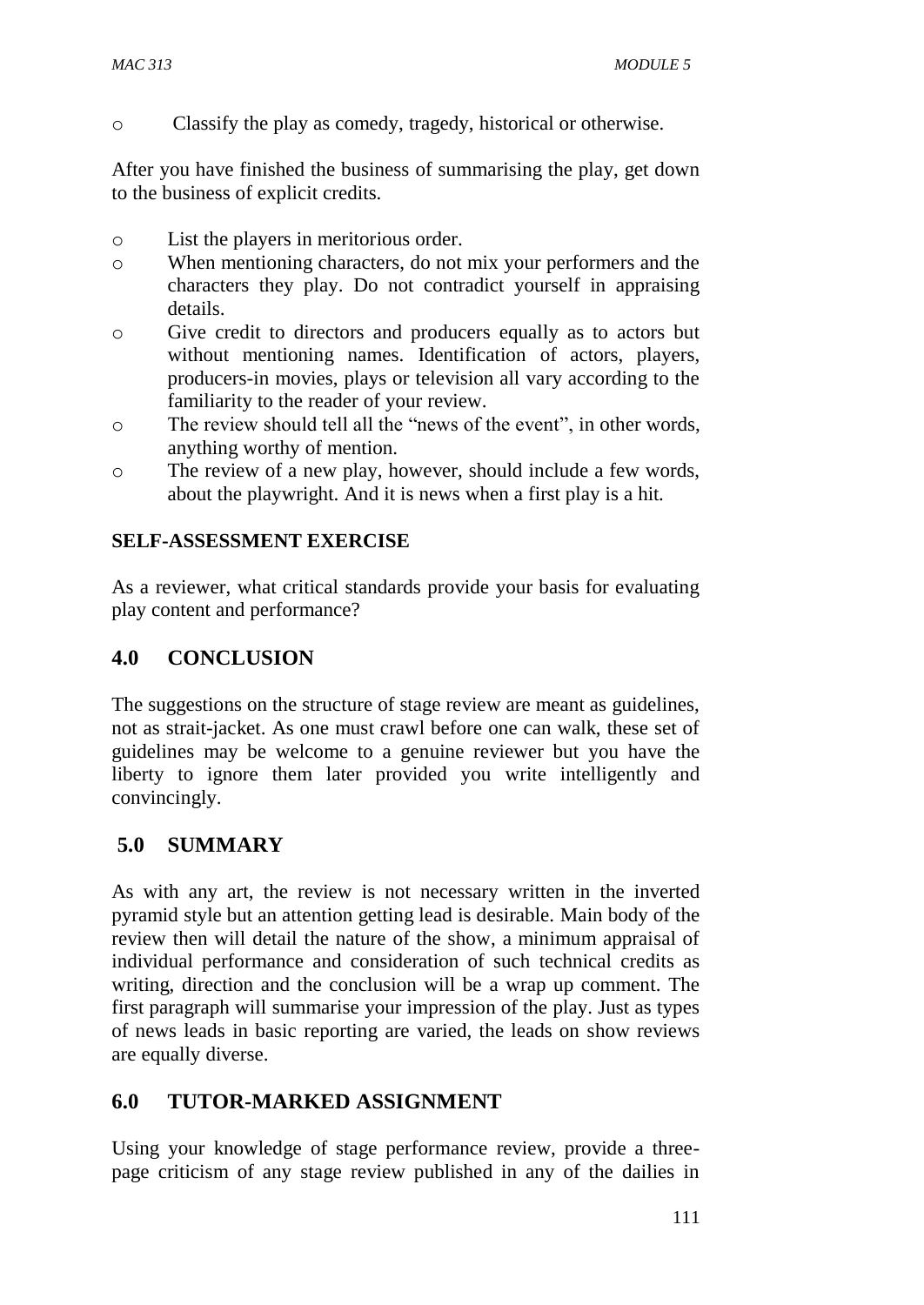- Classify the play as comedy, tragedy, historical or otherwise.

After you have finished the business of summarising the play, get down to the business of explicit credits.

- List the players in meritorious order.
- When mentioning characters, do not mix your performers and the characters they play. Do not contradict yourself in appraising details.
- Give credit to directors and producers equally as to actors but without mentioning names. Identification of actors, players, producers-in movies, plays or television all vary according to the familiarity to the reader of your review.
- The review should tell all the "news of the event", in other words, anything worthy of mention.
- The review of a new play, however, should include a few words, about the playwright. And it is news when a first play is a hit.

**SELF-ASSESSMENT EXERCISE**

As a reviewer, what critical standards provide your basis for evaluating play content and performance?

## 4.0 CONCLUSION

The suggestions on the structure of stage review are meant as guidelines, not as strait-jacket. As one must crawl before one can walk, these set of guidelines may be welcome to a genuine reviewer but you have the liberty to ignore them later provided you write intelligently and convincingly.

## 5.0 SUMMARY

As with any art, the review is not necessary written in the inverted pyramid style but an attention getting lead is desirable. Main body of the review then will detail the nature of the show, a minimum appraisal of individual performance and consideration of such technical credits as writing, direction and the conclusion will be a wrap up comment. The first paragraph will summarise your impression of the play. Just as types of news leads in basic reporting are varied, the leads on show reviews are equally diverse.

## 6.0 TUTOR-MARKED ASSIGNMENT

Using your knowledge of stage performance review, provide a three-page criticism of any stage review published in any of the dailies in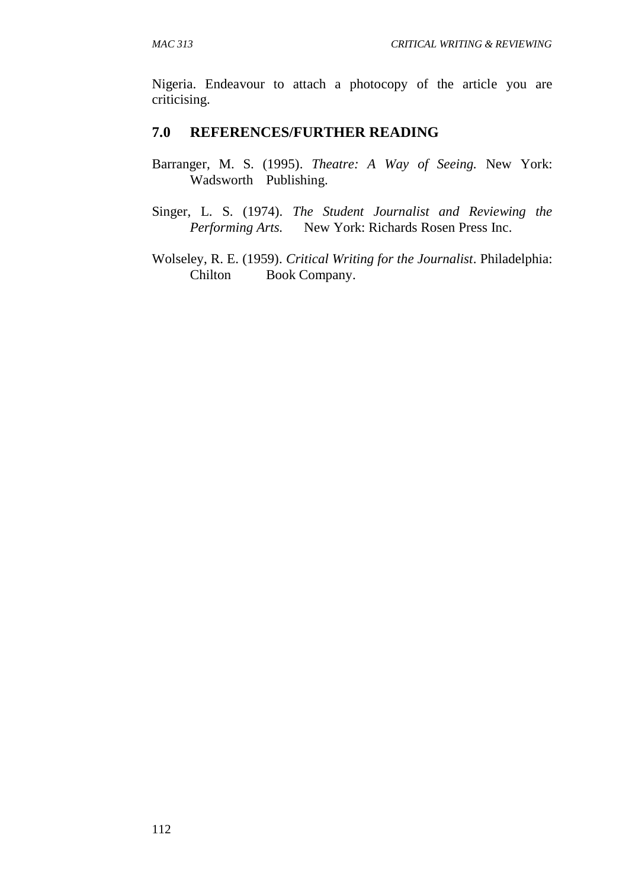Nigeria. Endeavour to attach a photocopy of the article you are criticising.

## 7.0 REFERENCES/FURTHER READING

Barranger, M. S. (1995). *Theatre: A Way of Seeing.* New York: Wadsworth Publishing.

Singer, L. S. (1974). *The Student Journalist and Reviewing the Performing Arts.* New York: Richards Rosen Press Inc.

Wolseley, R. E. (1959). *Critical Writing for the Journalist*. Philadelphia: Chilton Book Company.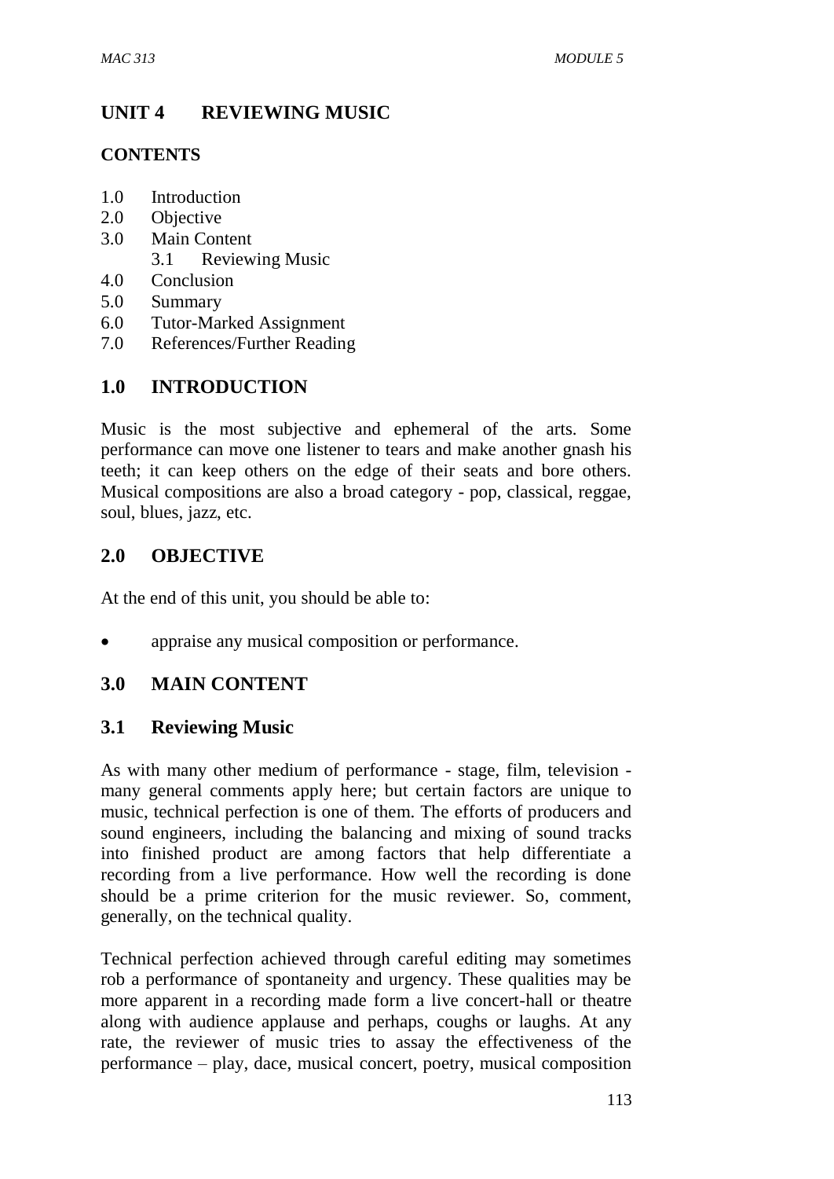# UNIT 4 REVIEWING MUSIC

## CONTENTS

1.0 Introduction
2.0 Objective
3.0 Main Content
   3.1 Reviewing Music
4.0 Conclusion
5.0 Summary
6.0 Tutor-Marked Assignment
7.0 References/Further Reading

## 1.0 INTRODUCTION

Music is the most subjective and ephemeral of the arts. Some performance can move one listener to tears and make another gnash his teeth; it can keep others on the edge of their seats and bore others. Musical compositions are also a broad category - pop, classical, reggae, soul, blues, jazz, etc.

## 2.0 OBJECTIVE

At the end of this unit, you should be able to:

- appraise any musical composition or performance.

## 3.0 MAIN CONTENT

### 3.1 Reviewing Music

As with many other medium of performance - stage, film, television - many general comments apply here; but certain factors are unique to music, technical perfection is one of them. The efforts of producers and sound engineers, including the balancing and mixing of sound tracks into finished product are among factors that help differentiate a recording from a live performance. How well the recording is done should be a prime criterion for the music reviewer. So, comment, generally, on the technical quality.

Technical perfection achieved through careful editing may sometimes rob a performance of spontaneity and urgency. These qualities may be more apparent in a recording made form a live concert-hall or theatre along with audience applause and perhaps, coughs or laughs. At any rate, the reviewer of music tries to assay the effectiveness of the performance – play, dace, musical concert, poetry, musical composition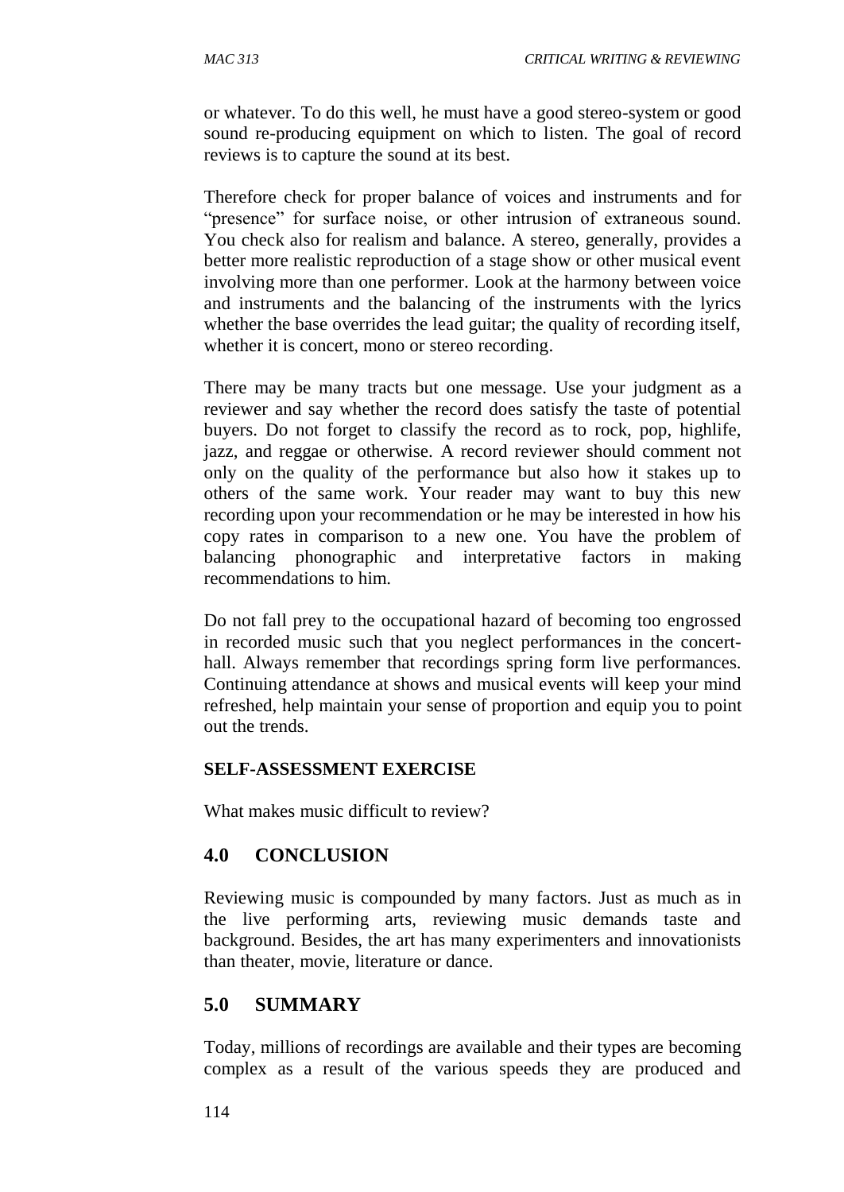or whatever. To do this well, he must have a good stereo-system or good sound re-producing equipment on which to listen. The goal of record reviews is to capture the sound at its best.

Therefore check for proper balance of voices and instruments and for "presence" for surface noise, or other intrusion of extraneous sound. You check also for realism and balance. A stereo, generally, provides a better more realistic reproduction of a stage show or other musical event involving more than one performer. Look at the harmony between voice and instruments and the balancing of the instruments with the lyrics whether the base overrides the lead guitar; the quality of recording itself, whether it is concert, mono or stereo recording.

There may be many tracts but one message. Use your judgment as a reviewer and say whether the record does satisfy the taste of potential buyers. Do not forget to classify the record as to rock, pop, highlife, jazz, and reggae or otherwise. A record reviewer should comment not only on the quality of the performance but also how it stakes up to others of the same work. Your reader may want to buy this new recording upon your recommendation or he may be interested in how his copy rates in comparison to a new one. You have the problem of balancing phonographic and interpretative factors in making recommendations to him.

Do not fall prey to the occupational hazard of becoming too engrossed in recorded music such that you neglect performances in the concert-hall. Always remember that recordings spring form live performances. Continuing attendance at shows and musical events will keep your mind refreshed, help maintain your sense of proportion and equip you to point out the trends.

**SELF-ASSESSMENT EXERCISE**

What makes music difficult to review?

## 4.0 CONCLUSION

Reviewing music is compounded by many factors. Just as much as in the live performing arts, reviewing music demands taste and background. Besides, the art has many experimenters and innovationists than theater, movie, literature or dance.

## 5.0 SUMMARY

Today, millions of recordings are available and their types are becoming complex as a result of the various speeds they are produced and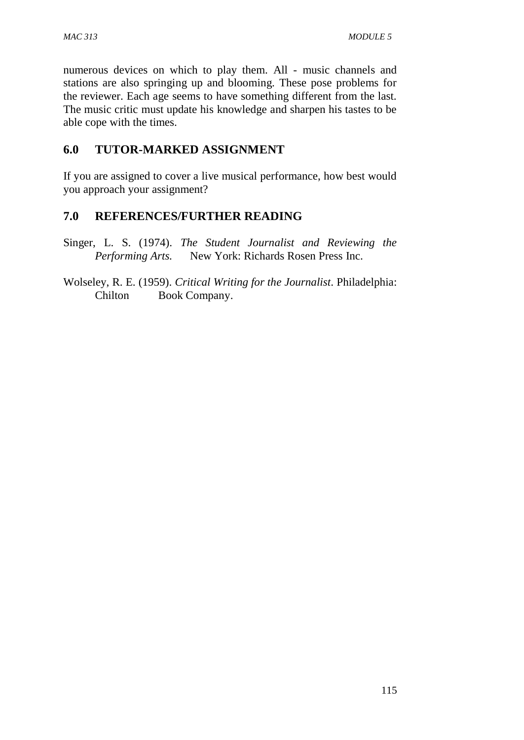numerous devices on which to play them. All - music channels and stations are also springing up and blooming. These pose problems for the reviewer. Each age seems to have something different from the last. The music critic must update his knowledge and sharpen his tastes to be able cope with the times.

## 6.0 TUTOR-MARKED ASSIGNMENT

If you are assigned to cover a live musical performance, how best would you approach your assignment?

## 7.0 REFERENCES/FURTHER READING

Singer, L. S. (1974). *The Student Journalist and Reviewing the Performing Arts.* New York: Richards Rosen Press Inc.

Wolseley, R. E. (1959). *Critical Writing for the Journalist*. Philadelphia: Chilton Book Company.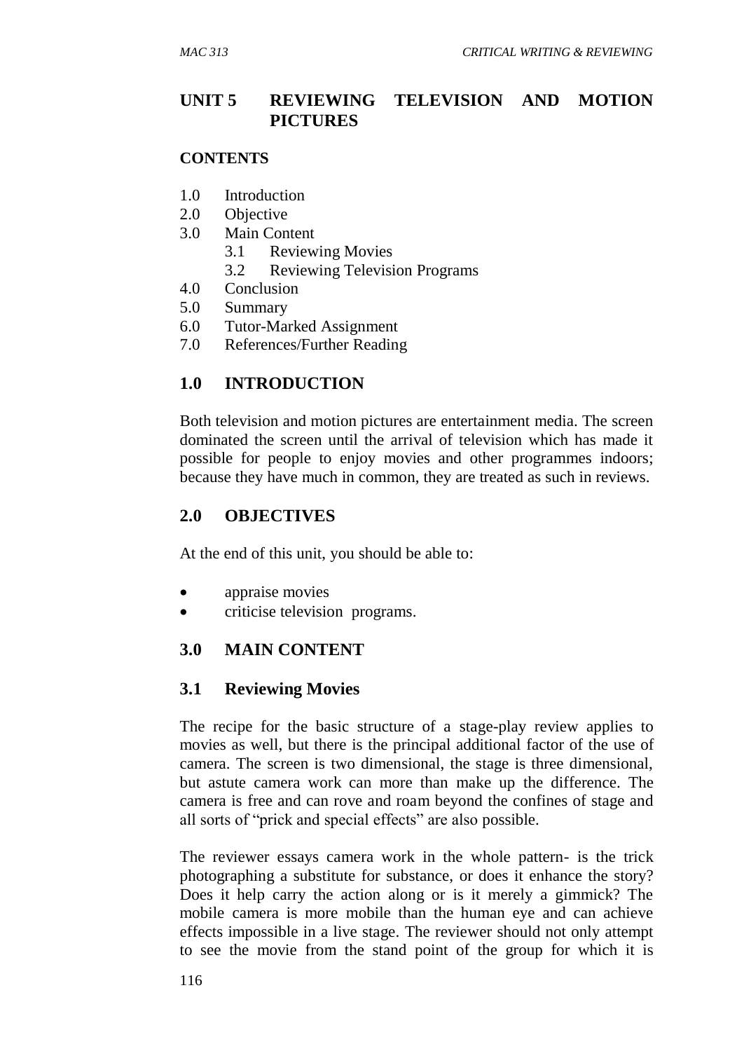## UNIT 5 REVIEWING TELEVISION AND MOTION PICTURES

**CONTENTS**

1.0 Introduction
2.0 Objective
3.0 Main Content
 3.1 Reviewing Movies
 3.2 Reviewing Television Programs
4.0 Conclusion
5.0 Summary
6.0 Tutor-Marked Assignment
7.0 References/Further Reading

## 1.0 INTRODUCTION

Both television and motion pictures are entertainment media. The screen dominated the screen until the arrival of television which has made it possible for people to enjoy movies and other programmes indoors; because they have much in common, they are treated as such in reviews.

## 2.0 OBJECTIVES

At the end of this unit, you should be able to:

- appraise movies
- criticise television programs.

## 3.0 MAIN CONTENT

### 3.1 Reviewing Movies

The recipe for the basic structure of a stage-play review applies to movies as well, but there is the principal additional factor of the use of camera. The screen is two dimensional, the stage is three dimensional, but astute camera work can more than make up the difference. The camera is free and can rove and roam beyond the confines of stage and all sorts of "prick and special effects" are also possible.

The reviewer essays camera work in the whole pattern- is the trick photographing a substitute for substance, or does it enhance the story? Does it help carry the action along or is it merely a gimmick? The mobile camera is more mobile than the human eye and can achieve effects impossible in a live stage. The reviewer should not only attempt to see the movie from the stand point of the group for which it is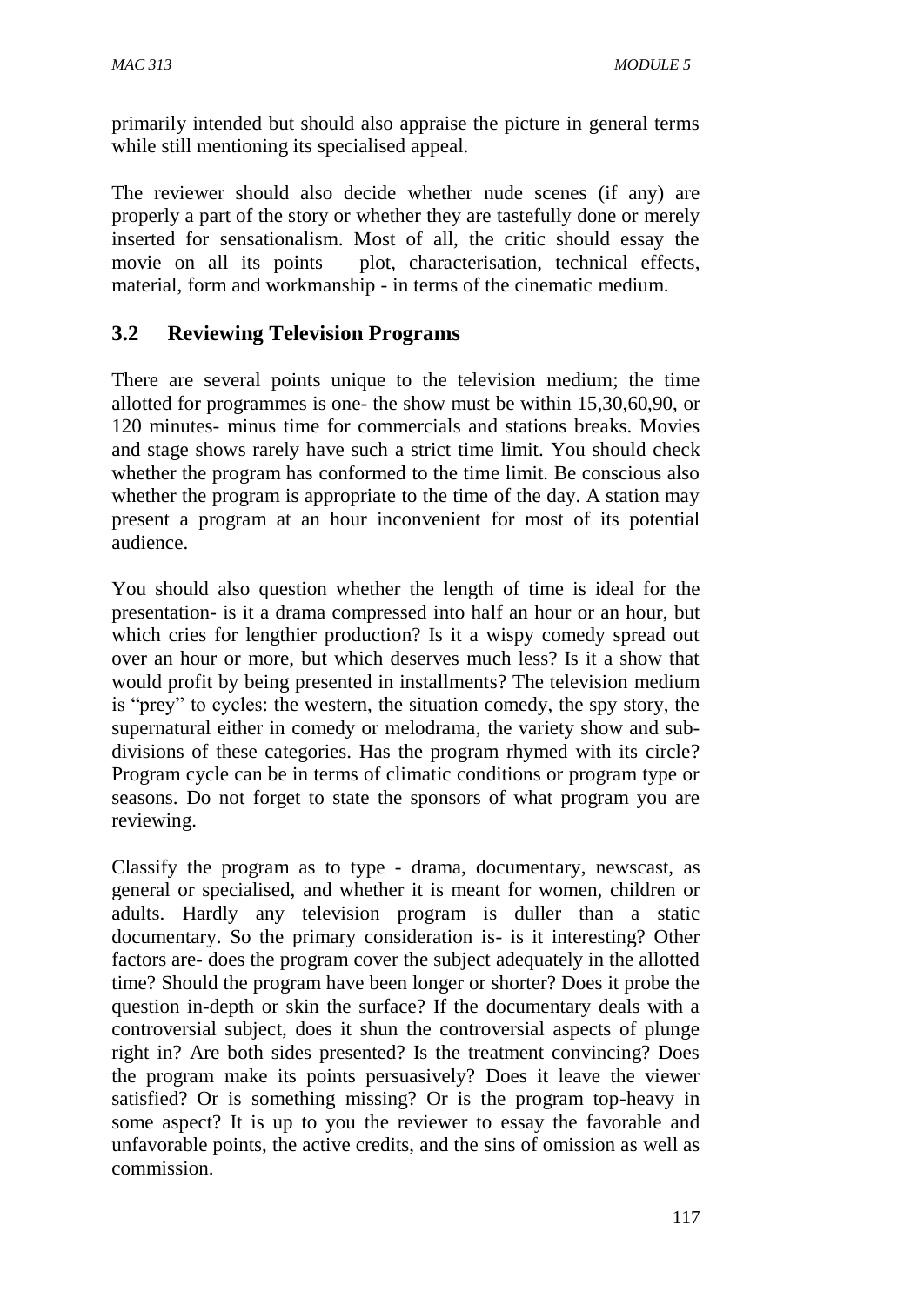primarily intended but should also appraise the picture in general terms while still mentioning its specialised appeal.

The reviewer should also decide whether nude scenes (if any) are properly a part of the story or whether they are tastefully done or merely inserted for sensationalism. Most of all, the critic should essay the movie on all its points – plot, characterisation, technical effects, material, form and workmanship - in terms of the cinematic medium.

## 3.2 Reviewing Television Programs

There are several points unique to the television medium; the time allotted for programmes is one- the show must be within 15,30,60,90, or 120 minutes- minus time for commercials and stations breaks. Movies and stage shows rarely have such a strict time limit. You should check whether the program has conformed to the time limit. Be conscious also whether the program is appropriate to the time of the day. A station may present a program at an hour inconvenient for most of its potential audience.

You should also question whether the length of time is ideal for the presentation- is it a drama compressed into half an hour or an hour, but which cries for lengthier production? Is it a wispy comedy spread out over an hour or more, but which deserves much less? Is it a show that would profit by being presented in installments? The television medium is "prey" to cycles: the western, the situation comedy, the spy story, the supernatural either in comedy or melodrama, the variety show and sub-divisions of these categories. Has the program rhymed with its circle? Program cycle can be in terms of climatic conditions or program type or seasons. Do not forget to state the sponsors of what program you are reviewing.

Classify the program as to type - drama, documentary, newscast, as general or specialised, and whether it is meant for women, children or adults. Hardly any television program is duller than a static documentary. So the primary consideration is- is it interesting? Other factors are- does the program cover the subject adequately in the allotted time? Should the program have been longer or shorter? Does it probe the question in-depth or skin the surface? If the documentary deals with a controversial subject, does it shun the controversial aspects of plunge right in? Are both sides presented? Is the treatment convincing? Does the program make its points persuasively? Does it leave the viewer satisfied? Or is something missing? Or is the program top-heavy in some aspect? It is up to you the reviewer to essay the favorable and unfavorable points, the active credits, and the sins of omission as well as commission.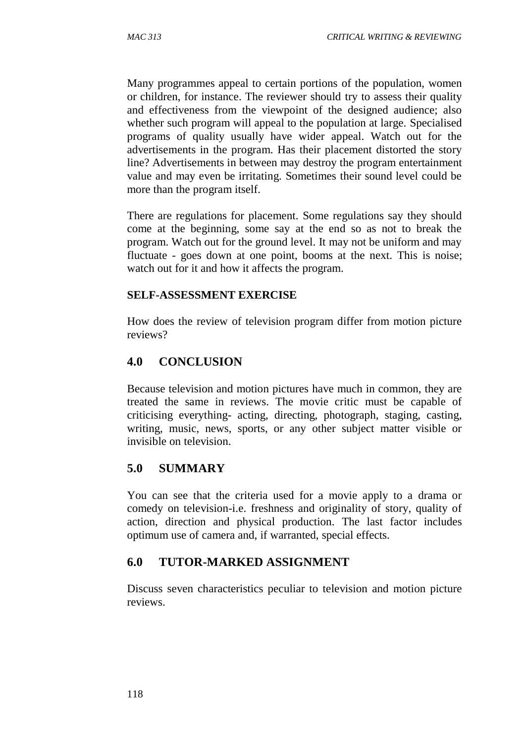Many programmes appeal to certain portions of the population, women or children, for instance. The reviewer should try to assess their quality and effectiveness from the viewpoint of the designed audience; also whether such program will appeal to the population at large. Specialised programs of quality usually have wider appeal. Watch out for the advertisements in the program. Has their placement distorted the story line? Advertisements in between may destroy the program entertainment value and may even be irritating. Sometimes their sound level could be more than the program itself.

There are regulations for placement. Some regulations say they should come at the beginning, some say at the end so as not to break the program. Watch out for the ground level. It may not be uniform and may fluctuate - goes down at one point, booms at the next. This is noise; watch out for it and how it affects the program.

**SELF-ASSESSMENT EXERCISE**

How does the review of television program differ from motion picture reviews?

## 4.0 CONCLUSION

Because television and motion pictures have much in common, they are treated the same in reviews. The movie critic must be capable of criticising everything- acting, directing, photograph, staging, casting, writing, music, news, sports, or any other subject matter visible or invisible on television.

## 5.0 SUMMARY

You can see that the criteria used for a movie apply to a drama or comedy on television-i.e. freshness and originality of story, quality of action, direction and physical production. The last factor includes optimum use of camera and, if warranted, special effects.

## 6.0 TUTOR-MARKED ASSIGNMENT

Discuss seven characteristics peculiar to television and motion picture reviews.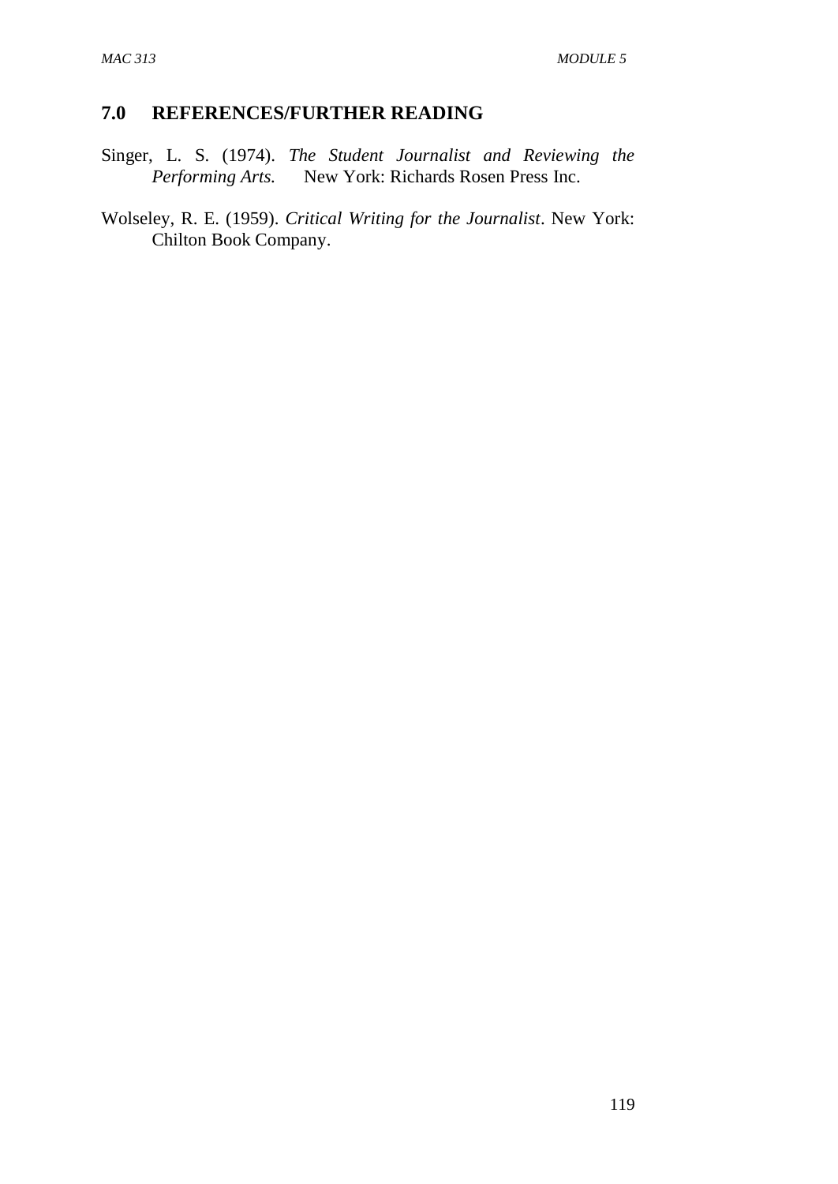## 7.0 REFERENCES/FURTHER READING

Singer, L. S. (1974). *The Student Journalist and Reviewing the Performing Arts.* New York: Richards Rosen Press Inc.

Wolseley, R. E. (1959). *Critical Writing for the Journalist*. New York: Chilton Book Company.